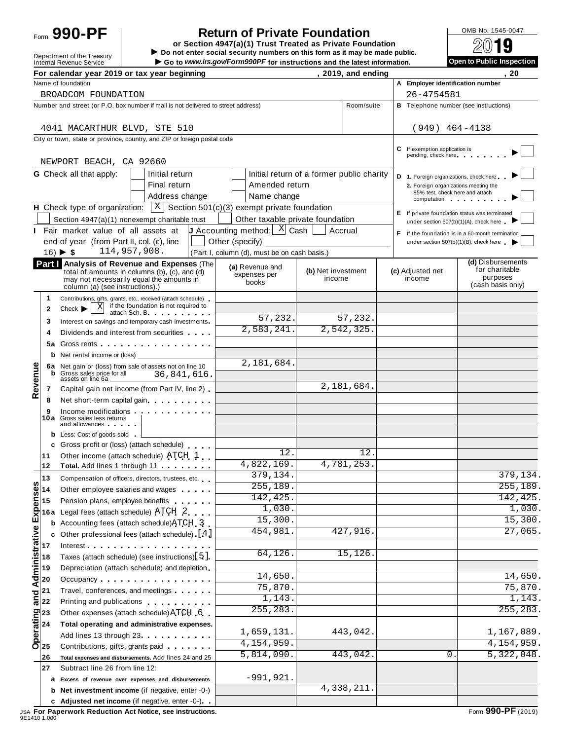Form **990-PF**

Department of the Treasury
Internal Revenue Service

# Return of Private Foundation

**or Section 4947(a)(1) Trust Treated as Private Foundation**

▶ Do not enter social security numbers on this form as it may be made public.

▶ Go to *www.irs.gov/Form990PF* for instructions and the latest information.

OMB No. 1545-0047

**2019**

**Open to Public Inspection**

**For calendar year 2019 or tax year beginning , 2019, and ending , 20**

Name of foundation: BROADCOM FOUNDATION

**A** Employer identification number: 26-4754581

Number and street (or P.O. box number if mail is not delivered to street address) / Room/suite: 4041 MACARTHUR BLVD, STE 510

**B** Telephone number (see instructions): (949) 464-4138

City or town, state or province, country, and ZIP or foreign postal code: NEWPORT BEACH, CA 92660

**C** If exemption application is pending, check here ▶ ☐

**G** Check all that apply: ☐ Initial return ☐ Initial return of a former public charity ☐ Final return ☐ Amended return ☐ Address change ☐ Name change

**D** 1. Foreign organizations, check here ▶ ☐
2. Foreign organizations meeting the 85% test, check here and attach computation ▶ ☐

**H** Check type of organization: ☒ Section 501(c)(3) exempt private foundation ☐ Section 4947(a)(1) nonexempt charitable trust ☐ Other taxable private foundation

**E** If private foundation status was terminated under section 507(b)(1)(A), check here ▶ ☐

**I** Fair market value of all assets at end of year (from Part II, col. (c), line 16) ▶ $ 114,957,908.

**J** Accounting method: ☒ Cash ☐ Accrual ☐ Other (specify) (Part I, column (d), must be on cash basis.)

**F** If the foundation is in a 60-month termination under section 507(b)(1)(B), check here ▶ ☐

## Part I Analysis of Revenue and Expenses

(The total of amounts in columns (b), (c), and (d) may not necessarily equal the amounts in column (a) (see instructions).)

| | Line | Description | (a) Revenue and expenses per books | (b) Net investment income | (c) Adjusted net income | (d) Disbursements for charitable purposes (cash basis only) |
|---|---|---|---|---|---|---|
| Revenue | 1 | Contributions, gifts, grants, etc., received (attach schedule) | | | | |
| | 2 | Check ▶ ☒ if the foundation is not required to attach Sch. B | | | | |
| | 3 | Interest on savings and temporary cash investments | 57,232. | 57,232. | | |
| | 4 | Dividends and interest from securities | 2,583,241. | 2,542,325. | | |
| | 5a | Gross rents | | | | |
| | b | Net rental income or (loss) | | | | |
| | 6a | Net gain or (loss) from sale of assets not on line 10 | 2,181,684. | | | |
| | b | Gross sales price for all assets on line 6a 36,841,616. | | | | |
| | 7 | Capital gain net income (from Part IV, line 2) | | 2,181,684. | | |
| | 8 | Net short-term capital gain | | | | |
| | 9 | Income modifications | | | | |
| | 10a | Gross sales less returns and allowances | | | | |
| | b | Less: Cost of goods sold | | | | |
| | c | Gross profit or (loss) (attach schedule) | | | | |
| | 11 | Other income (attach schedule) ATCH 1 | 12. | 12. | | |
| | 12 | **Total.** Add lines 1 through 11 | 4,822,169. | 4,781,253. | | |
| Operating and Administrative Expenses | 13 | Compensation of officers, directors, trustees, etc. | 379,134. | | | 379,134. |
| | 14 | Other employee salaries and wages | 255,189. | | | 255,189. |
| | 15 | Pension plans, employee benefits | 142,425. | | | 142,425. |
| | 16a | Legal fees (attach schedule) ATCH 2 | 1,030. | | | 1,030. |
| | b | Accounting fees (attach schedule) ATCH 3 | 15,300. | | | 15,300. |
| | c | Other professional fees (attach schedule) [4] | 454,981. | 427,916. | | 27,065. |
| | 17 | Interest | | | | |
| | 18 | Taxes (attach schedule) (see instructions) [5] | 64,126. | 15,126. | | |
| | 19 | Depreciation (attach schedule) and depletion | | | | |
| | 20 | Occupancy | 14,650. | | | 14,650. |
| | 21 | Travel, conferences, and meetings | 75,870. | | | 75,870. |
| | 22 | Printing and publications | 1,143. | | | 1,143. |
| | 23 | Other expenses (attach schedule) ATCH 6 | 255,283. | | | 255,283. |
| | 24 | **Total operating and administrative expenses.** Add lines 13 through 23 | 1,659,131. | 443,042. | | 1,167,089. |
| | 25 | Contributions, gifts, grants paid | 4,154,959. | | | 4,154,959. |
| | 26 | **Total expenses and disbursements.** Add lines 24 and 25 | 5,814,090. | 443,042. | 0. | 5,322,048. |
| | 27 | Subtract line 26 from line 12: | | | | |
| | a | **Excess of revenue over expenses and disbursements** | -991,921. | | | |
| | b | **Net investment income** (if negative, enter -0-) | | 4,338,211. | | |
| | c | **Adjusted net income** (if negative, enter -0-) | | | | |

JSA **For Paperwork Reduction Act Notice, see instructions.** 9E1410 1.000 Form **990-PF** (2019)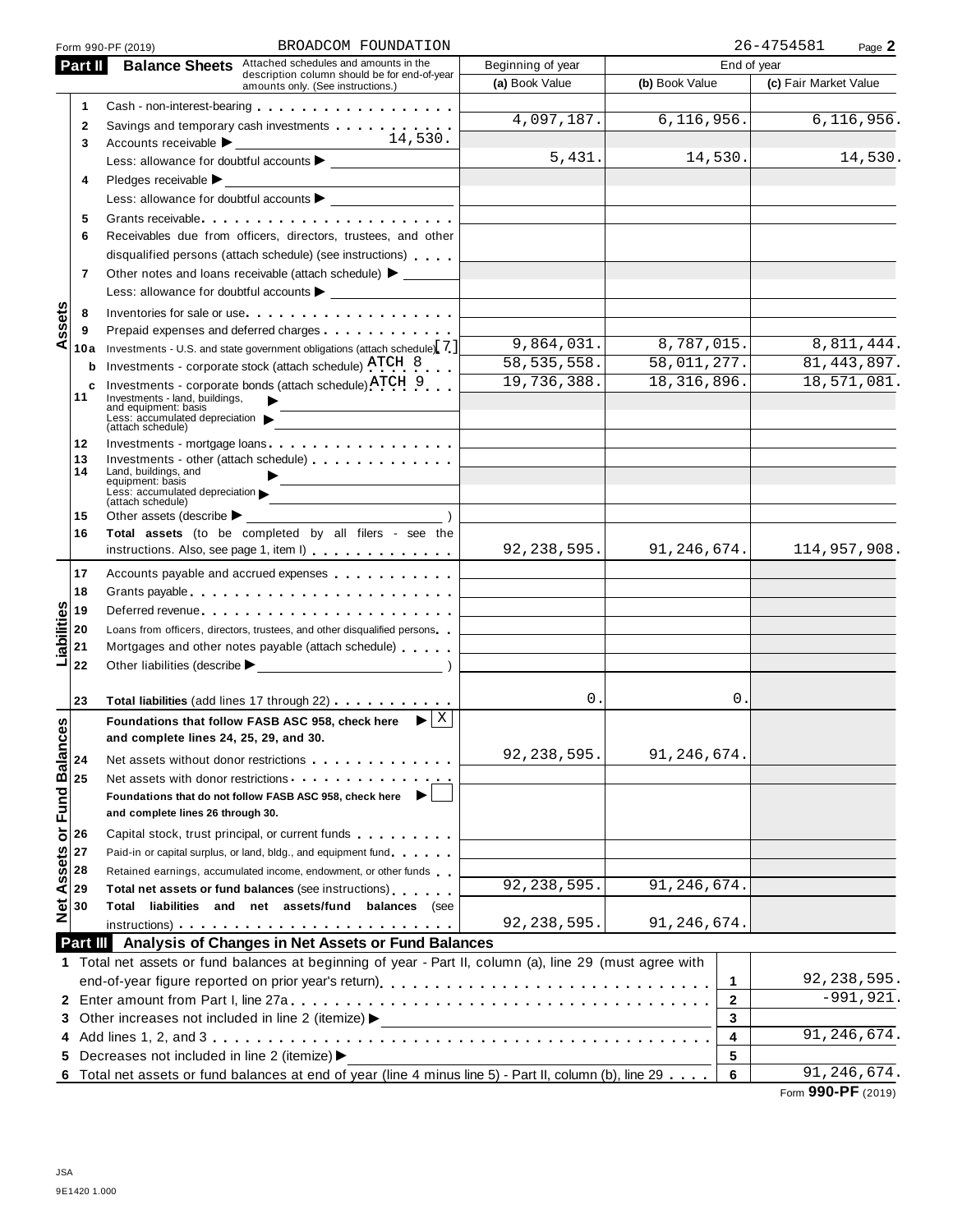Form 990-PF (2019) BROADCOM FOUNDATION 26-4754581 Page **2**

## Part II Balance Sheets

Attached schedules and amounts in the description column should be for end-of-year amounts only. (See instructions.)

| | | | Beginning of year | End of year | |
|---|---|---|---|---|---|
| | | | (a) Book Value | (b) Book Value | (c) Fair Market Value |
| Assets | 1 | Cash - non-interest-bearing | | | |
| | 2 | Savings and temporary cash investments | 4,097,187. | 6,116,956. | 6,116,956. |
| | 3 | Accounts receivable ▶ 14,530. Less: allowance for doubtful accounts ▶ | 5,431. | 14,530. | 14,530. |
| | 4 | Pledges receivable ▶ Less: allowance for doubtful accounts ▶ | | | |
| | 5 | Grants receivable | | | |
| | 6 | Receivables due from officers, directors, trustees, and other disqualified persons (attach schedule) (see instructions) | | | |
| | 7 | Other notes and loans receivable (attach schedule) ▶ Less: allowance for doubtful accounts ▶ | | | |
| | 8 | Inventories for sale or use | | | |
| | 9 | Prepaid expenses and deferred charges | | | |
| | 10a | Investments - U.S. and state government obligations (attach schedule) [7] | 9,864,031. | 8,787,015. | 8,811,444. |
| | b | Investments - corporate stock (attach schedule) ATCH 8 | 58,535,558. | 58,011,277. | 81,443,897. |
| | c | Investments - corporate bonds (attach schedule) ATCH 9 | 19,736,388. | 18,316,896. | 18,571,081. |
| | 11 | Investments - land, buildings, and equipment: basis ▶ Less: accumulated depreciation (attach schedule) ▶ | | | |
| | 12 | Investments - mortgage loans | | | |
| | 13 | Investments - other (attach schedule) | | | |
| | 14 | Land, buildings, and equipment: basis ▶ Less: accumulated depreciation (attach schedule) ▶ | | | |
| | 15 | Other assets (describe ▶ ) | | | |
| | 16 | Total assets (to be completed by all filers - see the instructions. Also, see page 1, item I) | 92,238,595. | 91,246,674. | 114,957,908. |
| Liabilities | 17 | Accounts payable and accrued expenses | | | |
| | 18 | Grants payable | | | |
| | 19 | Deferred revenue | | | |
| | 20 | Loans from officers, directors, trustees, and other disqualified persons | | | |
| | 21 | Mortgages and other notes payable (attach schedule) | | | |
| | 22 | Other liabilities (describe ▶ ) | | | |
| | 23 | Total liabilities (add lines 17 through 22) | 0. | 0. | |
| Net Assets or Fund Balances | | Foundations that follow FASB ASC 958, check here ▶ [X] and complete lines 24, 25, 29, and 30. | | | |
| | 24 | Net assets without donor restrictions | 92,238,595. | 91,246,674. | |
| | 25 | Net assets with donor restrictions | | | |
| | | Foundations that do not follow FASB ASC 958, check here ▶ [ ] and complete lines 26 through 30. | | | |
| | 26 | Capital stock, trust principal, or current funds | | | |
| | 27 | Paid-in or capital surplus, or land, bldg., and equipment fund | | | |
| | 28 | Retained earnings, accumulated income, endowment, or other funds | | | |
| | 29 | Total net assets or fund balances (see instructions) | 92,238,595. | 91,246,674. | |
| | 30 | Total liabilities and net assets/fund balances (see instructions) | 92,238,595. | 91,246,674. | |

## Part III Analysis of Changes in Net Assets or Fund Balances

| | | | |
|---|---|---|---|
| 1 | Total net assets or fund balances at beginning of year - Part II, column (a), line 29 (must agree with end-of-year figure reported on prior year's return) | 1 | 92,238,595. |
| 2 | Enter amount from Part I, line 27a | 2 | -991,921. |
| 3 | Other increases not included in line 2 (itemize) ▶ | 3 | |
| 4 | Add lines 1, 2, and 3 | 4 | 91,246,674. |
| 5 | Decreases not included in line 2 (itemize) ▶ | 5 | |
| 6 | Total net assets or fund balances at end of year (line 4 minus line 5) - Part II, column (b), line 29 | 6 | 91,246,674. |

Form **990-PF** (2019)

JSA
9E1420 1.000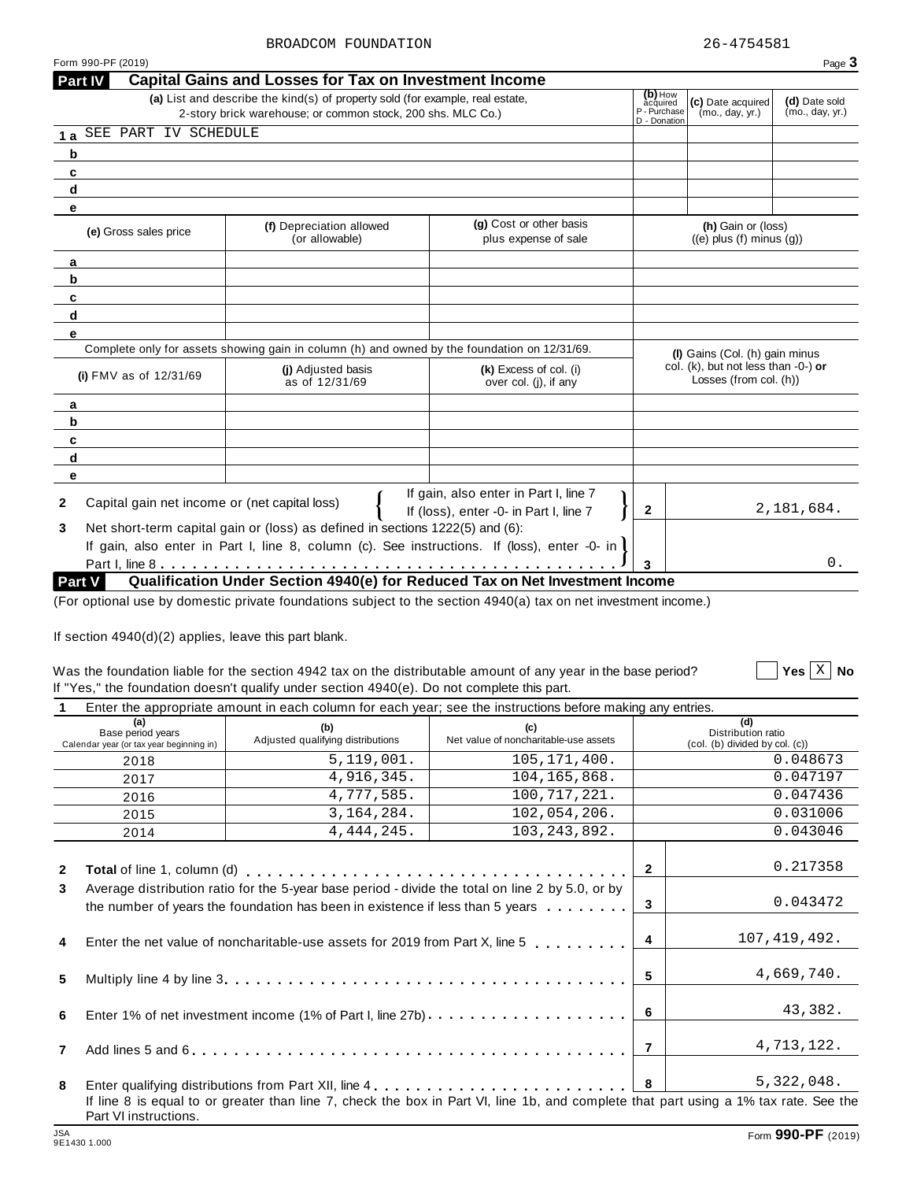BROADCOM FOUNDATION 26-4754581

Form 990-PF (2019)

## Part IV Capital Gains and Losses for Tax on Investment Income

| | (a) List and describe the kind(s) of property sold (for example, real estate, 2-story brick warehouse; or common stock, 200 shs. MLC Co.) | (b) How acquired P - Purchase D - Donation | (c) Date acquired (mo., day, yr.) | (d) Date sold (mo., day, yr.) |
|---|---|---|---|---|
| 1 a | SEE PART IV SCHEDULE | | | |
| b | | | | |
| c | | | | |
| d | | | | |
| e | | | | |

| | (e) Gross sales price | (f) Depreciation allowed (or allowable) | (g) Cost or other basis plus expense of sale | (h) Gain or (loss) ((e) plus (f) minus (g)) |
|---|---|---|---|---|
| a | | | | |
| b | | | | |
| c | | | | |
| d | | | | |
| e | | | | |

Complete only for assets showing gain in column (h) and owned by the foundation on 12/31/69.

| | (i) FMV as of 12/31/69 | (j) Adjusted basis as of 12/31/69 | (k) Excess of col. (i) over col. (j), if any | (l) Gains (Col. (h) gain minus col. (k), but not less than -0-) or Losses (from col. (h)) |
|---|---|---|---|---|
| a | | | | |
| b | | | | |
| c | | | | |
| d | | | | |
| e | | | | |

| | | | |
|---|---|---|---|
| 2 | Capital gain net income or (net capital loss) { If gain, also enter in Part I, line 7 / If (loss), enter -0- in Part I, line 7 } | 2 | 2,181,684. |
| 3 | Net short-term capital gain or (loss) as defined in sections 1222(5) and (6): If gain, also enter in Part I, line 8, column (c). See instructions. If (loss), enter -0- in Part I, line 8 | 3 | 0. |

## Part V Qualification Under Section 4940(e) for Reduced Tax on Net Investment Income

(For optional use by domestic private foundations subject to the section 4940(a) tax on net investment income.)

If section 4940(d)(2) applies, leave this part blank.

Was the foundation liable for the section 4942 tax on the distributable amount of any year in the base period? ☐ Yes ☒ No
If "Yes," the foundation doesn't qualify under section 4940(e). Do not complete this part.

**1** Enter the appropriate amount in each column for each year; see the instructions before making any entries.

| (a) Base period years Calendar year (or tax year beginning in) | (b) Adjusted qualifying distributions | (c) Net value of noncharitable-use assets | (d) Distribution ratio (col. (b) divided by col. (c)) |
|---|---|---|---|
| 2018 | 5,119,001. | 105,171,400. | 0.048673 |
| 2017 | 4,916,345. | 104,165,868. | 0.047197 |
| 2016 | 4,777,585. | 100,717,221. | 0.047436 |
| 2015 | 3,164,284. | 102,054,206. | 0.031006 |
| 2014 | 4,444,245. | 103,243,892. | 0.043046 |

| | | | |
|---|---|---|---|
| 2 | **Total** of line 1, column (d) | 2 | 0.217358 |
| 3 | Average distribution ratio for the 5-year base period - divide the total on line 2 by 5.0, or by the number of years the foundation has been in existence if less than 5 years | 3 | 0.043472 |
| 4 | Enter the net value of noncharitable-use assets for 2019 from Part X, line 5 | 4 | 107,419,492. |
| 5 | Multiply line 4 by line 3 | 5 | 4,669,740. |
| 6 | Enter 1% of net investment income (1% of Part I, line 27b) | 6 | 43,382. |
| 7 | Add lines 5 and 6 | 7 | 4,713,122. |
| 8 | Enter qualifying distributions from Part XII, line 4 | 8 | 5,322,048. |

If line 8 is equal to or greater than line 7, check the box in Part VI, line 1b, and complete that part using a 1% tax rate. See the Part VI instructions.

JSA 9E1430 1.000 Form **990-PF** (2019)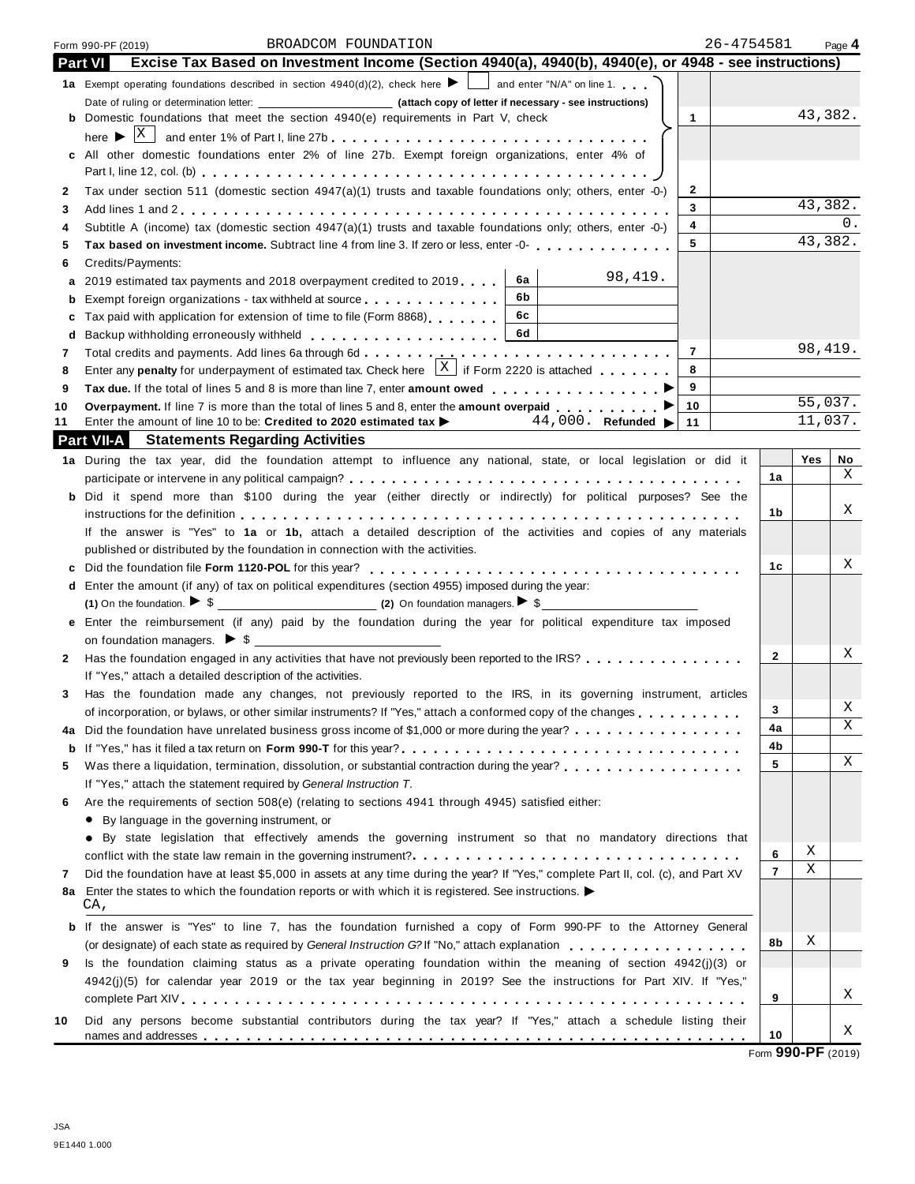Form 990-PF (2019) BROADCOM FOUNDATION 26-4754581

## Part VI Excise Tax Based on Investment Income (Section 4940(a), 4940(b), 4940(e), or 4948 - see instructions)

| | | | |
|---|---|---|---|
| **1a** | Exempt operating foundations described in section 4940(d)(2), check here ▶ ☐ and enter "N/A" on line 1. Date of ruling or determination letter: ______ (attach copy of letter if necessary - see instructions) | | |
| **b** | Domestic foundations that meet the section 4940(e) requirements in Part V, check here ▶ ☒ and enter 1% of Part I, line 27b | 1 | 43,382. |
| **c** | All other domestic foundations enter 2% of line 27b. Exempt foreign organizations, enter 4% of Part I, line 12, col. (b) | | |
| **2** | Tax under section 511 (domestic section 4947(a)(1) trusts and taxable foundations only; others, enter -0-) | 2 | |
| **3** | Add lines 1 and 2 | 3 | 43,382. |
| **4** | Subtitle A (income) tax (domestic section 4947(a)(1) trusts and taxable foundations only; others, enter -0-) | 4 | 0. |
| **5** | **Tax based on investment income.** Subtract line 4 from line 3. If zero or less, enter -0- | 5 | 43,382. |
| **6** | Credits/Payments: | | |
| **a** | 2019 estimated tax payments and 2018 overpayment credited to 2019 — 6a: 98,419. | | |
| **b** | Exempt foreign organizations - tax withheld at source — 6b | | |
| **c** | Tax paid with application for extension of time to file (Form 8868) — 6c | | |
| **d** | Backup withholding erroneously withheld — 6d | | |
| **7** | Total credits and payments. Add lines 6a through 6d | 7 | 98,419. |
| **8** | Enter any **penalty** for underpayment of estimated tax. Check here ☒ if Form 2220 is attached | 8 | |
| **9** | **Tax due.** If the total of lines 5 and 8 is more than line 7, enter **amount owed** ▶ | 9 | |
| **10** | **Overpayment.** If line 7 is more than the total of lines 5 and 8, enter the **amount overpaid** ▶ | 10 | 55,037. |
| **11** | Enter the amount of line 10 to be: **Credited to 2020 estimated tax** ▶ 44,000. **Refunded** ▶ | 11 | 11,037. |

## Part VII-A Statements Regarding Activities

| | | | Yes | No |
|---|---|---|---|---|
| **1a** | During the tax year, did the foundation attempt to influence any national, state, or local legislation or did it participate or intervene in any political campaign? | 1a | | X |
| **b** | Did it spend more than $100 during the year (either directly or indirectly) for political purposes? See the instructions for the definition | 1b | | X |
| | If the answer is "Yes" to **1a** or **1b,** attach a detailed description of the activities and copies of any materials published or distributed by the foundation in connection with the activities. | | | |
| **c** | Did the foundation file **Form 1120-POL** for this year? | 1c | | X |
| **d** | Enter the amount (if any) of tax on political expenditures (section 4955) imposed during the year: (1) On the foundation. ▶ $ ______ (2) On foundation managers. ▶ $ ______ | | | |
| **e** | Enter the reimbursement (if any) paid by the foundation during the year for political expenditure tax imposed on foundation managers. ▶ $ ______ | | | |
| **2** | Has the foundation engaged in any activities that have not previously been reported to the IRS? If "Yes," attach a detailed description of the activities. | 2 | | X |
| **3** | Has the foundation made any changes, not previously reported to the IRS, in its governing instrument, articles of incorporation, or bylaws, or other similar instruments? If "Yes," attach a conformed copy of the changes | 3 | | X |
| **4a** | Did the foundation have unrelated business gross income of $1,000 or more during the year? | 4a | | X |
| **b** | If "Yes," has it filed a tax return on **Form 990-T** for this year? | 4b | | |
| **5** | Was there a liquidation, termination, dissolution, or substantial contraction during the year? If "Yes," attach the statement required by *General Instruction T*. | 5 | | X |
| **6** | Are the requirements of section 508(e) (relating to sections 4941 through 4945) satisfied either: • By language in the governing instrument, or • By state legislation that effectively amends the governing instrument so that no mandatory directions that conflict with the state law remain in the governing instrument? | 6 | X | |
| **7** | Did the foundation have at least $5,000 in assets at any time during the year? If "Yes," complete Part II, col. (c), and Part XV | 7 | X | |
| **8a** | Enter the states to which the foundation reports or with which it is registered. See instructions. ▶ CA, | | | |
| **b** | If the answer is "Yes" to line 7, has the foundation furnished a copy of Form 990-PF to the Attorney General (or designate) of each state as required by *General Instruction G?* If "No," attach explanation | 8b | X | |
| **9** | Is the foundation claiming status as a private operating foundation within the meaning of section 4942(j)(3) or 4942(j)(5) for calendar year 2019 or the tax year beginning in 2019? See the instructions for Part XIV. If "Yes," complete Part XIV | 9 | | X |
| **10** | Did any persons become substantial contributors during the tax year? If "Yes," attach a schedule listing their names and addresses | 10 | | X |

Form **990-PF** (2019)

JSA
9E1440 1.000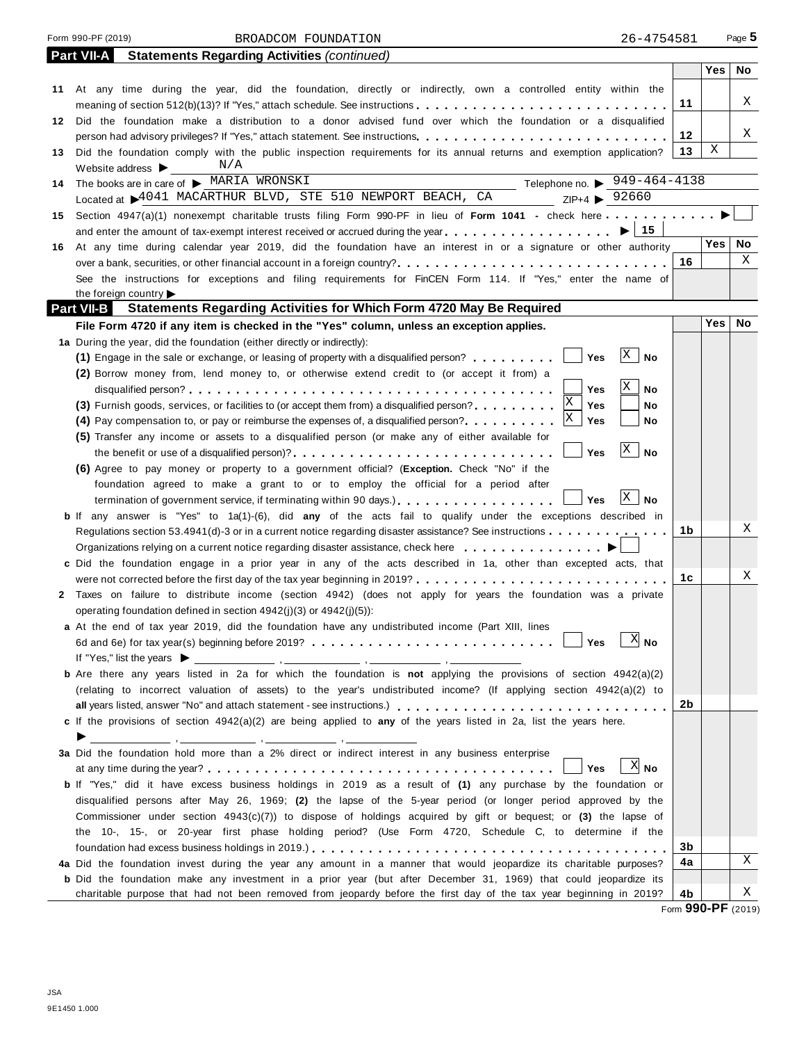Form 990-PF (2019) BROADCOM FOUNDATION 26-4754581

## Part VII-A Statements Regarding Activities *(continued)*

| | | | Yes | No |
|---|---|---|---|---|
| 11 | At any time during the year, did the foundation, directly or indirectly, own a controlled entity within the meaning of section 512(b)(13)? If "Yes," attach schedule. See instructions | 11 | | X |
| 12 | Did the foundation make a distribution to a donor advised fund over which the foundation or a disqualified person had advisory privileges? If "Yes," attach statement. See instructions | 12 | | X |
| 13 | Did the foundation comply with the public inspection requirements for its annual returns and exemption application? | 13 | X | |

Website address ▶ N/A

14 The books are in care of ▶ MARIA WRONSKI Telephone no. ▶ 949-464-4138

Located at ▶ 4041 MACARTHUR BLVD, STE 510 NEWPORT BEACH, CA ZIP+4 ▶ 92660

15 Section 4947(a)(1) nonexempt charitable trusts filing Form 990-PF in lieu of **Form 1041** - check here ▶ ☐
and enter the amount of tax-exempt interest received or accrued during the year ▶ | 15 |

| | | | Yes | No |
|---|---|---|---|---|
| 16 | At any time during calendar year 2019, did the foundation have an interest in or a signature or other authority over a bank, securities, or other financial account in a foreign country? | 16 | | X |

See the instructions for exceptions and filing requirements for FinCEN Form 114. If "Yes," enter the name of the foreign country ▶

## Part VII-B Statements Regarding Activities for Which Form 4720 May Be Required

**File Form 4720 if any item is checked in the "Yes" column, unless an exception applies.**

| | | | Yes | No |
|---|---|---|---|---|
| 1a | During the year, did the foundation (either directly or indirectly): | | | |
| | **(1)** Engage in the sale or exchange, or leasing of property with a disqualified person? ☐ Yes ☒ No | | | |
| | **(2)** Borrow money from, lend money to, or otherwise extend credit to (or accept it from) a disqualified person? ☐ Yes ☒ No | | | |
| | **(3)** Furnish goods, services, or facilities to (or accept them from) a disqualified person? ☒ Yes ☐ No | | | |
| | **(4)** Pay compensation to, or pay or reimburse the expenses of, a disqualified person? ☒ Yes ☐ No | | | |
| | **(5)** Transfer any income or assets to a disqualified person (or make any of either available for the benefit or use of a disqualified person)? ☐ Yes ☒ No | | | |
| | **(6)** Agree to pay money or property to a government official? (**Exception.** Check "No" if the foundation agreed to make a grant to or to employ the official for a period after termination of government service, if terminating within 90 days.) ☐ Yes ☒ No | | | |
| b | If any answer is "Yes" to 1a(1)-(6), did **any** of the acts fail to qualify under the exceptions described in Regulations section 53.4941(d)-3 or in a current notice regarding disaster assistance? See instructions | 1b | | X |
| | Organizations relying on a current notice regarding disaster assistance, check here ▶ ☐ | | | |
| c | Did the foundation engage in a prior year in any of the acts described in 1a, other than excepted acts, that were not corrected before the first day of the tax year beginning in 2019? | 1c | | X |
| 2 | Taxes on failure to distribute income (section 4942) (does not apply for years the foundation was a private operating foundation defined in section 4942(j)(3) or 4942(j)(5)): | | | |
| a | At the end of tax year 2019, did the foundation have any undistributed income (Part XIII, lines 6d and 6e) for tax year(s) beginning before 2019? ☐ Yes ☒ No | | | |
| | If "Yes," list the years ▶ ______, ______, ______, ______ | | | |
| b | Are there any years listed in 2a for which the foundation is **not** applying the provisions of section 4942(a)(2) (relating to incorrect valuation of assets) to the year's undistributed income? (If applying section 4942(a)(2) to **all** years listed, answer "No" and attach statement - see instructions.) | 2b | | |
| c | If the provisions of section 4942(a)(2) are being applied to **any** of the years listed in 2a, list the years here. ▶ ______, ______, ______, ______ | | | |
| 3a | Did the foundation hold more than a 2% direct or indirect interest in any business enterprise at any time during the year? ☐ Yes ☒ No | | | |
| b | If "Yes," did it have excess business holdings in 2019 as a result of **(1)** any purchase by the foundation or disqualified persons after May 26, 1969; **(2)** the lapse of the 5-year period (or longer period approved by the Commissioner under section 4943(c)(7)) to dispose of holdings acquired by gift or bequest; or **(3)** the lapse of the 10-, 15-, or 20-year first phase holding period? (Use Form 4720, Schedule C, to determine if the foundation had excess business holdings in 2019.) | 3b | | |
| 4a | Did the foundation invest during the year any amount in a manner that would jeopardize its charitable purposes? | 4a | | X |
| b | Did the foundation make any investment in a prior year (but after December 31, 1969) that could jeopardize its charitable purpose that had not been removed from jeopardy before the first day of the tax year beginning in 2019? | 4b | | X |

Form **990-PF** (2019)

JSA
9E1450 1.000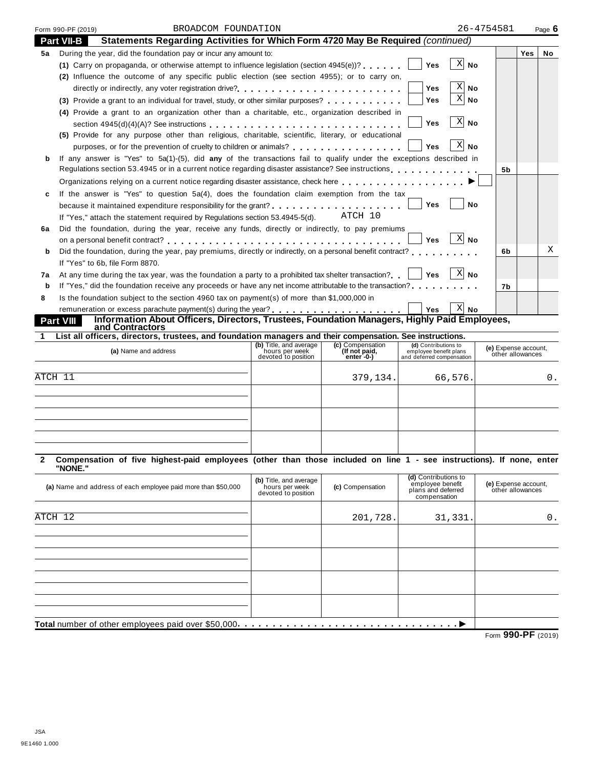Form 990-PF (2019) BROADCOM FOUNDATION 26-4754581

## Part VII-B Statements Regarding Activities for Which Form 4720 May Be Required *(continued)*

| | | | Yes | No |
|---|---|---|---|---|
| **5a** | During the year, did the foundation pay or incur any amount to: | | | |
| | **(1)** Carry on propaganda, or otherwise attempt to influence legislation (section 4945(e))? ☐ Yes ☒ No | | | |
| | **(2)** Influence the outcome of any specific public election (see section 4955); or to carry on, directly or indirectly, any voter registration drive? ☐ Yes ☒ No | | | |
| | **(3)** Provide a grant to an individual for travel, study, or other similar purposes? ☐ Yes ☒ No | | | |
| | **(4)** Provide a grant to an organization other than a charitable, etc., organization described in section 4945(d)(4)(A)? See instructions ☐ Yes ☒ No | | | |
| | **(5)** Provide for any purpose other than religious, charitable, scientific, literary, or educational purposes, or for the prevention of cruelty to children or animals? ☐ Yes ☒ No | | | |
| **b** | If any answer is "Yes" to 5a(1)-(5), did **any** of the transactions fail to qualify under the exceptions described in Regulations section 53.4945 or in a current notice regarding disaster assistance? See instructions | 5b | | |
| | Organizations relying on a current notice regarding disaster assistance, check here ▶ ☐ | | | |
| **c** | If the answer is "Yes" to question 5a(4), does the foundation claim exemption from the tax because it maintained expenditure responsibility for the grant? ☐ Yes ☐ No<br>If "Yes," attach the statement required by Regulations section 53.4945-5(d). ATCH 10 | | | |
| **6a** | Did the foundation, during the year, receive any funds, directly or indirectly, to pay premiums on a personal benefit contract? ☐ Yes ☒ No | | | |
| **b** | Did the foundation, during the year, pay premiums, directly or indirectly, on a personal benefit contract? | 6b | | X |
| | If "Yes" to 6b, file Form 8870. | | | |
| **7a** | At any time during the tax year, was the foundation a party to a prohibited tax shelter transaction? ☐ Yes ☒ No | | | |
| **b** | If "Yes," did the foundation receive any proceeds or have any net income attributable to the transaction? | 7b | | |
| **8** | Is the foundation subject to the section 4960 tax on payment(s) of more than $1,000,000 in remuneration or excess parachute payment(s) during the year? ☐ Yes ☒ No | | | |

## Part VIII Information About Officers, Directors, Trustees, Foundation Managers, Highly Paid Employees, and Contractors

**1 List all officers, directors, trustees, and foundation managers and their compensation. See instructions.**

| (a) Name and address | (b) Title, and average hours per week devoted to position | (c) Compensation (If not paid, enter -0-) | (d) Contributions to employee benefit plans and deferred compensation | (e) Expense account, other allowances |
|---|---|---|---|---|
| ATCH 11 | | 379,134. | 66,576. | 0. |
| | | | | |
| | | | | |
| | | | | |

**2 Compensation of five highest-paid employees (other than those included on line 1 - see instructions). If none, enter "NONE."**

| (a) Name and address of each employee paid more than $50,000 | (b) Title, and average hours per week devoted to position | (c) Compensation | (d) Contributions to employee benefit plans and deferred compensation | (e) Expense account, other allowances |
|---|---|---|---|---|
| ATCH 12 | | 201,728. | 31,331. | 0. |
| | | | | |
| | | | | |
| | | | | |
| | | | | |

**Total** number of other employees paid over $50,000 ▶

Form **990-PF** (2019)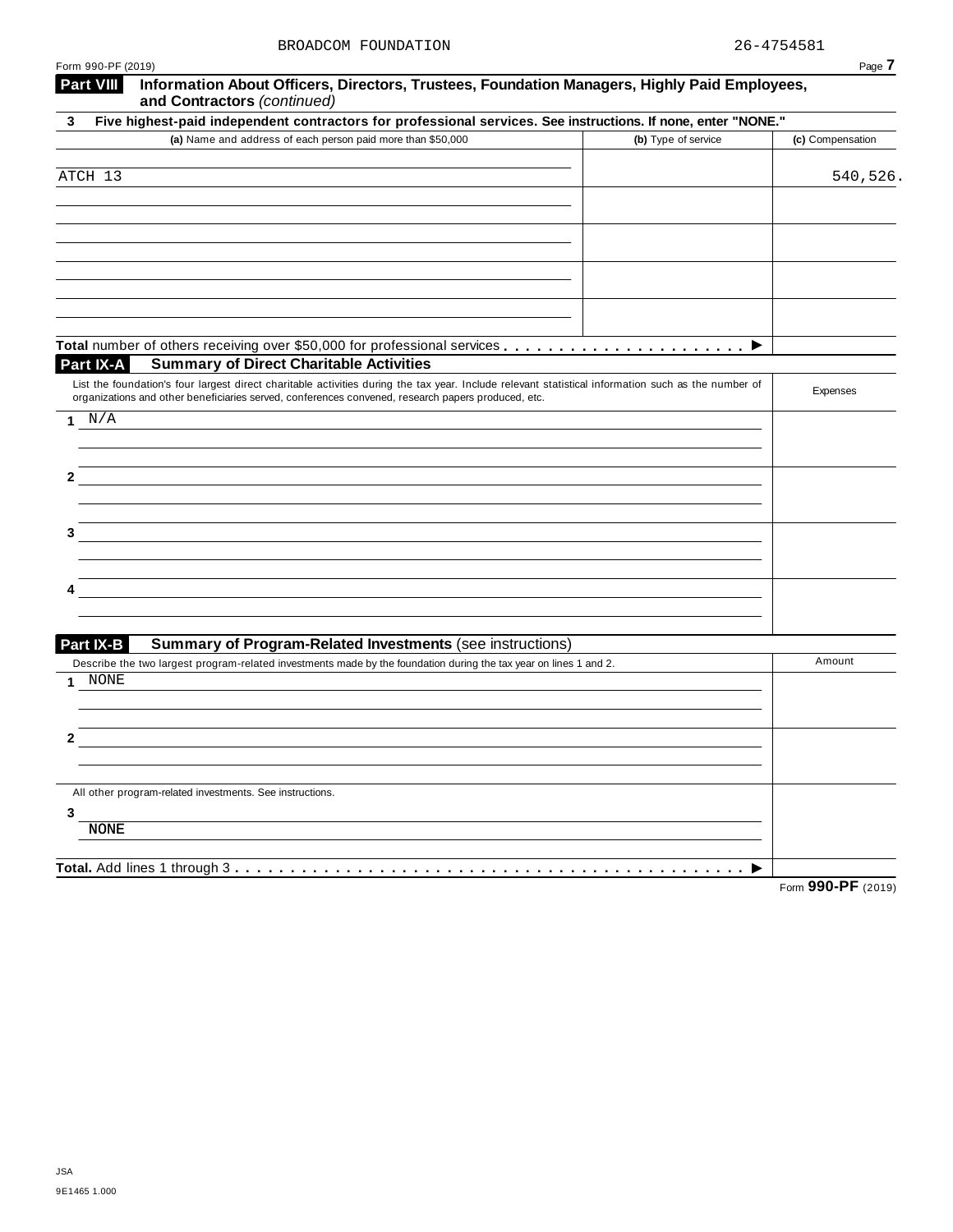BROADCOM FOUNDATION 26-4754581

Form 990-PF (2019)

## Part VIII Information About Officers, Directors, Trustees, Foundation Managers, Highly Paid Employees, and Contractors *(continued)*

**3 Five highest-paid independent contractors for professional services. See instructions. If none, enter "NONE."**

| (a) Name and address of each person paid more than $50,000 | (b) Type of service | (c) Compensation |
|---|---|---|
| ATCH 13 | | 540,526. |
| | | |
| | | |
| | | |
| | | |

**Total** number of others receiving over $50,000 for professional services . . . . . . . . . . . . . . . . . . . . . . ▶

## Part IX-A Summary of Direct Charitable Activities

| List the foundation's four largest direct charitable activities during the tax year. Include relevant statistical information such as the number of organizations and other beneficiaries served, conferences convened, research papers produced, etc. | Expenses |
|---|---|
| 1 N/A | |
| 2 | |
| 3 | |
| 4 | |

## Part IX-B Summary of Program-Related Investments (see instructions)

| Describe the two largest program-related investments made by the foundation during the tax year on lines 1 and 2. | Amount |
|---|---|
| 1 NONE | |
| 2 | |
| All other program-related investments. See instructions. | |
| 3 NONE | |
| **Total.** Add lines 1 through 3 . . . . . . . . . . . . . . . . . . . . . . . . . . . . . . . . . . . . . . . . . . . . . . ▶ | |

Form **990-PF** (2019)

JSA
9E1465 1.000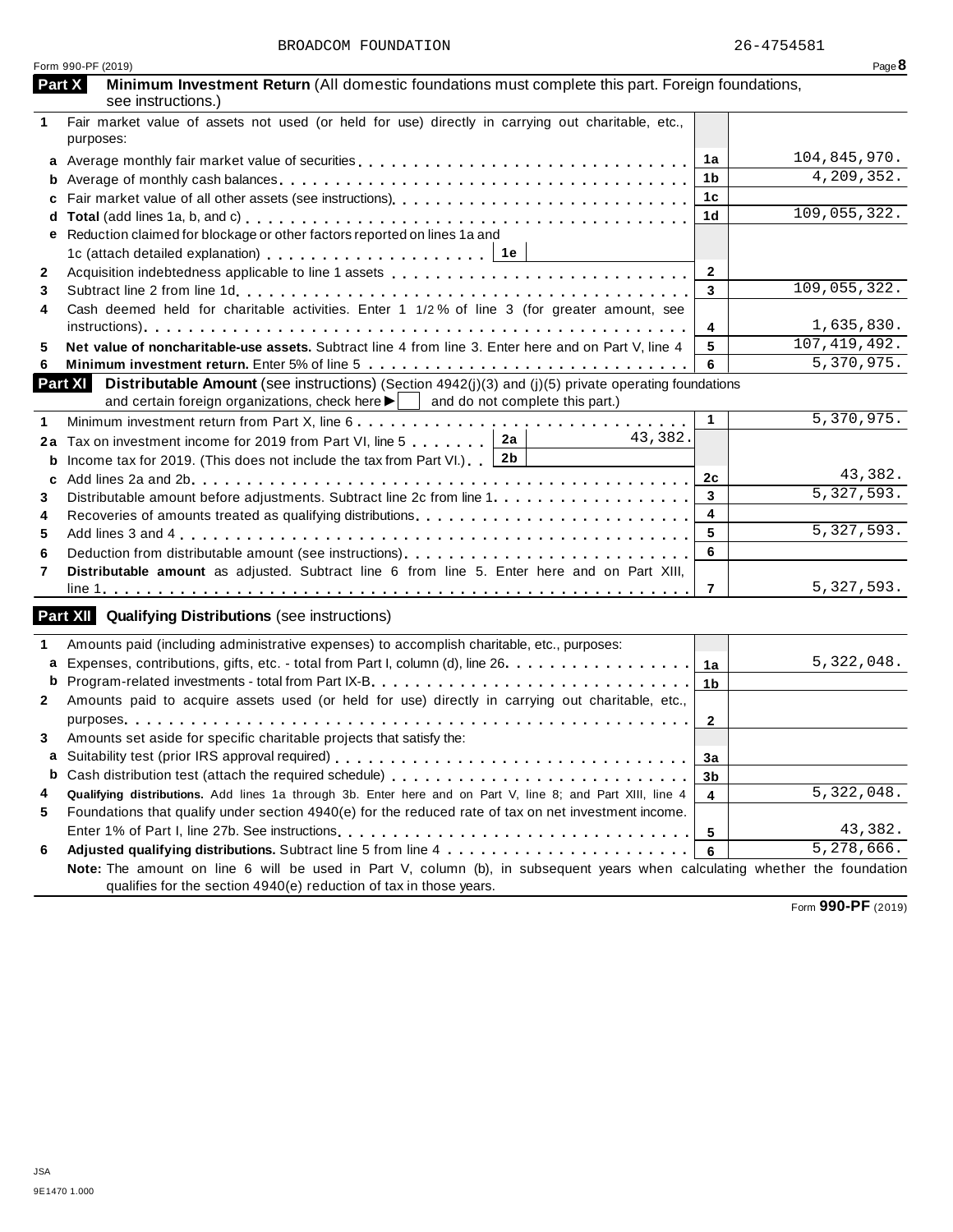BROADCOM FOUNDATION 26-4754581

Form 990-PF (2019)

## Part X Minimum Investment Return (All domestic foundations must complete this part. Foreign foundations, see instructions.)

| | | | |
|---|---|---|---|
| **1** | Fair market value of assets not used (or held for use) directly in carrying out charitable, etc., purposes: | | |
| **a** | Average monthly fair market value of securities | 1a | 104,845,970. |
| **b** | Average of monthly cash balances | 1b | 4,209,352. |
| **c** | Fair market value of all other assets (see instructions) | 1c | |
| **d** | **Total** (add lines 1a, b, and c) | 1d | 109,055,322. |
| **e** | Reduction claimed for blockage or other factors reported on lines 1a and 1c (attach detailed explanation) — 1e | | |
| **2** | Acquisition indebtedness applicable to line 1 assets | 2 | |
| **3** | Subtract line 2 from line 1d | 3 | 109,055,322. |
| **4** | Cash deemed held for charitable activities. Enter 1 1/2 % of line 3 (for greater amount, see instructions) | 4 | 1,635,830. |
| **5** | **Net value of noncharitable-use assets.** Subtract line 4 from line 3. Enter here and on Part V, line 4 | 5 | 107,419,492. |
| **6** | **Minimum investment return.** Enter 5% of line 5 | 6 | 5,370,975. |

## Part XI Distributable Amount (see instructions) (Section 4942(j)(3) and (j)(5) private operating foundations and certain foreign organizations, check here ▶ ☐ and do not complete this part.)

| | | | | |
|---|---|---|---|---|
| **1** | Minimum investment return from Part X, line 6 | | 1 | 5,370,975. |
| **2a** | Tax on investment income for 2019 from Part VI, line 5 | 2a: 43,382. | | |
| **b** | Income tax for 2019. (This does not include the tax from Part VI.) | 2b: | | |
| **c** | Add lines 2a and 2b | | 2c | 43,382. |
| **3** | Distributable amount before adjustments. Subtract line 2c from line 1 | | 3 | 5,327,593. |
| **4** | Recoveries of amounts treated as qualifying distributions | | 4 | |
| **5** | Add lines 3 and 4 | | 5 | 5,327,593. |
| **6** | Deduction from distributable amount (see instructions) | | 6 | |
| **7** | **Distributable amount** as adjusted. Subtract line 6 from line 5. Enter here and on Part XIII, line 1 | | 7 | 5,327,593. |

## Part XII Qualifying Distributions (see instructions)

| | | | |
|---|---|---|---|
| **1** | Amounts paid (including administrative expenses) to accomplish charitable, etc., purposes: | | |
| **a** | Expenses, contributions, gifts, etc. - total from Part I, column (d), line 26 | 1a | 5,322,048. |
| **b** | Program-related investments - total from Part IX-B | 1b | |
| **2** | Amounts paid to acquire assets used (or held for use) directly in carrying out charitable, etc., purposes | 2 | |
| **3** | Amounts set aside for specific charitable projects that satisfy the: | | |
| **a** | Suitability test (prior IRS approval required) | 3a | |
| **b** | Cash distribution test (attach the required schedule) | 3b | |
| **4** | **Qualifying distributions.** Add lines 1a through 3b. Enter here and on Part V, line 8; and Part XIII, line 4 | 4 | 5,322,048. |
| **5** | Foundations that qualify under section 4940(e) for the reduced rate of tax on net investment income. Enter 1% of Part I, line 27b. See instructions | 5 | 43,382. |
| **6** | **Adjusted qualifying distributions.** Subtract line 5 from line 4 | 6 | 5,278,666. |

**Note:** The amount on line 6 will be used in Part V, column (b), in subsequent years when calculating whether the foundation qualifies for the section 4940(e) reduction of tax in those years.

Form **990-PF** (2019)

JSA
9E1470 1.000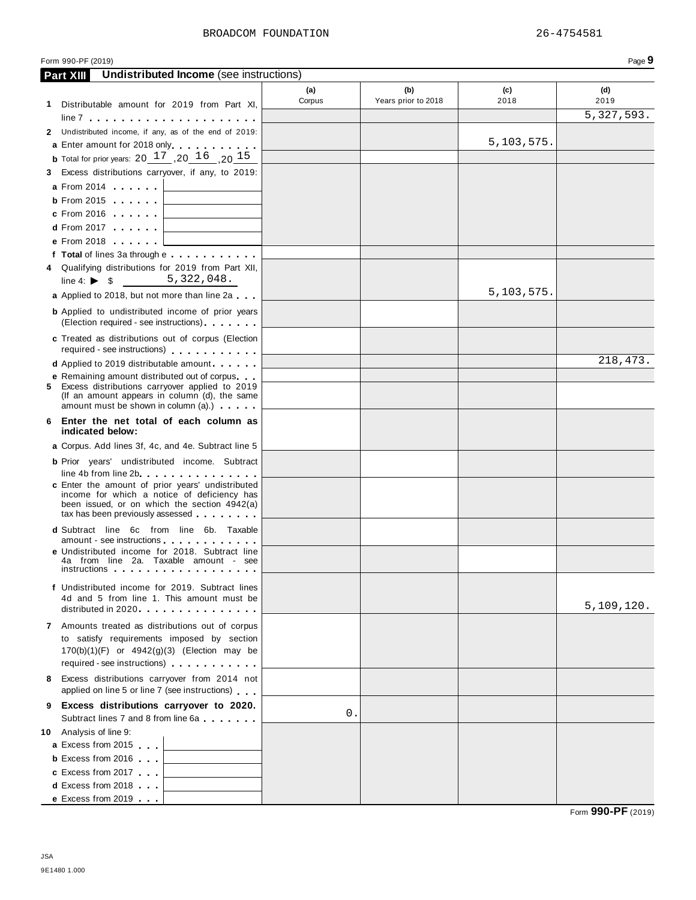BROADCOM FOUNDATION 26-4754581

Form 990-PF (2019) Page **9**

## Part XIII Undistributed Income (see instructions)

| | (a) Corpus | (b) Years prior to 2018 | (c) 2018 | (d) 2019 |
|---|---|---|---|---|
| **1** Distributable amount for 2019 from Part XI, line 7 | | | | 5,327,593. |
| **2** Undistributed income, if any, as of the end of 2019: | | | | |
| **a** Enter amount for 2018 only | | | 5,103,575. | |
| **b** Total for prior years: 20 17 ,20 16 ,20 15 | | | | |
| **3** Excess distributions carryover, if any, to 2019: | | | | |
| **a** From 2014 | | | | |
| **b** From 2015 | | | | |
| **c** From 2016 | | | | |
| **d** From 2017 | | | | |
| **e** From 2018 | | | | |
| **f Total** of lines 3a through e | | | | |
| **4** Qualifying distributions for 2019 from Part XII, line 4: ▶ $ 5,322,048. | | | | |
| **a** Applied to 2018, but not more than line 2a | | | 5,103,575. | |
| **b** Applied to undistributed income of prior years (Election required - see instructions) | | | | |
| **c** Treated as distributions out of corpus (Election required - see instructions) | | | | |
| **d** Applied to 2019 distributable amount | | | | 218,473. |
| **e** Remaining amount distributed out of corpus | | | | |
| **5** Excess distributions carryover applied to 2019 (If an amount appears in column (d), the same amount must be shown in column (a).) | | | | |
| **6 Enter the net total of each column as indicated below:** | | | | |
| **a** Corpus. Add lines 3f, 4c, and 4e. Subtract line 5 | | | | |
| **b** Prior years' undistributed income. Subtract line 4b from line 2b | | | | |
| **c** Enter the amount of prior years' undistributed income for which a notice of deficiency has been issued, or on which the section 4942(a) tax has been previously assessed | | | | |
| **d** Subtract line 6c from line 6b. Taxable amount - see instructions | | | | |
| **e** Undistributed income for 2018. Subtract line 4a from line 2a. Taxable amount - see instructions | | | | |
| **f** Undistributed income for 2019. Subtract lines 4d and 5 from line 1. This amount must be distributed in 2020 | | | | 5,109,120. |
| **7** Amounts treated as distributions out of corpus to satisfy requirements imposed by section 170(b)(1)(F) or 4942(g)(3) (Election may be required - see instructions) | | | | |
| **8** Excess distributions carryover from 2014 not applied on line 5 or line 7 (see instructions) | | | | |
| **9 Excess distributions carryover to 2020.** Subtract lines 7 and 8 from line 6a | 0. | | | |
| **10** Analysis of line 9: | | | | |
| **a** Excess from 2015 | | | | |
| **b** Excess from 2016 | | | | |
| **c** Excess from 2017 | | | | |
| **d** Excess from 2018 | | | | |
| **e** Excess from 2019 | | | | |

Form **990-PF** (2019)

JSA
9E1480 1.000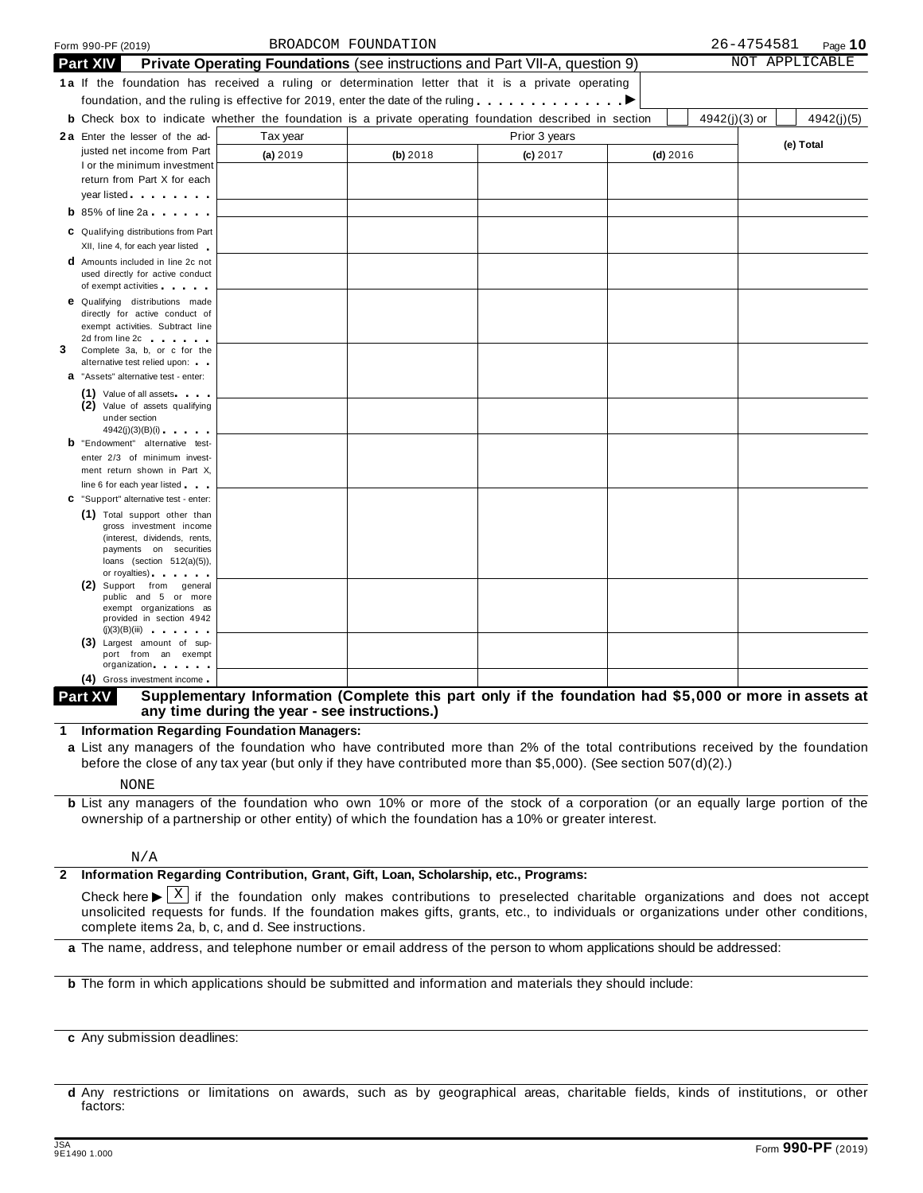Form 990-PF (2019) BROADCOM FOUNDATION 26-4754581

## Part XIV Private Operating Foundations (see instructions and Part VII-A, question 9) NOT APPLICABLE

**1a** If the foundation has received a ruling or determination letter that it is a private operating foundation, and the ruling is effective for 2019, enter the date of the ruling . . . . . . . . . . . . . ▶

**b** Check box to indicate whether the foundation is a private operating foundation described in section [ ] 4942(j)(3) or [ ] 4942(j)(5)

| | Tax year | Prior 3 years | | | |
|---|---|---|---|---|---|
| | **(a)** 2019 | **(b)** 2018 | **(c)** 2017 | **(d)** 2016 | **(e) Total** |
| **2a** Enter the lesser of the adjusted net income from Part I or the minimum investment return from Part X for each year listed | | | | | |
| **b** 85% of line 2a | | | | | |
| **c** Qualifying distributions from Part XII, line 4, for each year listed | | | | | |
| **d** Amounts included in line 2c not used directly for active conduct of exempt activities | | | | | |
| **e** Qualifying distributions made directly for active conduct of exempt activities. Subtract line 2d from line 2c | | | | | |
| **3** Complete 3a, b, or c for the alternative test relied upon: **a** "Assets" alternative test - enter: **(1)** Value of all assets | | | | | |
| **(2)** Value of assets qualifying under section 4942(j)(3)(B)(i) | | | | | |
| **b** "Endowment" alternative test-enter 2/3 of minimum investment return shown in Part X, line 6 for each year listed | | | | | |
| **c** "Support" alternative test - enter: **(1)** Total support other than gross investment income (interest, dividends, rents, payments on securities loans (section 512(a)(5)), or royalties) | | | | | |
| **(2)** Support from general public and 5 or more exempt organizations as provided in section 4942 (j)(3)(B)(iii) | | | | | |
| **(3)** Largest amount of support from an exempt organization | | | | | |
| **(4)** Gross investment income | | | | | |

## Part XV Supplementary Information (Complete this part only if the foundation had $5,000 or more in assets at any time during the year - see instructions.)

**1 Information Regarding Foundation Managers:**

**a** List any managers of the foundation who have contributed more than 2% of the total contributions received by the foundation before the close of any tax year (but only if they have contributed more than $5,000). (See section 507(d)(2).)

NONE

**b** List any managers of the foundation who own 10% or more of the stock of a corporation (or an equally large portion of the ownership of a partnership or other entity) of which the foundation has a 10% or greater interest.

N/A

**2 Information Regarding Contribution, Grant, Gift, Loan, Scholarship, etc., Programs:**

Check here ▶ [X] if the foundation only makes contributions to preselected charitable organizations and does not accept unsolicited requests for funds. If the foundation makes gifts, grants, etc., to individuals or organizations under other conditions, complete items 2a, b, c, and d. See instructions.

**a** The name, address, and telephone number or email address of the person to whom applications should be addressed:

**b** The form in which applications should be submitted and information and materials they should include:

**c** Any submission deadlines:

**d** Any restrictions or limitations on awards, such as by geographical areas, charitable fields, kinds of institutions, or other factors:

JSA 9E1490 1.000 Form **990-PF** (2019)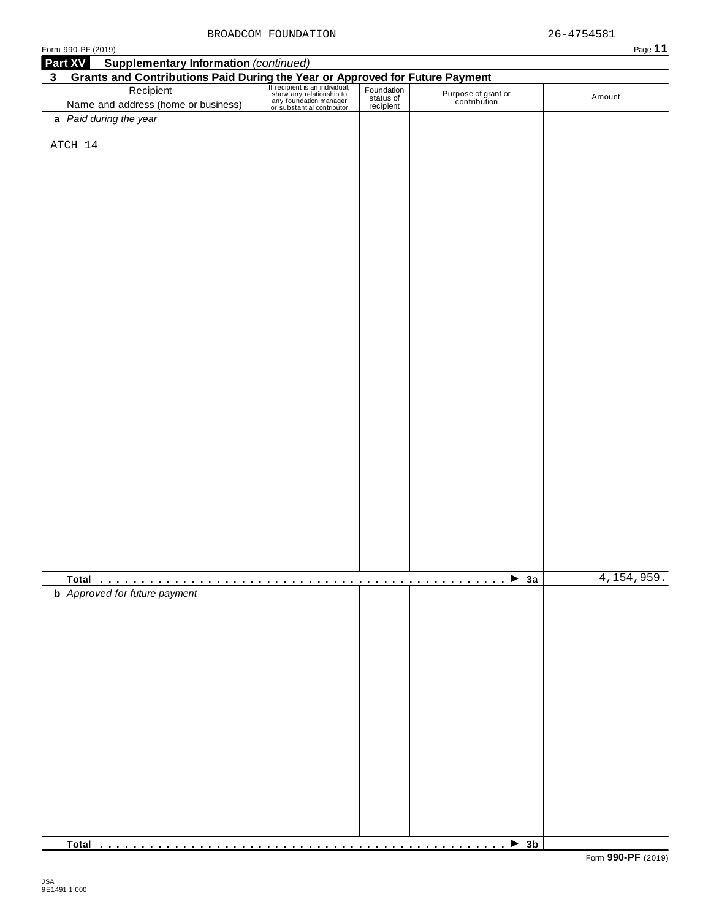BROADCOM FOUNDATION 26-4754581

Form 990-PF (2019)

**Part XV Supplementary Information** *(continued)*

**3 Grants and Contributions Paid During the Year or Approved for Future Payment**

| Recipient<br>Name and address (home or business) | If recipient is an individual, show any relationship to any foundation manager or substantial contributor | Foundation status of recipient | Purpose of grant or contribution | Amount |
|---|---|---|---|---|
| **a** *Paid during the year* | | | | |
| ATCH 14 | | | | |
| **Total** . . . . . . . . . . . . . . . . . . . . . . . . . . . . . . . . . . . . . . . . . . . . . . . . ▶ **3a** | | | | 4,154,959. |
| **b** *Approved for future payment* | | | | |
| **Total** . . . . . . . . . . . . . . . . . . . . . . . . . . . . . . . . . . . . . . . . . . . . . . . . ▶ **3b** | | | | |

Form **990-PF** (2019)

JSA
9E1491 1.000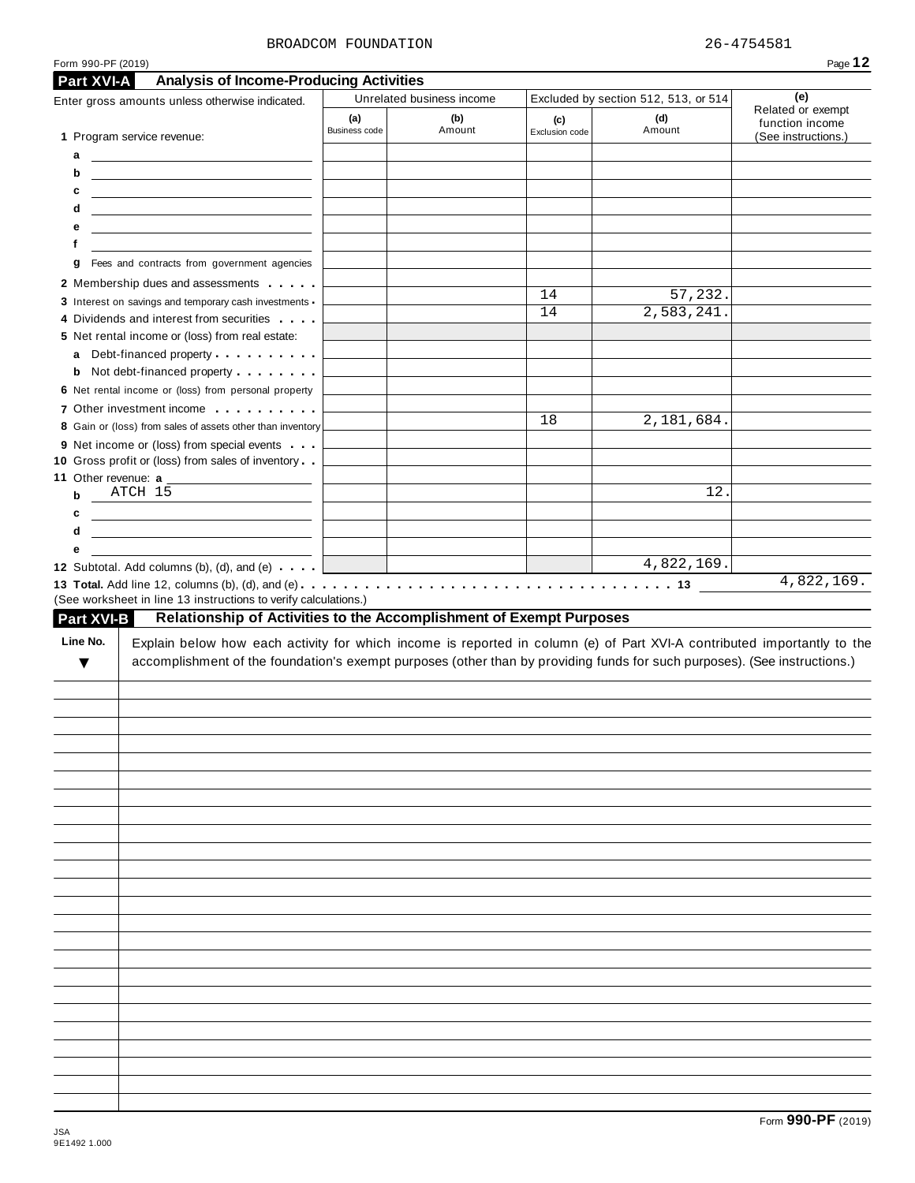BROADCOM FOUNDATION 26-4754581

Form 990-PF (2019)

## Part XVI-A Analysis of Income-Producing Activities

| Enter gross amounts unless otherwise indicated. | Unrelated business income | | Excluded by section 512, 513, or 514 | | (e) Related or exempt function income (See instructions.) |
|---|---|---|---|---|---|
| | (a) Business code | (b) Amount | (c) Exclusion code | (d) Amount | |
| 1 Program service revenue: | | | | | |
| a | | | | | |
| b | | | | | |
| c | | | | | |
| d | | | | | |
| e | | | | | |
| f | | | | | |
| g Fees and contracts from government agencies | | | | | |
| 2 Membership dues and assessments | | | | | |
| 3 Interest on savings and temporary cash investments | | | 14 | 57,232. | |
| 4 Dividends and interest from securities | | | 14 | 2,583,241. | |
| 5 Net rental income or (loss) from real estate: | | | | | |
| a Debt-financed property | | | | | |
| b Not debt-financed property | | | | | |
| 6 Net rental income or (loss) from personal property | | | | | |
| 7 Other investment income | | | | | |
| 8 Gain or (loss) from sales of assets other than inventory | | | 18 | 2,181,684. | |
| 9 Net income or (loss) from special events | | | | | |
| 10 Gross profit or (loss) from sales of inventory | | | | | |
| 11 Other revenue: a | | | | | |
| b ATCH 15 | | | | 12. | |
| c | | | | | |
| d | | | | | |
| e | | | | | |
| 12 Subtotal. Add columns (b), (d), and (e) | | | | 4,822,169. | |

**13 Total.** Add line 12, columns (b), (d), and (e) . . . . . 13 4,822,169.

(See worksheet in line 13 instructions to verify calculations.)

## Part XVI-B Relationship of Activities to the Accomplishment of Exempt Purposes

| Line No. ▼ | Explain below how each activity for which income is reported in column (e) of Part XVI-A contributed importantly to the accomplishment of the foundation's exempt purposes (other than by providing funds for such purposes). (See instructions.) |
|---|---|
| | |

Form **990-PF** (2019)

JSA
9E1492 1.000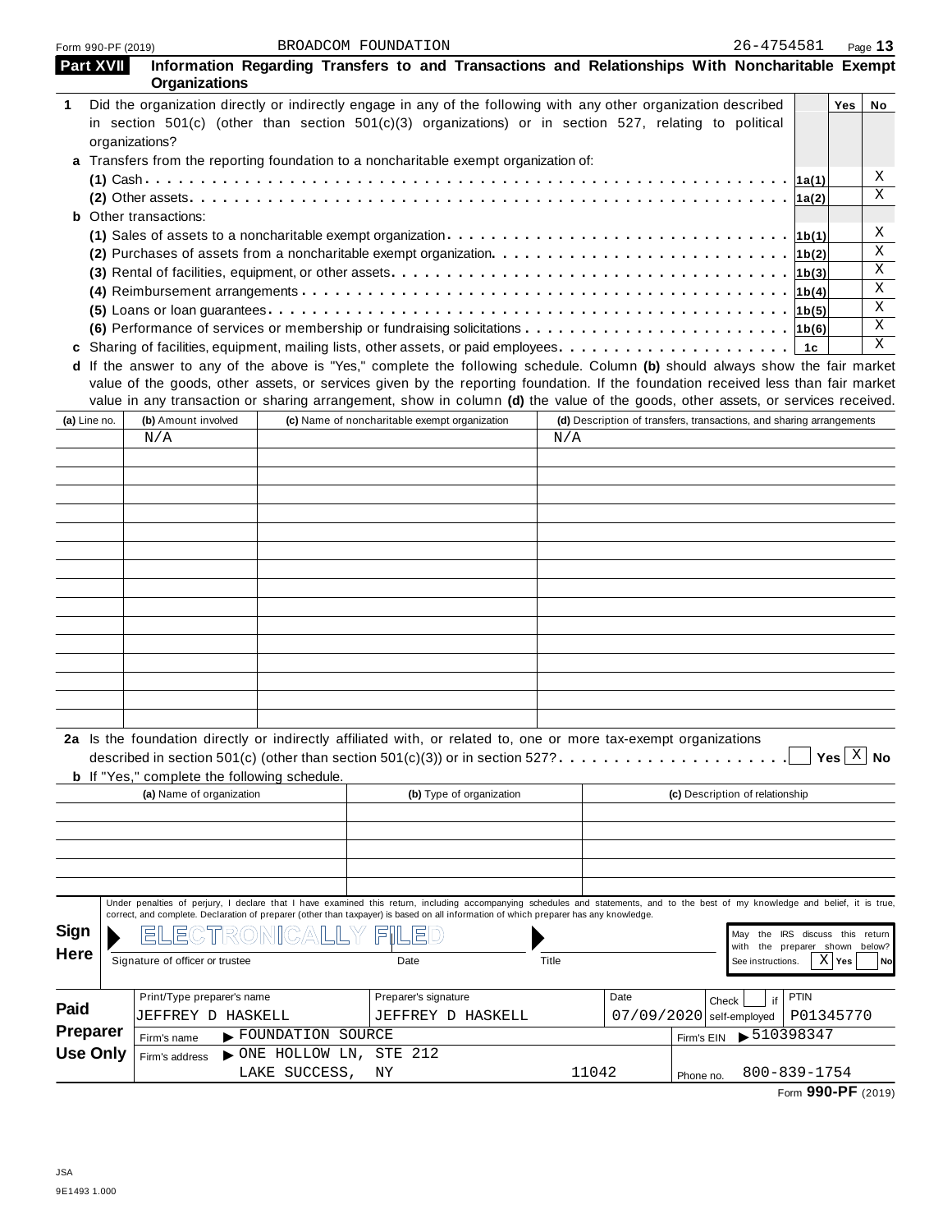Form 990-PF (2019) BROADCOM FOUNDATION 26-4754581

## Part XVII Information Regarding Transfers to and Transactions and Relationships With Noncharitable Exempt Organizations

**1** Did the organization directly or indirectly engage in any of the following with any other organization described in section 501(c) (other than section 501(c)(3) organizations) or in section 527, relating to political organizations?

| | | Line | Yes | No |
|---|---|---|---|---|
| **a** | Transfers from the reporting foundation to a noncharitable exempt organization of: | | | |
| | **(1)** Cash | 1a(1) | | X |
| | **(2)** Other assets | 1a(2) | | X |
| **b** | Other transactions: | | | |
| | **(1)** Sales of assets to a noncharitable exempt organization | 1b(1) | | X |
| | **(2)** Purchases of assets from a noncharitable exempt organization | 1b(2) | | X |
| | **(3)** Rental of facilities, equipment, or other assets | 1b(3) | | X |
| | **(4)** Reimbursement arrangements | 1b(4) | | X |
| | **(5)** Loans or loan guarantees | 1b(5) | | X |
| | **(6)** Performance of services or membership or fundraising solicitations | 1b(6) | | X |
| **c** | Sharing of facilities, equipment, mailing lists, other assets, or paid employees | 1c | | X |

**d** If the answer to any of the above is "Yes," complete the following schedule. Column **(b)** should always show the fair market value of the goods, other assets, or services given by the reporting foundation. If the foundation received less than fair market value in any transaction or sharing arrangement, show in column **(d)** the value of the goods, other assets, or services received.

| (a) Line no. | (b) Amount involved | (c) Name of noncharitable exempt organization | (d) Description of transfers, transactions, and sharing arrangements |
|---|---|---|---|
| | N/A | | N/A |

**2a** Is the foundation directly or indirectly affiliated with, or related to, one or more tax-exempt organizations described in section 501(c) (other than section 501(c)(3)) or in section 527? ☐ Yes ☒ No

**b** If "Yes," complete the following schedule.

| (a) Name of organization | (b) Type of organization | (c) Description of relationship |
|---|---|---|
| | | |

**Sign Here**

Under penalties of perjury, I declare that I have examined this return, including accompanying schedules and statements, and to the best of my knowledge and belief, it is true, correct, and complete. Declaration of preparer (other than taxpayer) is based on all information of which preparer has any knowledge.

ELECTRONICALLY FILED

Signature of officer or trustee | Date | Title

May the IRS discuss this return with the preparer shown below? See instructions. ☒ Yes ☐ No

**Paid Preparer Use Only**

| Print/Type preparer's name | Preparer's signature | Date | Check ☐ if self-employed | PTIN |
|---|---|---|---|---|
| JEFFREY D HASKELL | JEFFREY D HASKELL | 07/09/2020 | | P01345770 |

Firm's name ▶ FOUNDATION SOURCE — Firm's EIN ▶ 510398347

Firm's address ▶ ONE HOLLOW LN, STE 212, LAKE SUCCESS, NY 11042 — Phone no. 800-839-1754

Form **990-PF** (2019)

JSA
9E1493 1.000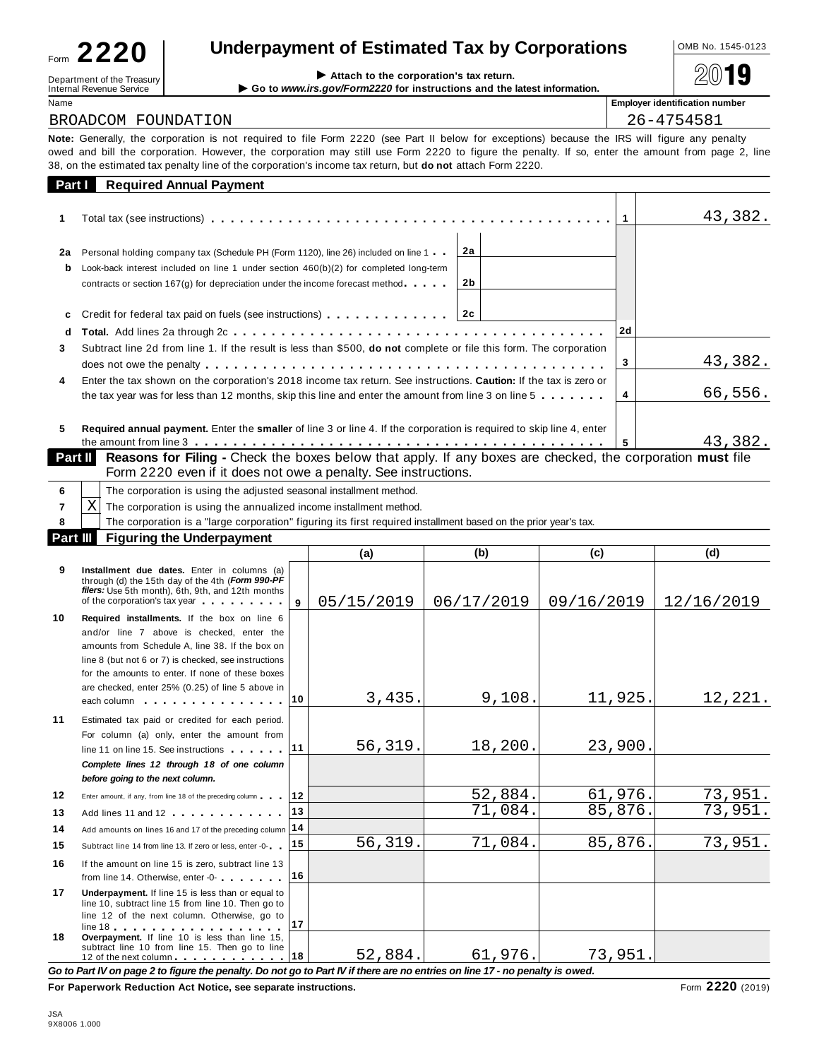Form **2220**

Department of the Treasury
Internal Revenue Service

# Underpayment of Estimated Tax by Corporations

▶ Attach to the corporation's tax return.
▶ Go to *www.irs.gov/Form2220* for instructions and the latest information.

OMB No. 1545-0123

**2019**

Name: BROADCOM FOUNDATION

Employer identification number: 26-4754581

**Note:** Generally, the corporation is not required to file Form 2220 (see Part II below for exceptions) because the IRS will figure any penalty owed and bill the corporation. However, the corporation may still use Form 2220 to figure the penalty. If so, enter the amount from page 2, line 38, on the estimated tax penalty line of the corporation's income tax return, but **do not** attach Form 2220.

## Part I Required Annual Payment

| | | | | | |
|---|---|---|---|---|---|
| 1 | Total tax (see instructions) | | | 1 | 43,382. |
| 2a | Personal holding company tax (Schedule PH (Form 1120), line 26) included on line 1 | 2a | | | |
| b | Look-back interest included on line 1 under section 460(b)(2) for completed long-term contracts or section 167(g) for depreciation under the income forecast method | 2b | | | |
| c | Credit for federal tax paid on fuels (see instructions) | 2c | | | |
| d | **Total.** Add lines 2a through 2c | | | 2d | |
| 3 | Subtract line 2d from line 1. If the result is less than $500, **do not** complete or file this form. The corporation does not owe the penalty | | | 3 | 43,382. |
| 4 | Enter the tax shown on the corporation's 2018 income tax return. See instructions. **Caution:** If the tax is zero or the tax year was for less than 12 months, skip this line and enter the amount from line 3 on line 5 | | | 4 | 66,556. |
| 5 | **Required annual payment.** Enter the **smaller** of line 3 or line 4. If the corporation is required to skip line 4, enter the amount from line 3 | | | 5 | 43,382. |

## Part II Reasons for Filing - Check the boxes below that apply. If any boxes are checked, the corporation must file Form 2220 even if it does not owe a penalty. See instructions.

| | | |
|---|---|---|
| 6 | ☐ | The corporation is using the adjusted seasonal installment method. |
| 7 | ☒ | The corporation is using the annualized income installment method. |
| 8 | ☐ | The corporation is a "large corporation" figuring its first required installment based on the prior year's tax. |

## Part III Figuring the Underpayment

| | | | (a) | (b) | (c) | (d) |
|---|---|---|---|---|---|---|
| 9 | **Installment due dates.** Enter in columns (a) through (d) the 15th day of the 4th (*Form 990-PF filers:* Use 5th month), 6th, 9th, and 12th months of the corporation's tax year | 9 | 05/15/2019 | 06/17/2019 | 09/16/2019 | 12/16/2019 |
| 10 | **Required installments.** If the box on line 6 and/or line 7 above is checked, enter the amounts from Schedule A, line 38. If the box on line 8 (but not 6 or 7) is checked, see instructions for the amounts to enter. If none of these boxes are checked, enter 25% (0.25) of line 5 above in each column | 10 | 3,435. | 9,108. | 11,925. | 12,221. |
| 11 | Estimated tax paid or credited for each period. For column (a) only, enter the amount from line 11 on line 15. See instructions | 11 | 56,319. | 18,200. | 23,900. | |
| | *Complete lines 12 through 18 of one column before going to the next column.* | | | | | |
| 12 | Enter amount, if any, from line 18 of the preceding column | 12 | | 52,884. | 61,976. | 73,951. |
| 13 | Add lines 11 and 12 | 13 | | 71,084. | 85,876. | 73,951. |
| 14 | Add amounts on lines 16 and 17 of the preceding column | 14 | | | | |
| 15 | Subtract line 14 from line 13. If zero or less, enter -0- | 15 | 56,319. | 71,084. | 85,876. | 73,951. |
| 16 | If the amount on line 15 is zero, subtract line 13 from line 14. Otherwise, enter -0- | 16 | | | | |
| 17 | **Underpayment.** If line 15 is less than or equal to line 10, subtract line 15 from line 10. Then go to line 12 of the next column. Otherwise, go to line 18 | 17 | | | | |
| 18 | **Overpayment.** If line 10 is less than line 15, subtract line 10 from line 15. Then go to line 12 of the next column | 18 | 52,884. | 61,976. | 73,951. | |

***Go to Part IV on page 2 to figure the penalty. Do not go to Part IV if there are no entries on line 17 - no penalty is owed.***

**For Paperwork Reduction Act Notice, see separate instructions.** Form **2220** (2019)

JSA
9X8006 1.000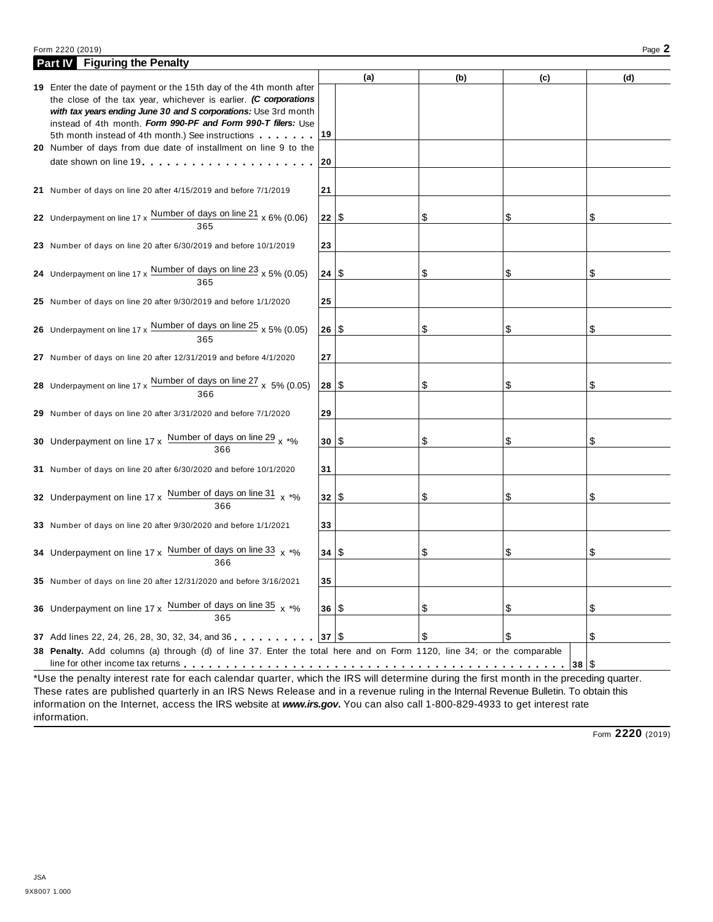Form 2220 (2019) Page **2**

## Part IV Figuring the Penalty

| | | (a) | (b) | (c) | (d) |
|---|---|---|---|---|---|
| **19** Enter the date of payment or the 15th day of the 4th month after the close of the tax year, whichever is earlier. ***(C corporations with tax years ending June 30 and S corporations:*** Use 3rd month instead of 4th month. ***Form 990-PF and Form 990-T filers:*** Use 5th month instead of 4th month.) See instructions | 19 | | | | |
| **20** Number of days from due date of installment on line 9 to the date shown on line 19 | 20 | | | | |
| **21** Number of days on line 20 after 4/15/2019 and before 7/1/2019 | 21 | | | | |
| **22** Underpayment on line 17 x $\frac{\text{Number of days on line 21}}{365}$ x 6% (0.06) | 22 | $ | $ | $ | $ |
| **23** Number of days on line 20 after 6/30/2019 and before 10/1/2019 | 23 | | | | |
| **24** Underpayment on line 17 x $\frac{\text{Number of days on line 23}}{365}$ x 5% (0.05) | 24 | $ | $ | $ | $ |
| **25** Number of days on line 20 after 9/30/2019 and before 1/1/2020 | 25 | | | | |
| **26** Underpayment on line 17 x $\frac{\text{Number of days on line 25}}{365}$ x 5% (0.05) | 26 | $ | $ | $ | $ |
| **27** Number of days on line 20 after 12/31/2019 and before 4/1/2020 | 27 | | | | |
| **28** Underpayment on line 17 x $\frac{\text{Number of days on line 27}}{366}$ x 5% (0.05) | 28 | $ | $ | $ | $ |
| **29** Number of days on line 20 after 3/31/2020 and before 7/1/2020 | 29 | | | | |
| **30** Underpayment on line 17 x $\frac{\text{Number of days on line 29}}{366}$ x *% | 30 | $ | $ | $ | $ |
| **31** Number of days on line 20 after 6/30/2020 and before 10/1/2020 | 31 | | | | |
| **32** Underpayment on line 17 x $\frac{\text{Number of days on line 31}}{366}$ x *% | 32 | $ | $ | $ | $ |
| **33** Number of days on line 20 after 9/30/2020 and before 1/1/2021 | 33 | | | | |
| **34** Underpayment on line 17 x $\frac{\text{Number of days on line 33}}{366}$ x *% | 34 | $ | $ | $ | $ |
| **35** Number of days on line 20 after 12/31/2020 and before 3/16/2021 | 35 | | | | |
| **36** Underpayment on line 17 x $\frac{\text{Number of days on line 35}}{365}$ x *% | 36 | $ | $ | $ | $ |
| **37** Add lines 22, 24, 26, 28, 30, 32, 34, and 36 | 37 | $ | $ | $ | $ |

**38** **Penalty.** Add columns (a) through (d) of line 37. Enter the total here and on Form 1120, line 34; or the comparable line for other income tax returns . . . **38** $

*Use the penalty interest rate for each calendar quarter, which the IRS will determine during the first month in the preceding quarter. These rates are published quarterly in an IRS News Release and in a revenue ruling in the Internal Revenue Bulletin. To obtain this information on the Internet, access the IRS website at ***www.irs.gov***. You can also call 1-800-829-4933 to get interest rate information.

Form **2220** (2019)

JSA
9X8007 1.000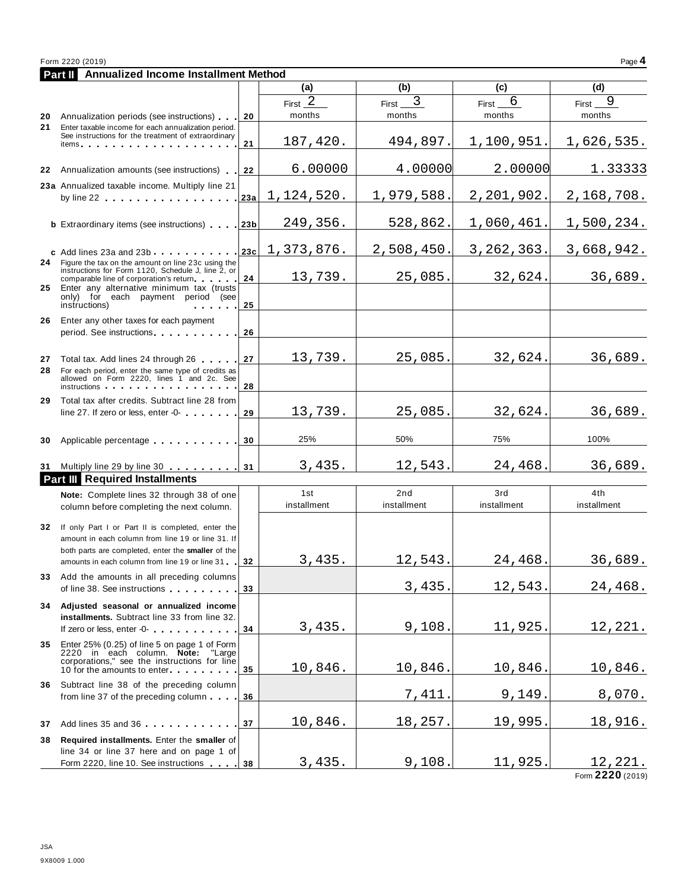Form 2220 (2019) Page **4**

## Part II Annualized Income Installment Method

| | | | (a) | (b) | (c) | (d) |
|---|---|---|---|---|---|---|
| **20** | Annualization periods (see instructions) | 20 | First 2 months | First 3 months | First 6 months | First 9 months |
| **21** | Enter taxable income for each annualization period. See instructions for the treatment of extraordinary items | 21 | 187,420. | 494,897. | 1,100,951. | 1,626,535. |
| **22** | Annualization amounts (see instructions) | 22 | 6.00000 | 4.00000 | 2.00000 | 1.33333 |
| **23a** | Annualized taxable income. Multiply line 21 by line 22 | 23a | 1,124,520. | 1,979,588. | 2,201,902. | 2,168,708. |
| **b** | Extraordinary items (see instructions) | 23b | 249,356. | 528,862. | 1,060,461. | 1,500,234. |
| **c** | Add lines 23a and 23b | 23c | 1,373,876. | 2,508,450. | 3,262,363. | 3,668,942. |
| **24** | Figure the tax on the amount on line 23c using the instructions for Form 1120, Schedule J, line 2, or comparable line of corporation's return | 24 | 13,739. | 25,085. | 32,624. | 36,689. |
| **25** | Enter any alternative minimum tax (trusts only) for each payment period (see instructions) | 25 | | | | |
| **26** | Enter any other taxes for each payment period. See instructions | 26 | | | | |
| **27** | Total tax. Add lines 24 through 26 | 27 | 13,739. | 25,085. | 32,624. | 36,689. |
| **28** | For each period, enter the same type of credits as allowed on Form 2220, lines 1 and 2c. See instructions | 28 | | | | |
| **29** | Total tax after credits. Subtract line 28 from line 27. If zero or less, enter -0- | 29 | 13,739. | 25,085. | 32,624. | 36,689. |
| **30** | Applicable percentage | 30 | 25% | 50% | 75% | 100% |
| **31** | Multiply line 29 by line 30 | 31 | 3,435. | 12,543. | 24,468. | 36,689. |

## Part III Required Installments

| | **Note:** Complete lines 32 through 38 of one column before completing the next column. | | 1st installment | 2nd installment | 3rd installment | 4th installment |
|---|---|---|---|---|---|---|
| **32** | If only Part I or Part II is completed, enter the amount in each column from line 19 or line 31. If both parts are completed, enter the **smaller** of the amounts in each column from line 19 or line 31 | 32 | 3,435. | 12,543. | 24,468. | 36,689. |
| **33** | Add the amounts in all preceding columns of line 38. See instructions | 33 | | 3,435. | 12,543. | 24,468. |
| **34** | **Adjusted seasonal or annualized income installments.** Subtract line 33 from line 32. If zero or less, enter -0- | 34 | 3,435. | 9,108. | 11,925. | 12,221. |
| **35** | Enter 25% (0.25) of line 5 on page 1 of Form 2220 in each column. **Note:** "Large corporations," see the instructions for line 10 for the amounts to enter | 35 | 10,846. | 10,846. | 10,846. | 10,846. |
| **36** | Subtract line 38 of the preceding column from line 37 of the preceding column | 36 | | 7,411. | 9,149. | 8,070. |
| **37** | Add lines 35 and 36 | 37 | 10,846. | 18,257. | 19,995. | 18,916. |
| **38** | **Required installments.** Enter the **smaller** of line 34 or line 37 here and on page 1 of Form 2220, line 10. See instructions | 38 | 3,435. | 9,108. | 11,925. | 12,221. |

Form **2220** (2019)

JSA
9X8009 1.000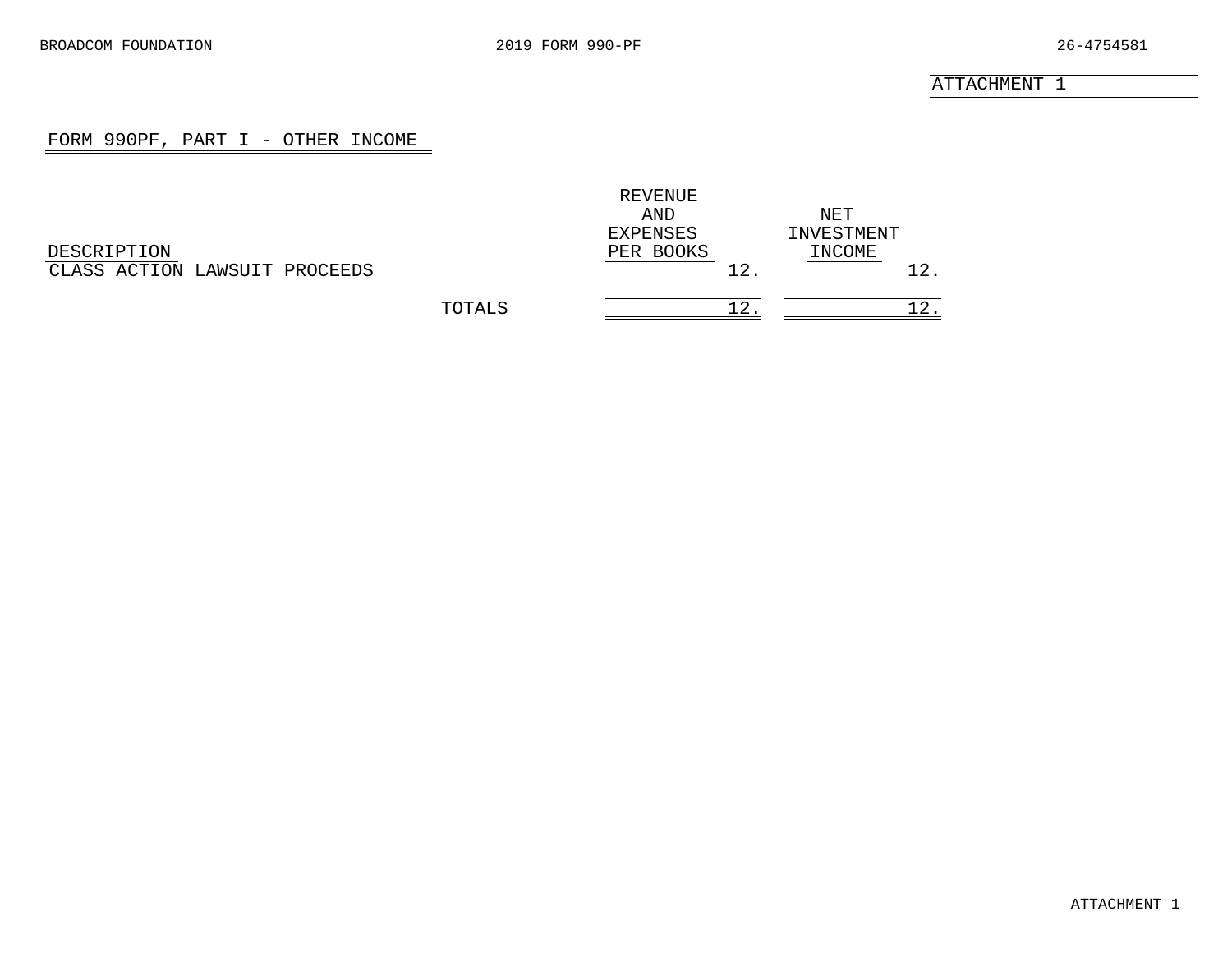## ATTACHMENT 1

### FORM 990PF, PART I - OTHER INCOME

| DESCRIPTION | REVENUE AND EXPENSES PER BOOKS | NET INVESTMENT INCOME |
|---|---|---|
| CLASS ACTION LAWSUIT PROCEEDS | 12. | 12. |
| TOTALS | 12. | 12. |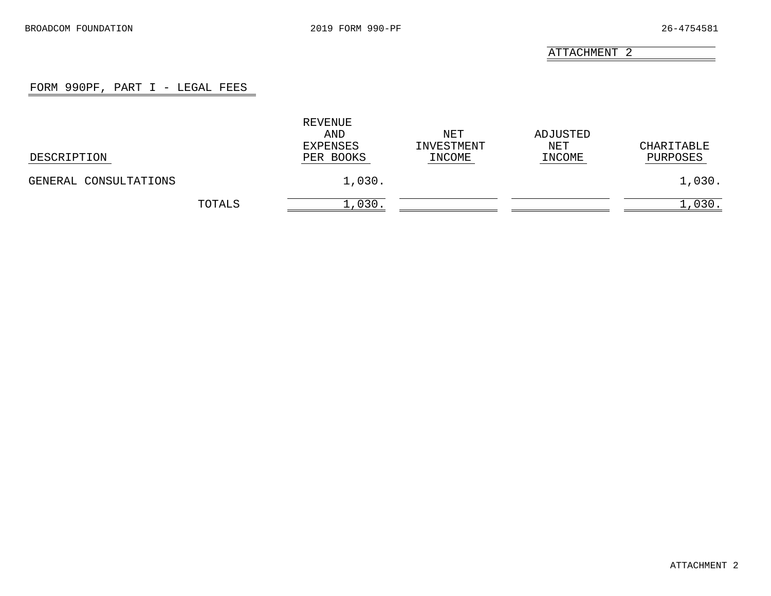ATTACHMENT 2

## FORM 990PF, PART I - LEGAL FEES

| DESCRIPTION | REVENUE AND EXPENSES PER BOOKS | NET INVESTMENT INCOME | ADJUSTED NET INCOME | CHARITABLE PURPOSES |
|---|---|---|---|---|
| GENERAL CONSULTATIONS | 1,030. | | | 1,030. |
| TOTALS | 1,030. | | | 1,030. |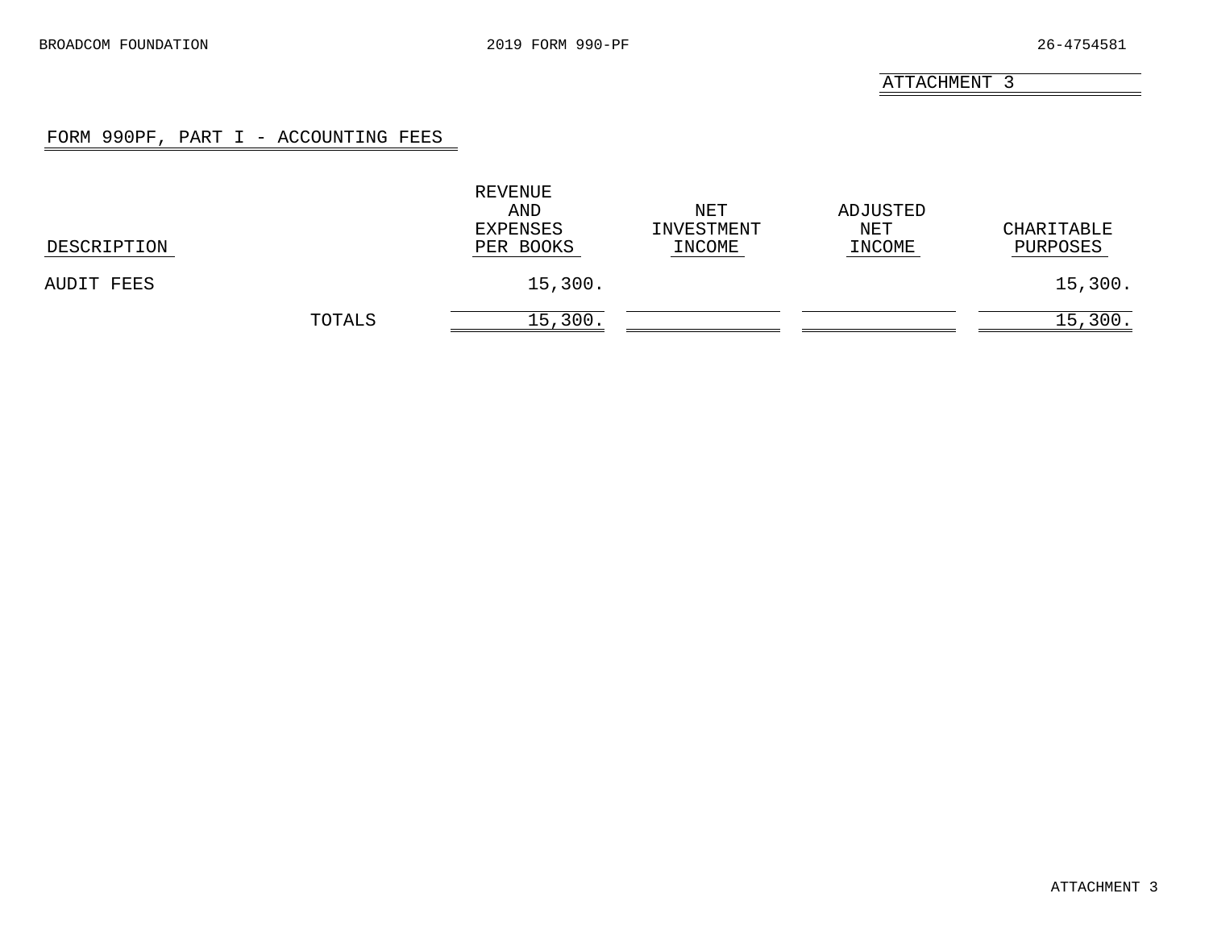ATTACHMENT 3

## FORM 990PF, PART I - ACCOUNTING FEES

| DESCRIPTION | | REVENUE AND EXPENSES PER BOOKS | NET INVESTMENT INCOME | ADJUSTED NET INCOME | CHARITABLE PURPOSES |
|---|---|---|---|---|---|
| AUDIT FEES | | 15,300. | | | 15,300. |
| | TOTALS | 15,300. | | | 15,300. |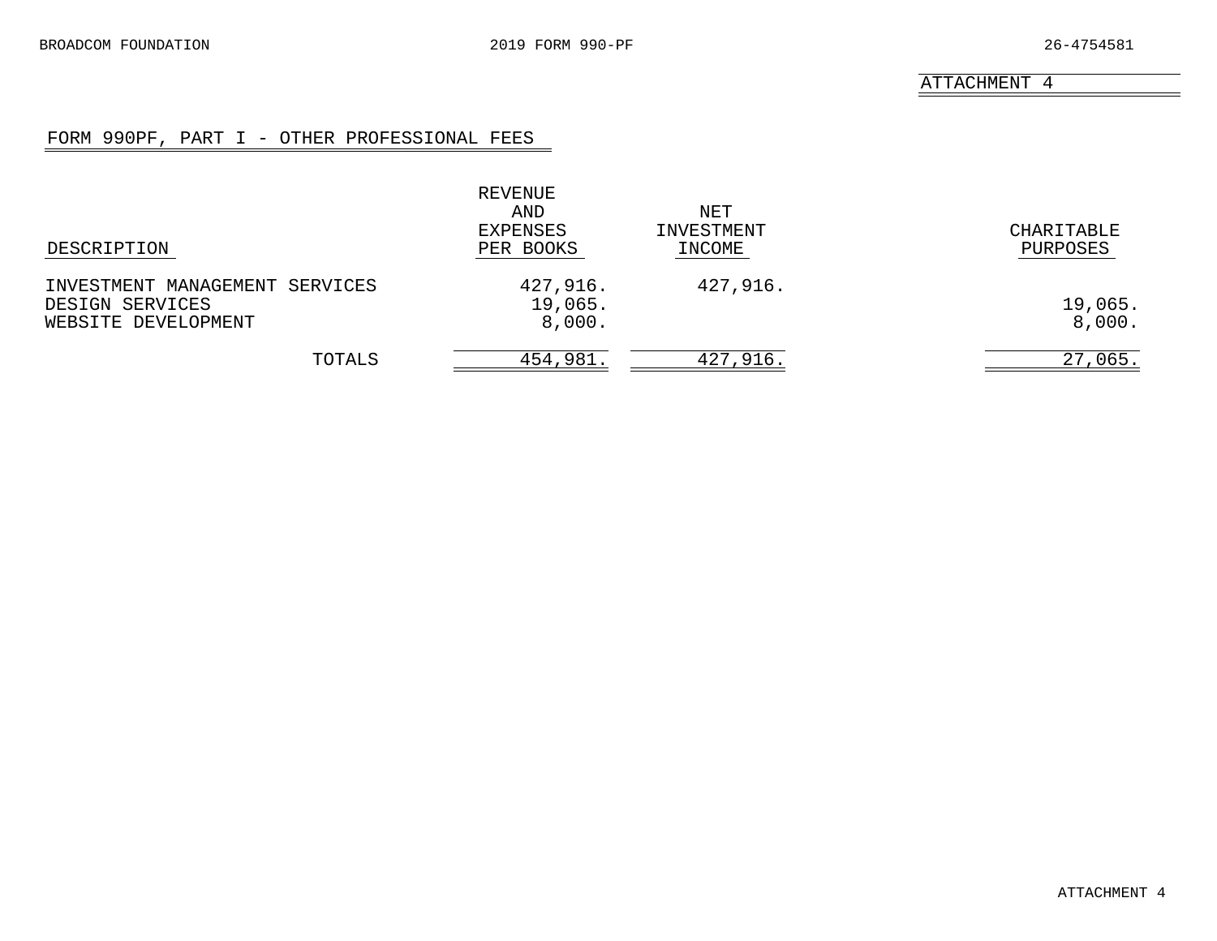BROADCOM FOUNDATION 2019 FORM 990-PF 26-4754581

ATTACHMENT 4

## FORM 990PF, PART I - OTHER PROFESSIONAL FEES

| DESCRIPTION | REVENUE AND EXPENSES PER BOOKS | NET INVESTMENT INCOME | CHARITABLE PURPOSES |
|---|---|---|---|
| INVESTMENT MANAGEMENT SERVICES | 427,916. | 427,916. | |
| DESIGN SERVICES | 19,065. | | 19,065. |
| WEBSITE DEVELOPMENT | 8,000. | | 8,000. |
| TOTALS | 454,981. | 427,916. | 27,065. |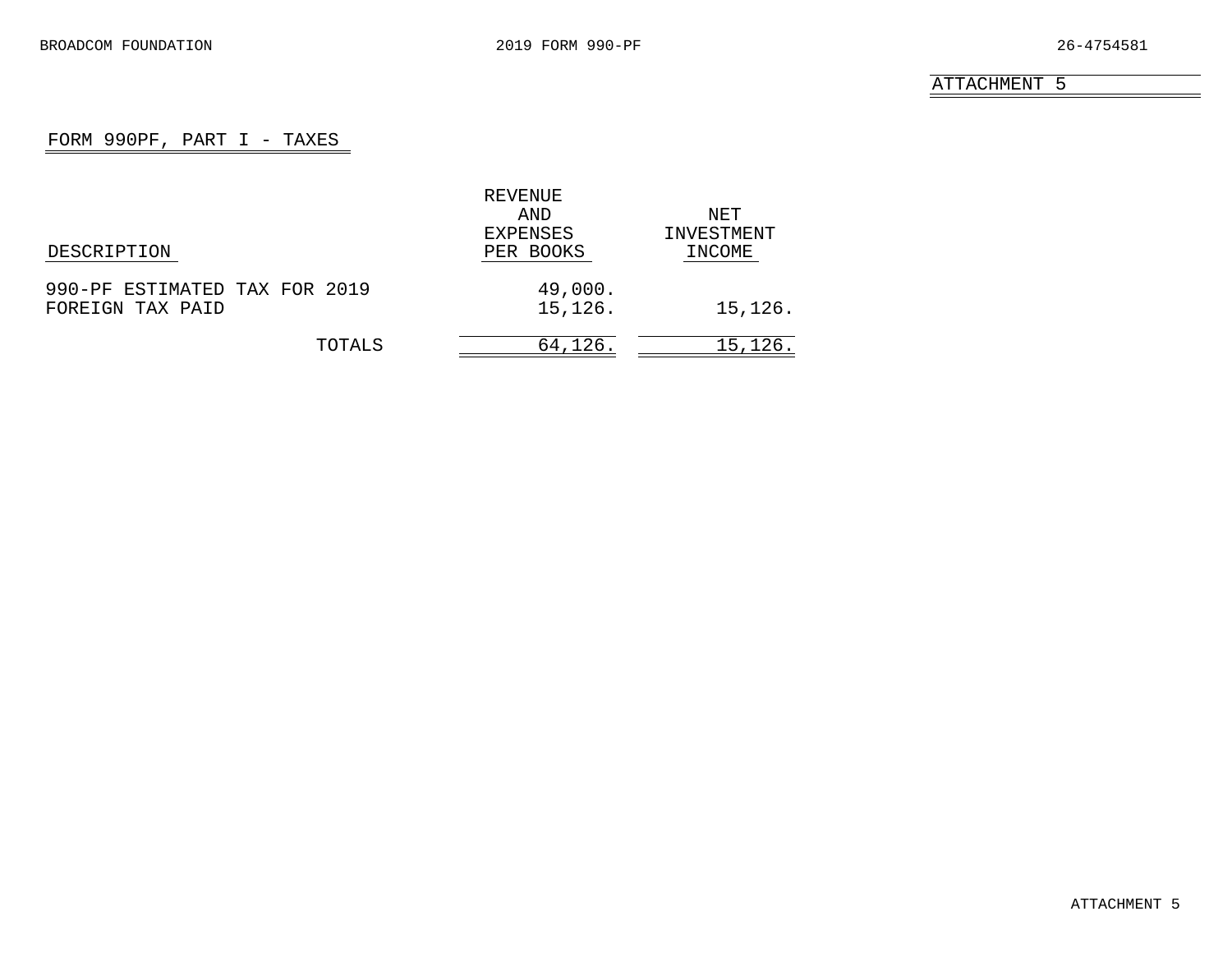ATTACHMENT 5

## FORM 990PF, PART I - TAXES

| DESCRIPTION | REVENUE AND EXPENSES PER BOOKS | NET INVESTMENT INCOME |
|---|---|---|
| 990-PF ESTIMATED TAX FOR 2019 | 49,000. | |
| FOREIGN TAX PAID | 15,126. | 15,126. |
| TOTALS | 64,126. | 15,126. |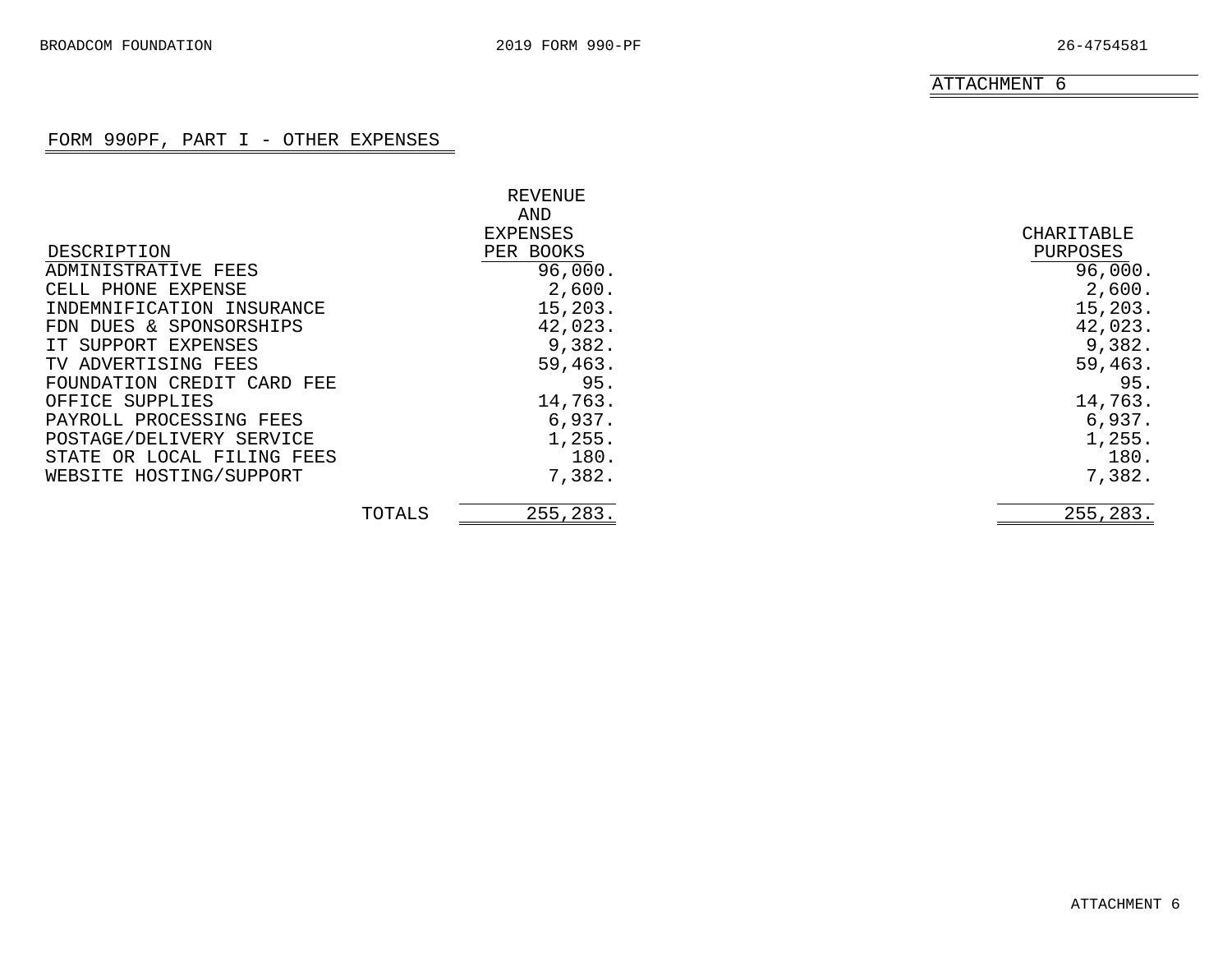ATTACHMENT 6

## FORM 990PF, PART I - OTHER EXPENSES

| DESCRIPTION | REVENUE AND EXPENSES PER BOOKS | CHARITABLE PURPOSES |
|---|---|---|
| ADMINISTRATIVE FEES | 96,000. | 96,000. |
| CELL PHONE EXPENSE | 2,600. | 2,600. |
| INDEMNIFICATION INSURANCE | 15,203. | 15,203. |
| FDN DUES & SPONSORSHIPS | 42,023. | 42,023. |
| IT SUPPORT EXPENSES | 9,382. | 9,382. |
| TV ADVERTISING FEES | 59,463. | 59,463. |
| FOUNDATION CREDIT CARD FEE | 95. | 95. |
| OFFICE SUPPLIES | 14,763. | 14,763. |
| PAYROLL PROCESSING FEES | 6,937. | 6,937. |
| POSTAGE/DELIVERY SERVICE | 1,255. | 1,255. |
| STATE OR LOCAL FILING FEES | 180. | 180. |
| WEBSITE HOSTING/SUPPORT | 7,382. | 7,382. |
| TOTALS | 255,283. | 255,283. |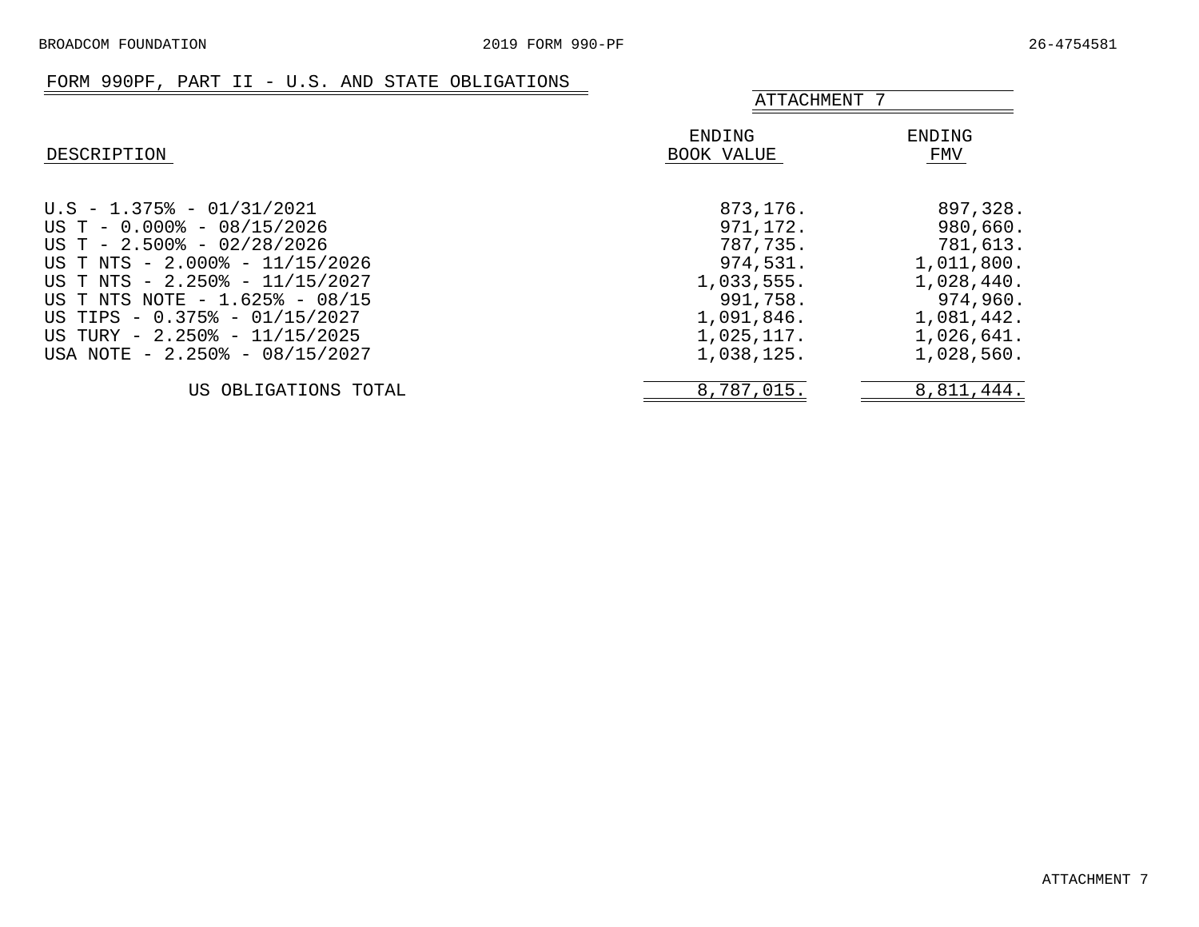## FORM 990PF, PART II - U.S. AND STATE OBLIGATIONS

ATTACHMENT 7

| DESCRIPTION | ENDING BOOK VALUE | ENDING FMV |
|---|---|---|
| U.S - 1.375% - 01/31/2021 | 873,176. | 897,328. |
| US T - 0.000% - 08/15/2026 | 971,172. | 980,660. |
| US T - 2.500% - 02/28/2026 | 787,735. | 781,613. |
| US T NTS - 2.000% - 11/15/2026 | 974,531. | 1,011,800. |
| US T NTS - 2.250% - 11/15/2027 | 1,033,555. | 1,028,440. |
| US T NTS NOTE - 1.625% - 08/15 | 991,758. | 974,960. |
| US TIPS - 0.375% - 01/15/2027 | 1,091,846. | 1,081,442. |
| US TURY - 2.250% - 11/15/2025 | 1,025,117. | 1,026,641. |
| USA NOTE - 2.250% - 08/15/2027 | 1,038,125. | 1,028,560. |
| US OBLIGATIONS TOTAL | 8,787,015. | 8,811,444. |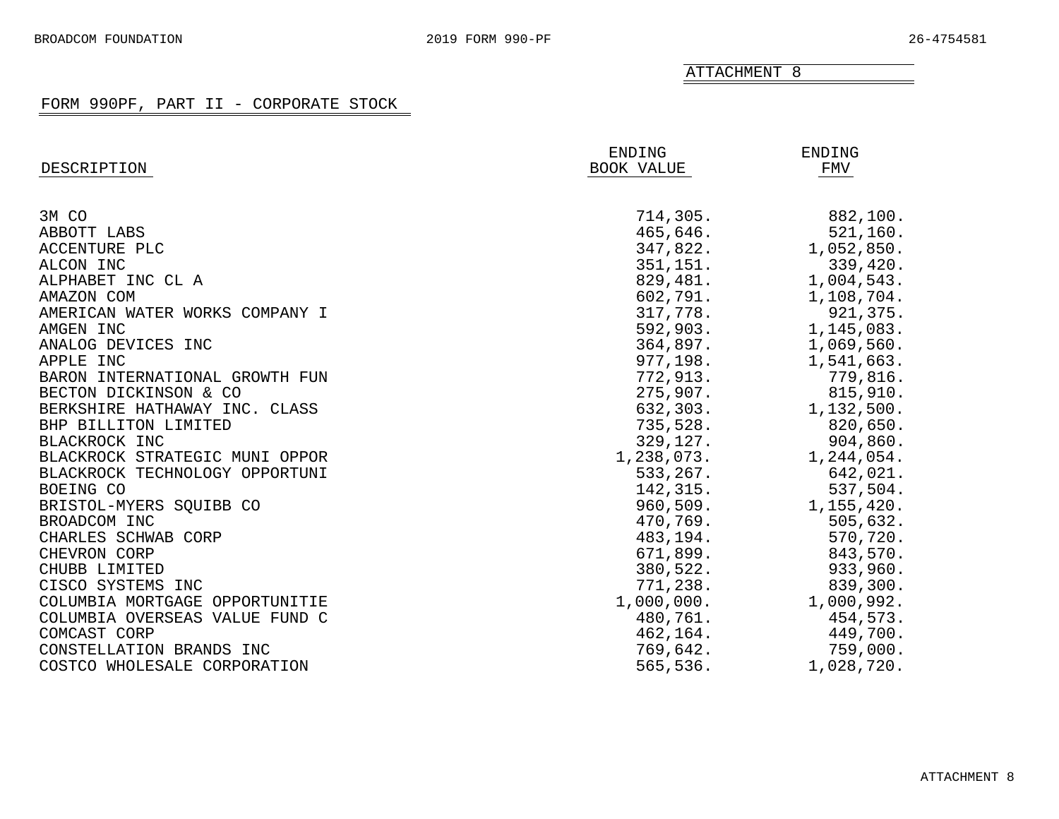BROADCOM FOUNDATION 2019 FORM 990-PF 26-4754581

ATTACHMENT 8

## FORM 990PF, PART II - CORPORATE STOCK

| DESCRIPTION | ENDING BOOK VALUE | ENDING FMV |
|---|---|---|
| 3M CO | 714,305. | 882,100. |
| ABBOTT LABS | 465,646. | 521,160. |
| ACCENTURE PLC | 347,822. | 1,052,850. |
| ALCON INC | 351,151. | 339,420. |
| ALPHABET INC CL A | 829,481. | 1,004,543. |
| AMAZON COM | 602,791. | 1,108,704. |
| AMERICAN WATER WORKS COMPANY I | 317,778. | 921,375. |
| AMGEN INC | 592,903. | 1,145,083. |
| ANALOG DEVICES INC | 364,897. | 1,069,560. |
| APPLE INC | 977,198. | 1,541,663. |
| BARON INTERNATIONAL GROWTH FUN | 772,913. | 779,816. |
| BECTON DICKINSON & CO | 275,907. | 815,910. |
| BERKSHIRE HATHAWAY INC. CLASS | 632,303. | 1,132,500. |
| BHP BILLITON LIMITED | 735,528. | 820,650. |
| BLACKROCK INC | 329,127. | 904,860. |
| BLACKROCK STRATEGIC MUNI OPPOR | 1,238,073. | 1,244,054. |
| BLACKROCK TECHNOLOGY OPPORTUNI | 533,267. | 642,021. |
| BOEING CO | 142,315. | 537,504. |
| BRISTOL-MYERS SQUIBB CO | 960,509. | 1,155,420. |
| BROADCOM INC | 470,769. | 505,632. |
| CHARLES SCHWAB CORP | 483,194. | 570,720. |
| CHEVRON CORP | 671,899. | 843,570. |
| CHUBB LIMITED | 380,522. | 933,960. |
| CISCO SYSTEMS INC | 771,238. | 839,300. |
| COLUMBIA MORTGAGE OPPORTUNITIE | 1,000,000. | 1,000,992. |
| COLUMBIA OVERSEAS VALUE FUND C | 480,761. | 454,573. |
| COMCAST CORP | 462,164. | 449,700. |
| CONSTELLATION BRANDS INC | 769,642. | 759,000. |
| COSTCO WHOLESALE CORPORATION | 565,536. | 1,028,720. |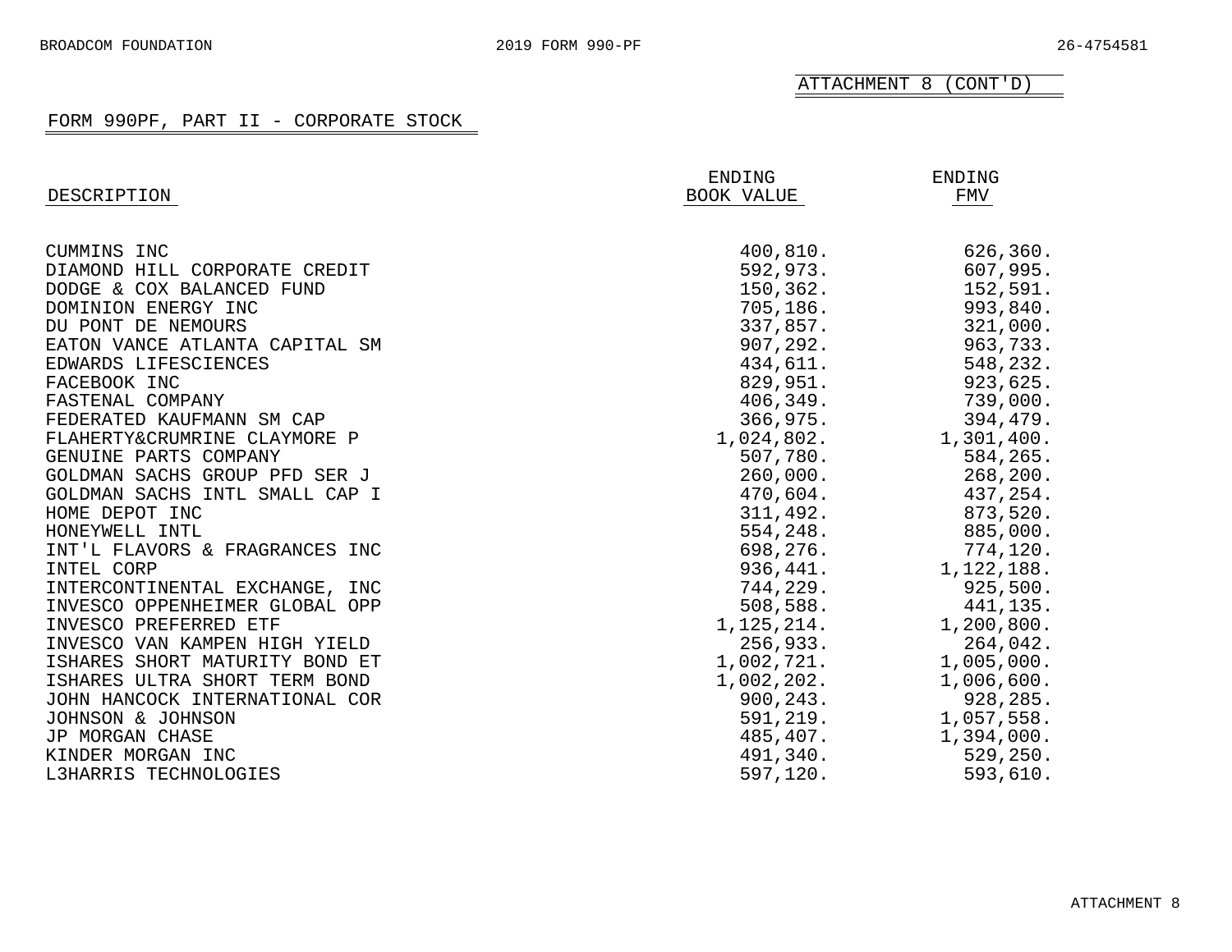ATTACHMENT 8 (CONT'D)

## FORM 990PF, PART II - CORPORATE STOCK

| DESCRIPTION | ENDING BOOK VALUE | ENDING FMV |
|---|---|---|
| CUMMINS INC | 400,810. | 626,360. |
| DIAMOND HILL CORPORATE CREDIT | 592,973. | 607,995. |
| DODGE & COX BALANCED FUND | 150,362. | 152,591. |
| DOMINION ENERGY INC | 705,186. | 993,840. |
| DU PONT DE NEMOURS | 337,857. | 321,000. |
| EATON VANCE ATLANTA CAPITAL SM | 907,292. | 963,733. |
| EDWARDS LIFESCIENCES | 434,611. | 548,232. |
| FACEBOOK INC | 829,951. | 923,625. |
| FASTENAL COMPANY | 406,349. | 739,000. |
| FEDERATED KAUFMANN SM CAP | 366,975. | 394,479. |
| FLAHERTY&CRUMRINE CLAYMORE P | 1,024,802. | 1,301,400. |
| GENUINE PARTS COMPANY | 507,780. | 584,265. |
| GOLDMAN SACHS GROUP PFD SER J | 260,000. | 268,200. |
| GOLDMAN SACHS INTL SMALL CAP I | 470,604. | 437,254. |
| HOME DEPOT INC | 311,492. | 873,520. |
| HONEYWELL INTL | 554,248. | 885,000. |
| INT'L FLAVORS & FRAGRANCES INC | 698,276. | 774,120. |
| INTEL CORP | 936,441. | 1,122,188. |
| INTERCONTINENTAL EXCHANGE, INC | 744,229. | 925,500. |
| INVESCO OPPENHEIMER GLOBAL OPP | 508,588. | 441,135. |
| INVESCO PREFERRED ETF | 1,125,214. | 1,200,800. |
| INVESCO VAN KAMPEN HIGH YIELD | 256,933. | 264,042. |
| ISHARES SHORT MATURITY BOND ET | 1,002,721. | 1,005,000. |
| ISHARES ULTRA SHORT TERM BOND | 1,002,202. | 1,006,600. |
| JOHN HANCOCK INTERNATIONAL COR | 900,243. | 928,285. |
| JOHNSON & JOHNSON | 591,219. | 1,057,558. |
| JP MORGAN CHASE | 485,407. | 1,394,000. |
| KINDER MORGAN INC | 491,340. | 529,250. |
| L3HARRIS TECHNOLOGIES | 597,120. | 593,610. |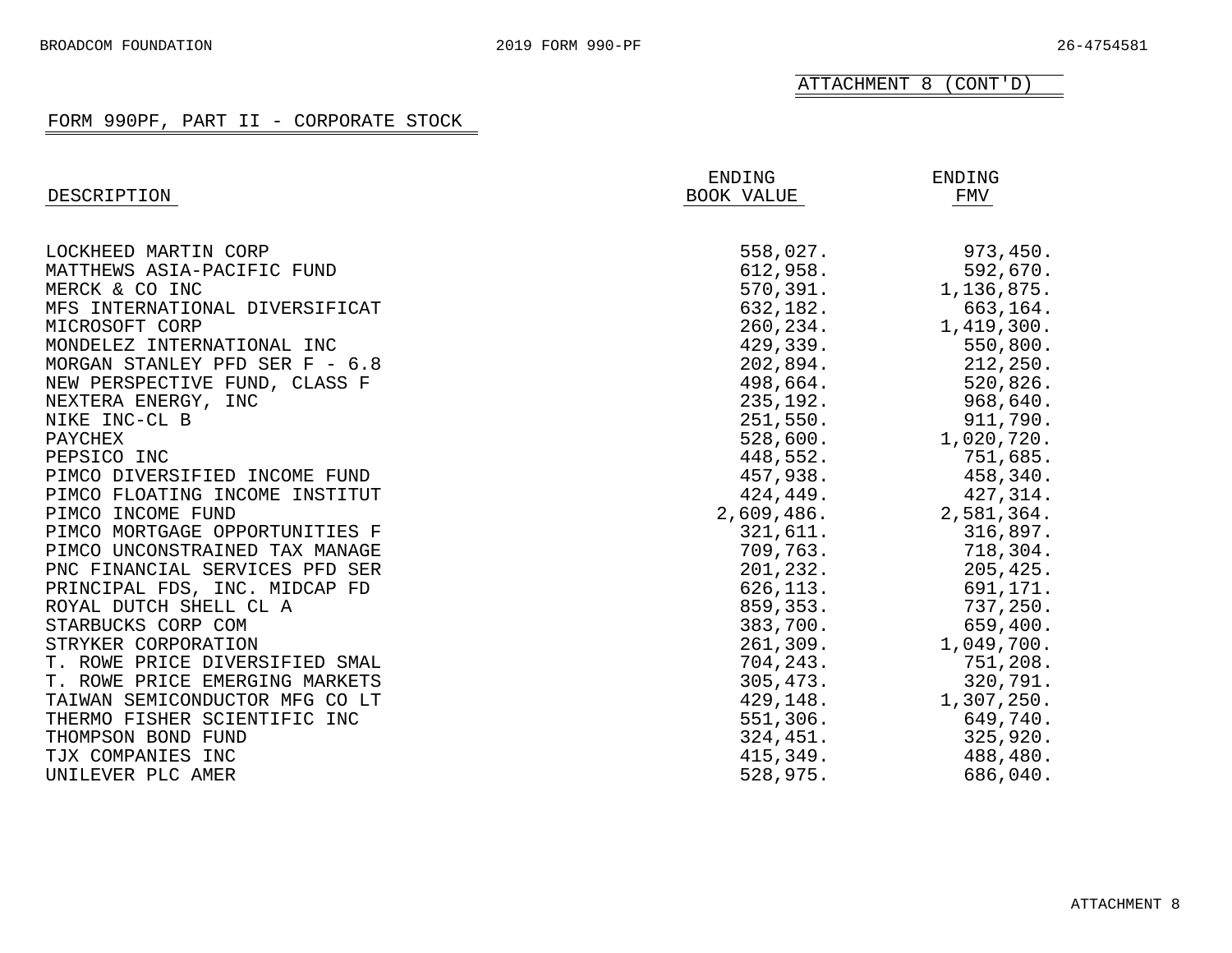ATTACHMENT 8 (CONT'D)

## FORM 990PF, PART II - CORPORATE STOCK

| DESCRIPTION | ENDING BOOK VALUE | ENDING FMV |
|---|---|---|
| LOCKHEED MARTIN CORP | 558,027. | 973,450. |
| MATTHEWS ASIA-PACIFIC FUND | 612,958. | 592,670. |
| MERCK & CO INC | 570,391. | 1,136,875. |
| MFS INTERNATIONAL DIVERSIFICAT | 632,182. | 663,164. |
| MICROSOFT CORP | 260,234. | 1,419,300. |
| MONDELEZ INTERNATIONAL INC | 429,339. | 550,800. |
| MORGAN STANLEY PFD SER F - 6.8 | 202,894. | 212,250. |
| NEW PERSPECTIVE FUND, CLASS F | 498,664. | 520,826. |
| NEXTERA ENERGY, INC | 235,192. | 968,640. |
| NIKE INC-CL B | 251,550. | 911,790. |
| PAYCHEX | 528,600. | 1,020,720. |
| PEPSICO INC | 448,552. | 751,685. |
| PIMCO DIVERSIFIED INCOME FUND | 457,938. | 458,340. |
| PIMCO FLOATING INCOME INSTITUT | 424,449. | 427,314. |
| PIMCO INCOME FUND | 2,609,486. | 2,581,364. |
| PIMCO MORTGAGE OPPORTUNITIES F | 321,611. | 316,897. |
| PIMCO UNCONSTRAINED TAX MANAGE | 709,763. | 718,304. |
| PNC FINANCIAL SERVICES PFD SER | 201,232. | 205,425. |
| PRINCIPAL FDS, INC. MIDCAP FD | 626,113. | 691,171. |
| ROYAL DUTCH SHELL CL A | 859,353. | 737,250. |
| STARBUCKS CORP COM | 383,700. | 659,400. |
| STRYKER CORPORATION | 261,309. | 1,049,700. |
| T. ROWE PRICE DIVERSIFIED SMAL | 704,243. | 751,208. |
| T. ROWE PRICE EMERGING MARKETS | 305,473. | 320,791. |
| TAIWAN SEMICONDUCTOR MFG CO LT | 429,148. | 1,307,250. |
| THERMO FISHER SCIENTIFIC INC | 551,306. | 649,740. |
| THOMPSON BOND FUND | 324,451. | 325,920. |
| TJX COMPANIES INC | 415,349. | 488,480. |
| UNILEVER PLC AMER | 528,975. | 686,040. |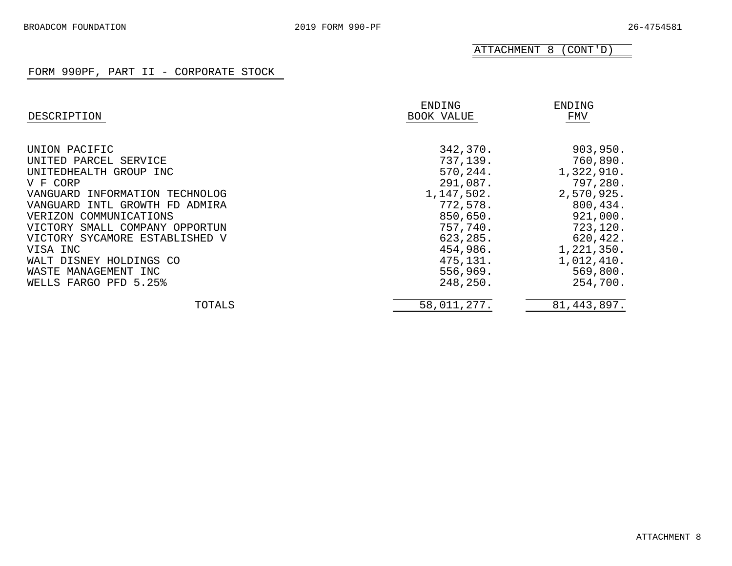ATTACHMENT 8 (CONT'D)

## FORM 990PF, PART II - CORPORATE STOCK

| DESCRIPTION | ENDING BOOK VALUE | ENDING FMV |
|---|---|---|
| UNION PACIFIC | 342,370. | 903,950. |
| UNITED PARCEL SERVICE | 737,139. | 760,890. |
| UNITEDHEALTH GROUP INC | 570,244. | 1,322,910. |
| V F CORP | 291,087. | 797,280. |
| VANGUARD INFORMATION TECHNOLOG | 1,147,502. | 2,570,925. |
| VANGUARD INTL GROWTH FD ADMIRA | 772,578. | 800,434. |
| VERIZON COMMUNICATIONS | 850,650. | 921,000. |
| VICTORY SMALL COMPANY OPPORTUN | 757,740. | 723,120. |
| VICTORY SYCAMORE ESTABLISHED V | 623,285. | 620,422. |
| VISA INC | 454,986. | 1,221,350. |
| WALT DISNEY HOLDINGS CO | 475,131. | 1,012,410. |
| WASTE MANAGEMENT INC | 556,969. | 569,800. |
| WELLS FARGO PFD 5.25% | 248,250. | 254,700. |
| TOTALS | 58,011,277. | 81,443,897. |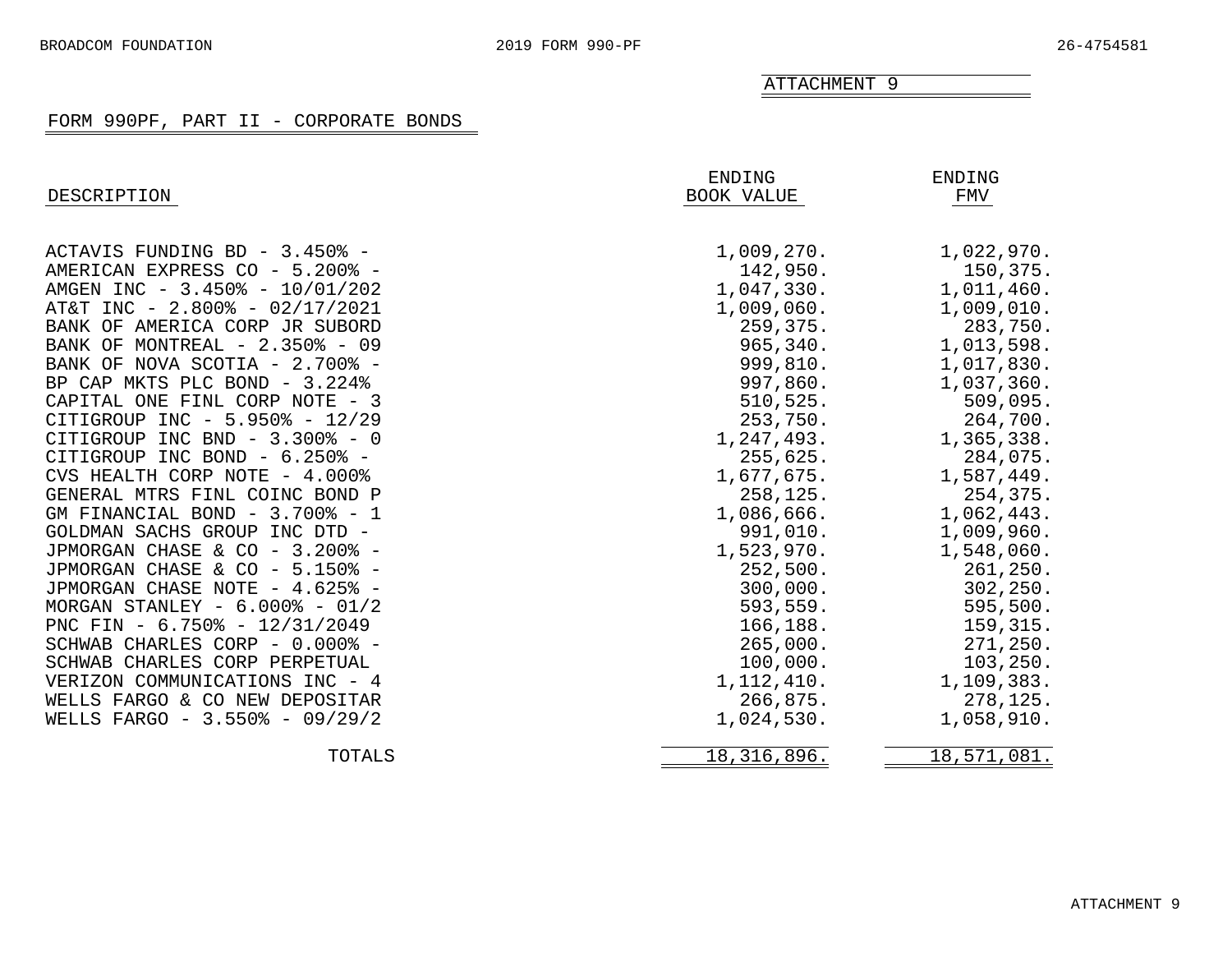ATTACHMENT 9

## FORM 990PF, PART II - CORPORATE BONDS

| DESCRIPTION | ENDING BOOK VALUE | ENDING FMV |
|---|---|---|
| ACTAVIS FUNDING BD - 3.450% - | 1,009,270. | 1,022,970. |
| AMERICAN EXPRESS CO - 5.200% - | 142,950. | 150,375. |
| AMGEN INC - 3.450% - 10/01/202 | 1,047,330. | 1,011,460. |
| AT&T INC - 2.800% - 02/17/2021 | 1,009,060. | 1,009,010. |
| BANK OF AMERICA CORP JR SUBORD | 259,375. | 283,750. |
| BANK OF MONTREAL - 2.350% - 09 | 965,340. | 1,013,598. |
| BANK OF NOVA SCOTIA - 2.700% - | 999,810. | 1,017,830. |
| BP CAP MKTS PLC BOND - 3.224% | 997,860. | 1,037,360. |
| CAPITAL ONE FINL CORP NOTE - 3 | 510,525. | 509,095. |
| CITIGROUP INC - 5.950% - 12/29 | 253,750. | 264,700. |
| CITIGROUP INC BND - 3.300% - 0 | 1,247,493. | 1,365,338. |
| CITIGROUP INC BOND - 6.250% - | 255,625. | 284,075. |
| CVS HEALTH CORP NOTE - 4.000% | 1,677,675. | 1,587,449. |
| GENERAL MTRS FINL COINC BOND P | 258,125. | 254,375. |
| GM FINANCIAL BOND - 3.700% - 1 | 1,086,666. | 1,062,443. |
| GOLDMAN SACHS GROUP INC DTD - | 991,010. | 1,009,960. |
| JPMORGAN CHASE & CO - 3.200% - | 1,523,970. | 1,548,060. |
| JPMORGAN CHASE & CO - 5.150% - | 252,500. | 261,250. |
| JPMORGAN CHASE NOTE - 4.625% - | 300,000. | 302,250. |
| MORGAN STANLEY - 6.000% - 01/2 | 593,559. | 595,500. |
| PNC FIN - 6.750% - 12/31/2049 | 166,188. | 159,315. |
| SCHWAB CHARLES CORP - 0.000% - | 265,000. | 271,250. |
| SCHWAB CHARLES CORP PERPETUAL | 100,000. | 103,250. |
| VERIZON COMMUNICATIONS INC - 4 | 1,112,410. | 1,109,383. |
| WELLS FARGO & CO NEW DEPOSITAR | 266,875. | 278,125. |
| WELLS FARGO - 3.550% - 09/29/2 | 1,024,530. | 1,058,910. |
| TOTALS | 18,316,896. | 18,571,081. |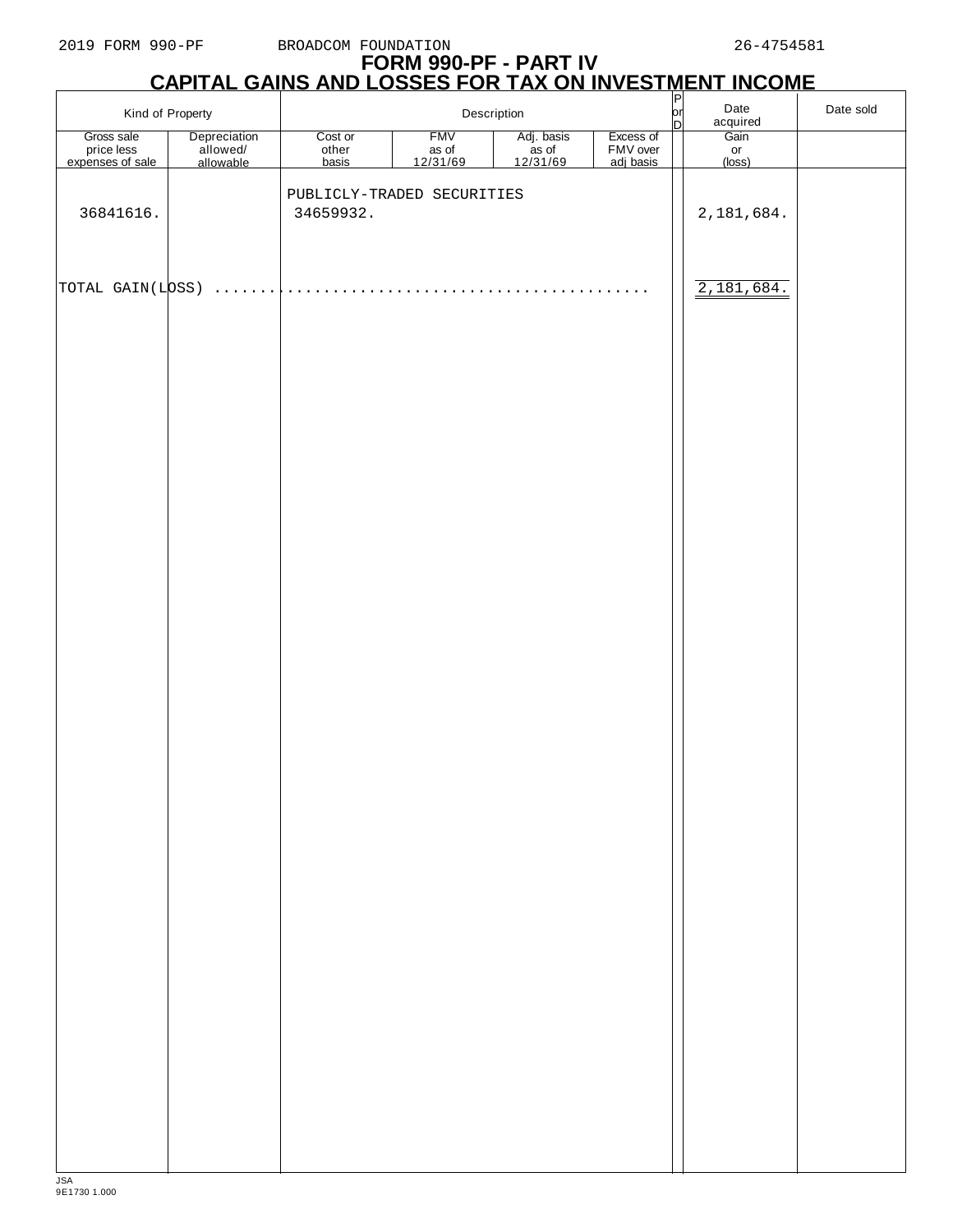2019 FORM 990-PF BROADCOM FOUNDATION 26-4754581

# FORM 990-PF - PART IV
## CAPITAL GAINS AND LOSSES FOR TAX ON INVESTMENT INCOME

| Kind of Property | | Description | | | | P or D | Date acquired | Date sold |
|---|---|---|---|---|---|---|---|---|
| Gross sale price less expenses of sale | Depreciation allowed/ allowable | Cost or other basis | FMV as of 12/31/69 | Adj. basis as of 12/31/69 | Excess of FMV over adj basis | | Gain or (loss) | |
| | | PUBLICLY-TRADED SECURITIES | | | | | | |
| 36841616. | | 34659932. | | | | | 2,181,684. | |
| TOTAL GAIN(LOSS) ........................................... | | | | | | | 2,181,684. | |

JSA
9E1730 1.000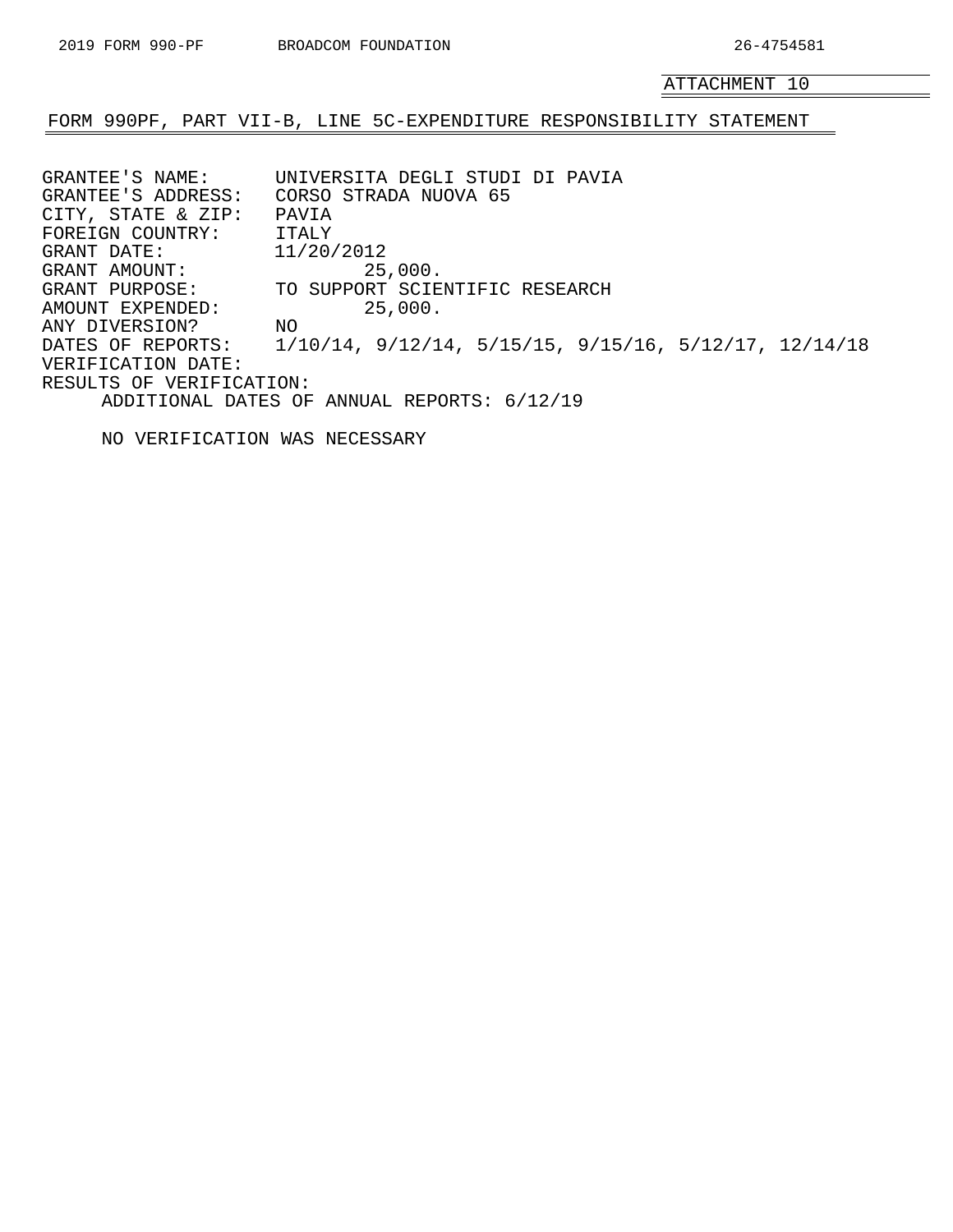ATTACHMENT 10

## FORM 990PF, PART VII-B, LINE 5C-EXPENDITURE RESPONSIBILITY STATEMENT

GRANTEE'S NAME: UNIVERSITA DEGLI STUDI DI PAVIA
GRANTEE'S ADDRESS: CORSO STRADA NUOVA 65
CITY, STATE & ZIP: PAVIA
FOREIGN COUNTRY: ITALY
GRANT DATE: 11/20/2012
GRANT AMOUNT: 25,000.
GRANT PURPOSE: TO SUPPORT SCIENTIFIC RESEARCH
AMOUNT EXPENDED: 25,000.
ANY DIVERSION? NO
DATES OF REPORTS: 1/10/14, 9/12/14, 5/15/15, 9/15/16, 5/12/17, 12/14/18
VERIFICATION DATE:
RESULTS OF VERIFICATION:
ADDITIONAL DATES OF ANNUAL REPORTS: 6/12/19

NO VERIFICATION WAS NECESSARY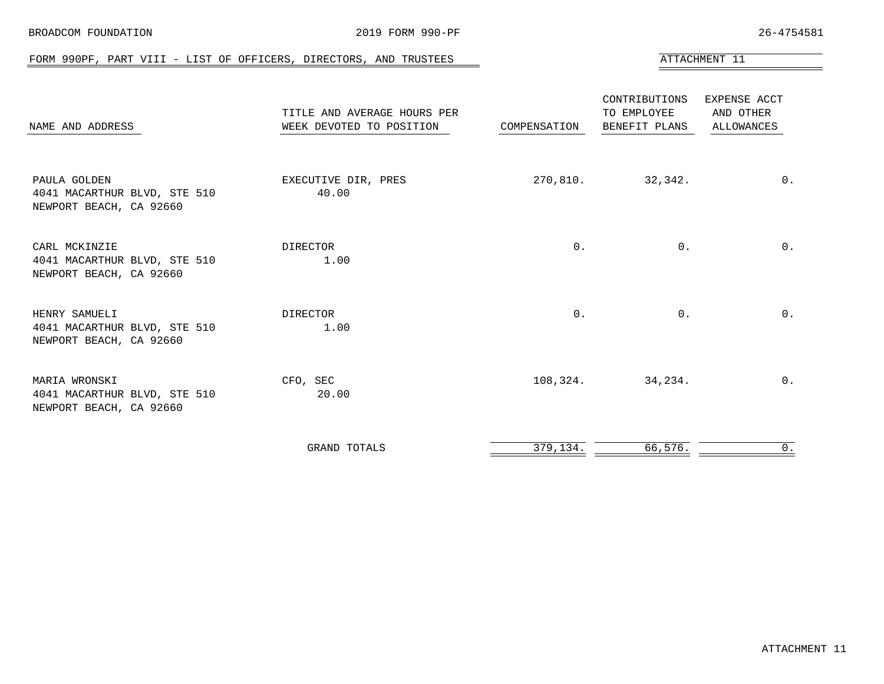BROADCOM FOUNDATION 2019 FORM 990-PF 26-4754581

## FORM 990PF, PART VIII - LIST OF OFFICERS, DIRECTORS, AND TRUSTEES

ATTACHMENT 11

| NAME AND ADDRESS | TITLE AND AVERAGE HOURS PER WEEK DEVOTED TO POSITION | COMPENSATION | CONTRIBUTIONS TO EMPLOYEE BENEFIT PLANS | EXPENSE ACCT AND OTHER ALLOWANCES |
|---|---|---|---|---|
| PAULA GOLDEN<br>4041 MACARTHUR BLVD, STE 510<br>NEWPORT BEACH, CA 92660 | EXECUTIVE DIR, PRES<br>40.00 | 270,810. | 32,342. | 0. |
| CARL MCKINZIE<br>4041 MACARTHUR BLVD, STE 510<br>NEWPORT BEACH, CA 92660 | DIRECTOR<br>1.00 | 0. | 0. | 0. |
| HENRY SAMUELI<br>4041 MACARTHUR BLVD, STE 510<br>NEWPORT BEACH, CA 92660 | DIRECTOR<br>1.00 | 0. | 0. | 0. |
| MARIA WRONSKI<br>4041 MACARTHUR BLVD, STE 510<br>NEWPORT BEACH, CA 92660 | CFO, SEC<br>20.00 | 108,324. | 34,234. | 0. |
| | GRAND TOTALS | 379,134. | 66,576. | 0. |

ATTACHMENT 11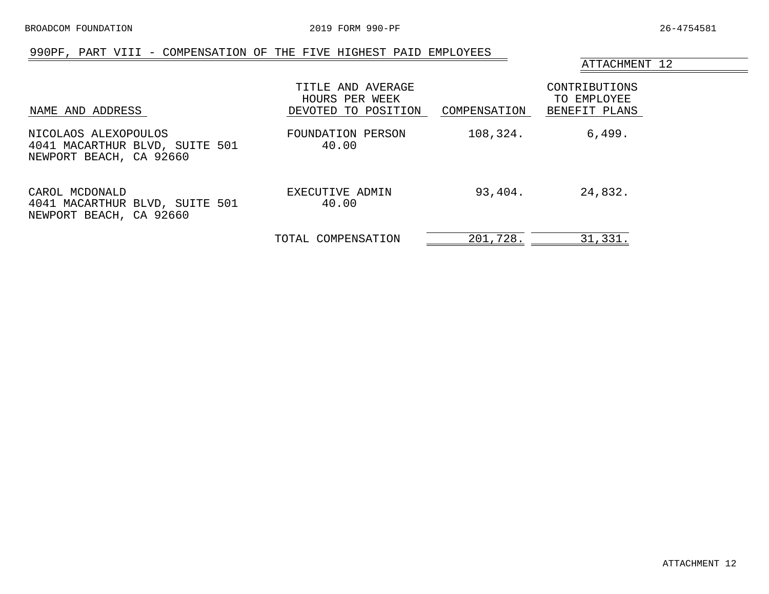## 990PF, PART VIII - COMPENSATION OF THE FIVE HIGHEST PAID EMPLOYEES

ATTACHMENT 12

| NAME AND ADDRESS | TITLE AND AVERAGE HOURS PER WEEK DEVOTED TO POSITION | COMPENSATION | CONTRIBUTIONS TO EMPLOYEE BENEFIT PLANS |
|---|---|---|---|
| NICOLAOS ALEXOPOULOS<br>4041 MACARTHUR BLVD, SUITE 501<br>NEWPORT BEACH, CA 92660 | FOUNDATION PERSON<br>40.00 | 108,324. | 6,499. |
| CAROL MCDONALD<br>4041 MACARTHUR BLVD, SUITE 501<br>NEWPORT BEACH, CA 92660 | EXECUTIVE ADMIN<br>40.00 | 93,404. | 24,832. |
| | TOTAL COMPENSATION | 201,728. | 31,331. |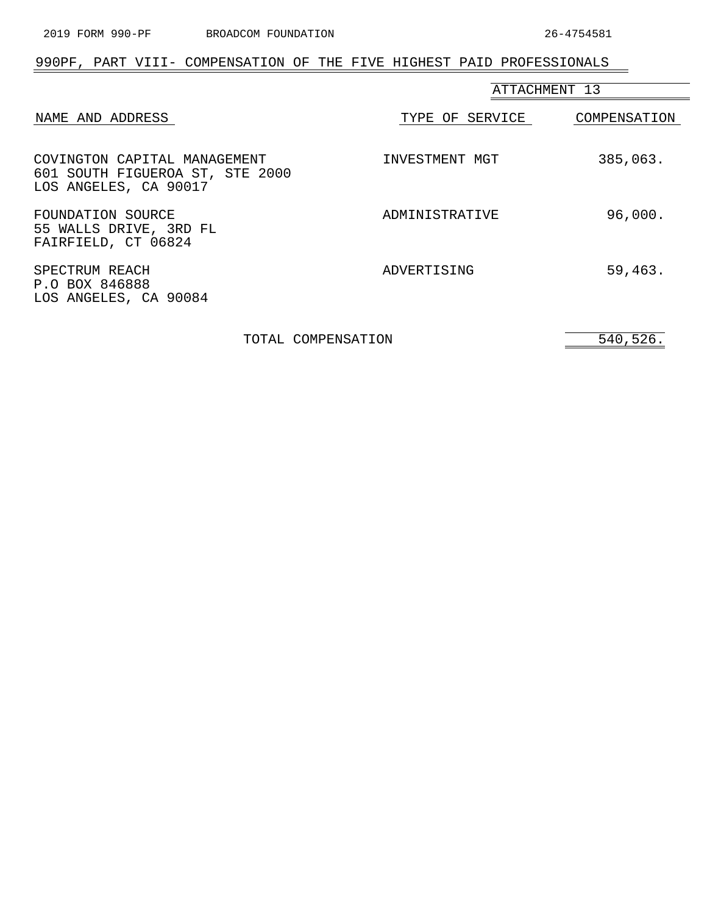2019 FORM 990-PF BROADCOM FOUNDATION 26-4754581

## 990PF, PART VIII- COMPENSATION OF THE FIVE HIGHEST PAID PROFESSIONALS

ATTACHMENT 13

| NAME AND ADDRESS | TYPE OF SERVICE | COMPENSATION |
|---|---|---|
| COVINGTON CAPITAL MANAGEMENT<br>601 SOUTH FIGUEROA ST, STE 2000<br>LOS ANGELES, CA 90017 | INVESTMENT MGT | 385,063. |
| FOUNDATION SOURCE<br>55 WALLS DRIVE, 3RD FL<br>FAIRFIELD, CT 06824 | ADMINISTRATIVE | 96,000. |
| SPECTRUM REACH<br>P.O BOX 846888<br>LOS ANGELES, CA 90084 | ADVERTISING | 59,463. |
| TOTAL COMPENSATION | | 540,526. |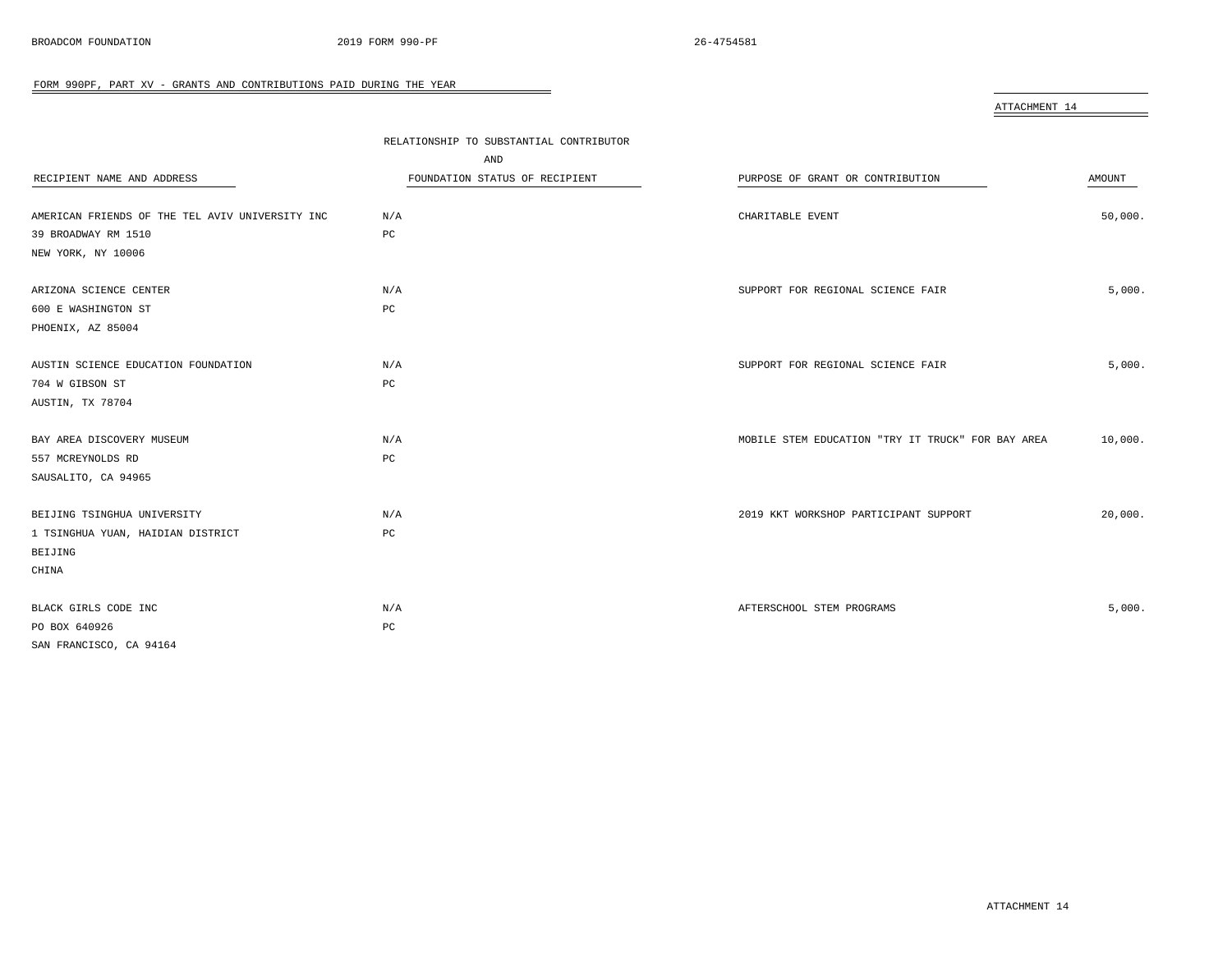## FORM 990PF, PART XV - GRANTS AND CONTRIBUTIONS PAID DURING THE YEAR

ATTACHMENT 14

| RECIPIENT NAME AND ADDRESS | RELATIONSHIP TO SUBSTANTIAL CONTRIBUTOR AND FOUNDATION STATUS OF RECIPIENT | PURPOSE OF GRANT OR CONTRIBUTION | AMOUNT |
|---|---|---|---|
| AMERICAN FRIENDS OF THE TEL AVIV UNIVERSITY INC<br>39 BROADWAY RM 1510<br>NEW YORK, NY 10006 | N/A<br>PC | CHARITABLE EVENT | 50,000. |
| ARIZONA SCIENCE CENTER<br>600 E WASHINGTON ST<br>PHOENIX, AZ 85004 | N/A<br>PC | SUPPORT FOR REGIONAL SCIENCE FAIR | 5,000. |
| AUSTIN SCIENCE EDUCATION FOUNDATION<br>704 W GIBSON ST<br>AUSTIN, TX 78704 | N/A<br>PC | SUPPORT FOR REGIONAL SCIENCE FAIR | 5,000. |
| BAY AREA DISCOVERY MUSEUM<br>557 MCREYNOLDS RD<br>SAUSALITO, CA 94965 | N/A<br>PC | MOBILE STEM EDUCATION "TRY IT TRUCK" FOR BAY AREA | 10,000. |
| BEIJING TSINGHUA UNIVERSITY<br>1 TSINGHUA YUAN, HAIDIAN DISTRICT<br>BEIJING<br>CHINA | N/A<br>PC | 2019 KKT WORKSHOP PARTICIPANT SUPPORT | 20,000. |
| BLACK GIRLS CODE INC<br>PO BOX 640926<br>SAN FRANCISCO, CA 94164 | N/A<br>PC | AFTERSCHOOL STEM PROGRAMS | 5,000. |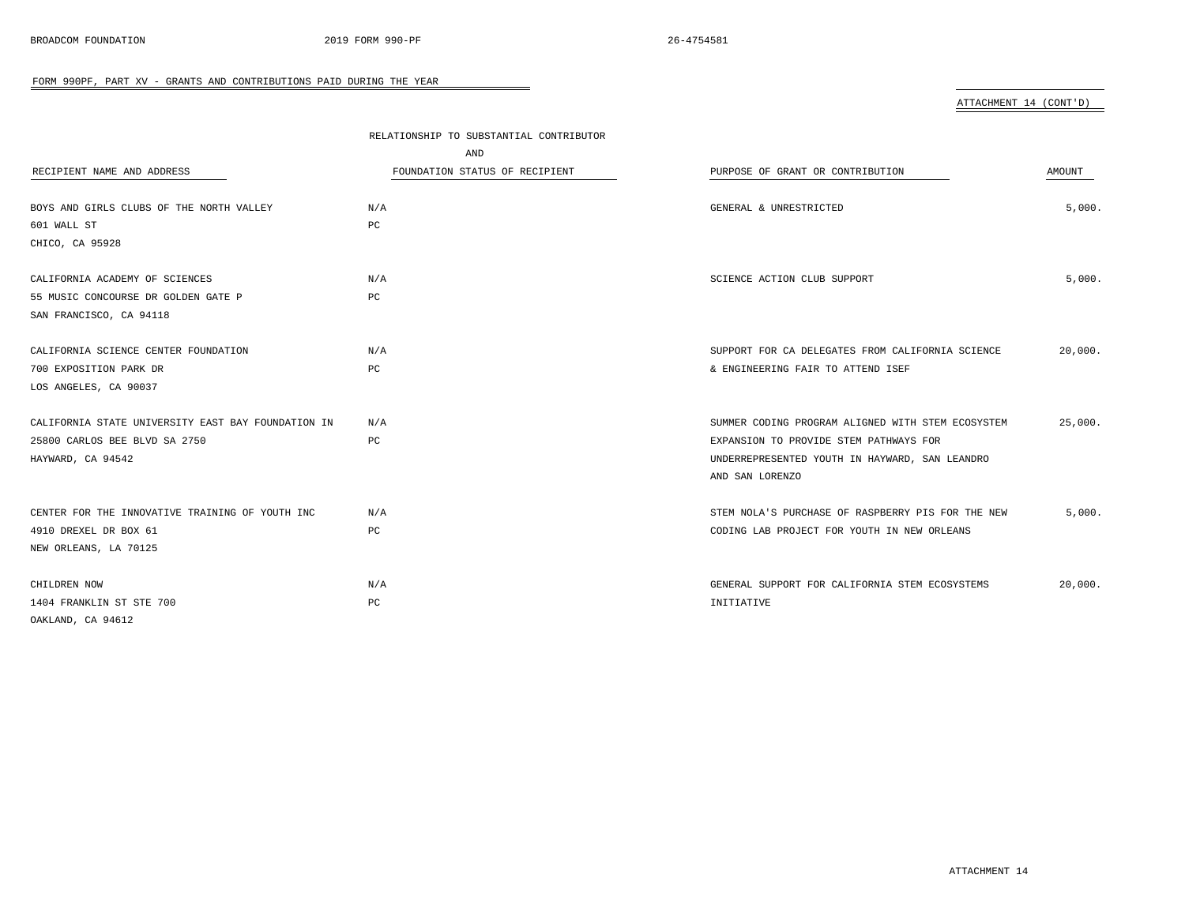FORM 990PF, PART XV - GRANTS AND CONTRIBUTIONS PAID DURING THE YEAR

ATTACHMENT 14 (CONT'D)

| RECIPIENT NAME AND ADDRESS | RELATIONSHIP TO SUBSTANTIAL CONTRIBUTOR AND FOUNDATION STATUS OF RECIPIENT | PURPOSE OF GRANT OR CONTRIBUTION | AMOUNT |
|---|---|---|---|
| BOYS AND GIRLS CLUBS OF THE NORTH VALLEY<br>601 WALL ST<br>CHICO, CA 95928 | N/A<br>PC | GENERAL & UNRESTRICTED | 5,000. |
| CALIFORNIA ACADEMY OF SCIENCES<br>55 MUSIC CONCOURSE DR GOLDEN GATE P<br>SAN FRANCISCO, CA 94118 | N/A<br>PC | SCIENCE ACTION CLUB SUPPORT | 5,000. |
| CALIFORNIA SCIENCE CENTER FOUNDATION<br>700 EXPOSITION PARK DR<br>LOS ANGELES, CA 90037 | N/A<br>PC | SUPPORT FOR CA DELEGATES FROM CALIFORNIA SCIENCE & ENGINEERING FAIR TO ATTEND ISEF | 20,000. |
| CALIFORNIA STATE UNIVERSITY EAST BAY FOUNDATION IN<br>25800 CARLOS BEE BLVD SA 2750<br>HAYWARD, CA 94542 | N/A<br>PC | SUMMER CODING PROGRAM ALIGNED WITH STEM ECOSYSTEM EXPANSION TO PROVIDE STEM PATHWAYS FOR UNDERREPRESENTED YOUTH IN HAYWARD, SAN LEANDRO AND SAN LORENZO | 25,000. |
| CENTER FOR THE INNOVATIVE TRAINING OF YOUTH INC<br>4910 DREXEL DR BOX 61<br>NEW ORLEANS, LA 70125 | N/A<br>PC | STEM NOLA'S PURCHASE OF RASPBERRY PIS FOR THE NEW CODING LAB PROJECT FOR YOUTH IN NEW ORLEANS | 5,000. |
| CHILDREN NOW<br>1404 FRANKLIN ST STE 700<br>OAKLAND, CA 94612 | N/A<br>PC | GENERAL SUPPORT FOR CALIFORNIA STEM ECOSYSTEMS INITIATIVE | 20,000. |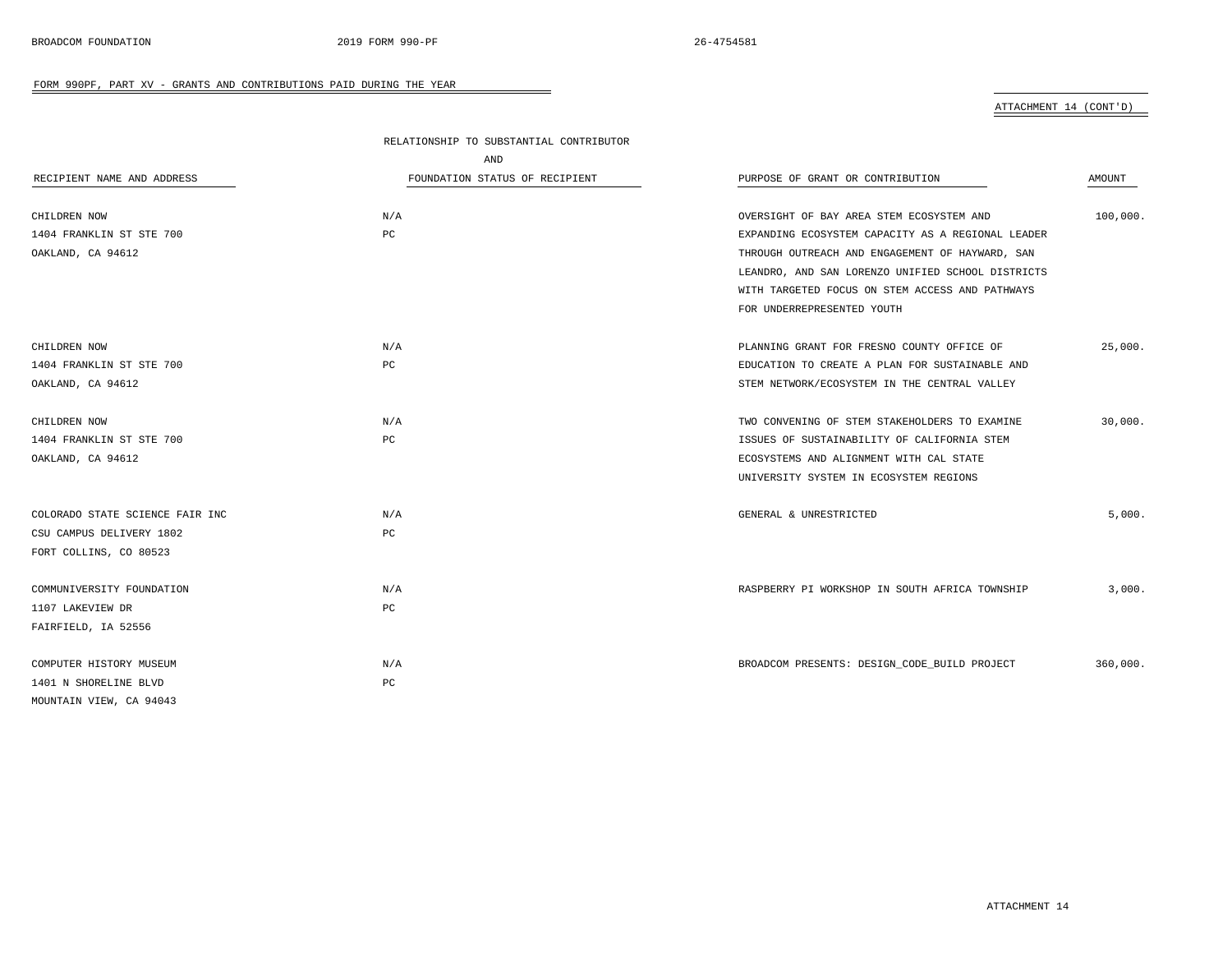FORM 990PF, PART XV - GRANTS AND CONTRIBUTIONS PAID DURING THE YEAR

ATTACHMENT 14 (CONT'D)

| RECIPIENT NAME AND ADDRESS | RELATIONSHIP TO SUBSTANTIAL CONTRIBUTOR AND FOUNDATION STATUS OF RECIPIENT | PURPOSE OF GRANT OR CONTRIBUTION | AMOUNT |
|---|---|---|---|
| CHILDREN NOW<br>1404 FRANKLIN ST STE 700<br>OAKLAND, CA 94612 | N/A<br>PC | OVERSIGHT OF BAY AREA STEM ECOSYSTEM AND EXPANDING ECOSYSTEM CAPACITY AS A REGIONAL LEADER THROUGH OUTREACH AND ENGAGEMENT OF HAYWARD, SAN LEANDRO, AND SAN LORENZO UNIFIED SCHOOL DISTRICTS WITH TARGETED FOCUS ON STEM ACCESS AND PATHWAYS FOR UNDERREPRESENTED YOUTH | 100,000. |
| CHILDREN NOW<br>1404 FRANKLIN ST STE 700<br>OAKLAND, CA 94612 | N/A<br>PC | PLANNING GRANT FOR FRESNO COUNTY OFFICE OF EDUCATION TO CREATE A PLAN FOR SUSTAINABLE AND STEM NETWORK/ECOSYSTEM IN THE CENTRAL VALLEY | 25,000. |
| CHILDREN NOW<br>1404 FRANKLIN ST STE 700<br>OAKLAND, CA 94612 | N/A<br>PC | TWO CONVENING OF STEM STAKEHOLDERS TO EXAMINE ISSUES OF SUSTAINABILITY OF CALIFORNIA STEM ECOSYSTEMS AND ALIGNMENT WITH CAL STATE UNIVERSITY SYSTEM IN ECOSYSTEM REGIONS | 30,000. |
| COLORADO STATE SCIENCE FAIR INC<br>CSU CAMPUS DELIVERY 1802<br>FORT COLLINS, CO 80523 | N/A<br>PC | GENERAL & UNRESTRICTED | 5,000. |
| COMMUNIVERSITY FOUNDATION<br>1107 LAKEVIEW DR<br>FAIRFIELD, IA 52556 | N/A<br>PC | RASPBERRY PI WORKSHOP IN SOUTH AFRICA TOWNSHIP | 3,000. |
| COMPUTER HISTORY MUSEUM<br>1401 N SHORELINE BLVD<br>MOUNTAIN VIEW, CA 94043 | N/A<br>PC | BROADCOM PRESENTS: DESIGN_CODE_BUILD PROJECT | 360,000. |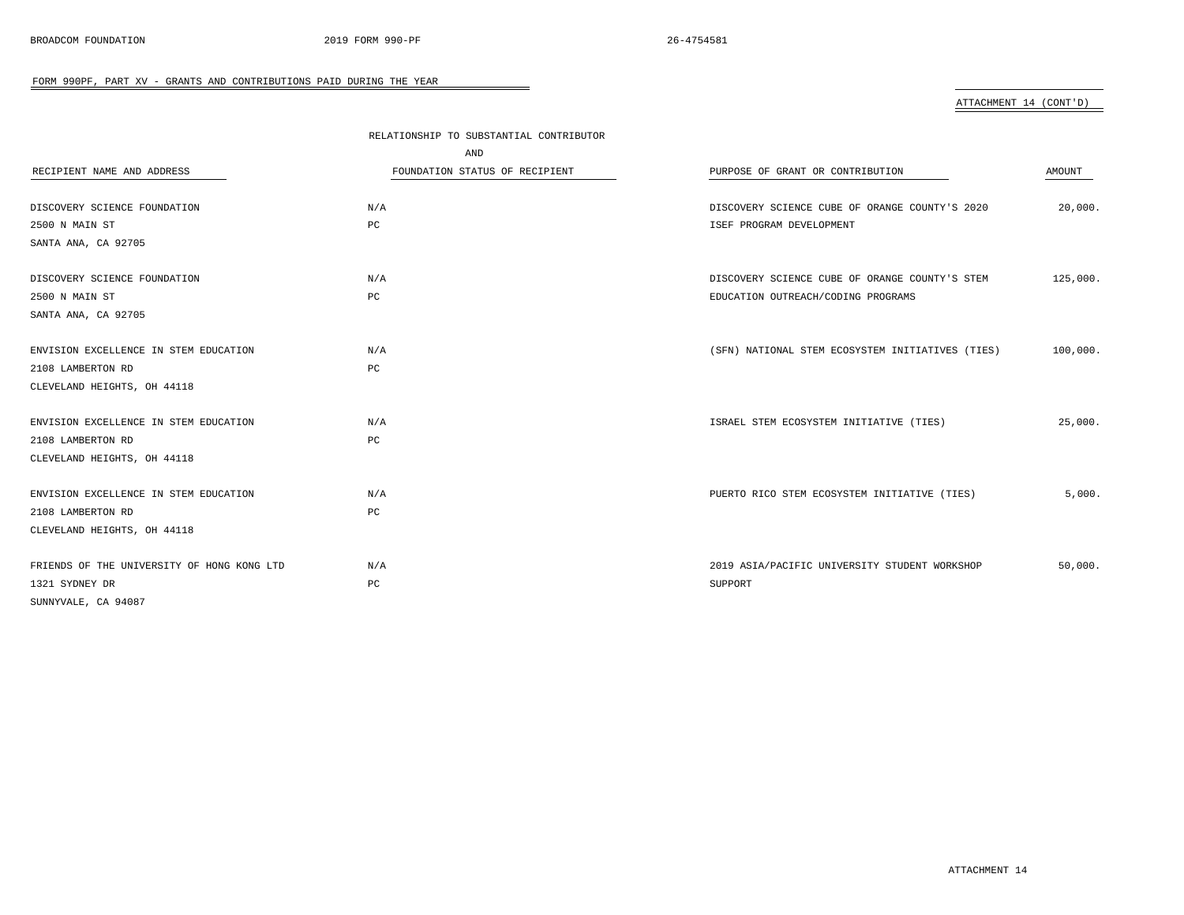## FORM 990PF, PART XV - GRANTS AND CONTRIBUTIONS PAID DURING THE YEAR

ATTACHMENT 14 (CONT'D)

| RECIPIENT NAME AND ADDRESS | RELATIONSHIP TO SUBSTANTIAL CONTRIBUTOR AND FOUNDATION STATUS OF RECIPIENT | PURPOSE OF GRANT OR CONTRIBUTION | AMOUNT |
|---|---|---|---|
| DISCOVERY SCIENCE FOUNDATION<br>2500 N MAIN ST<br>SANTA ANA, CA 92705 | N/A<br>PC | DISCOVERY SCIENCE CUBE OF ORANGE COUNTY'S 2020 ISEF PROGRAM DEVELOPMENT | 20,000. |
| DISCOVERY SCIENCE FOUNDATION<br>2500 N MAIN ST<br>SANTA ANA, CA 92705 | N/A<br>PC | DISCOVERY SCIENCE CUBE OF ORANGE COUNTY'S STEM EDUCATION OUTREACH/CODING PROGRAMS | 125,000. |
| ENVISION EXCELLENCE IN STEM EDUCATION<br>2108 LAMBERTON RD<br>CLEVELAND HEIGHTS, OH 44118 | N/A<br>PC | (SFN) NATIONAL STEM ECOSYSTEM INITIATIVES (TIES) | 100,000. |
| ENVISION EXCELLENCE IN STEM EDUCATION<br>2108 LAMBERTON RD<br>CLEVELAND HEIGHTS, OH 44118 | N/A<br>PC | ISRAEL STEM ECOSYSTEM INITIATIVE (TIES) | 25,000. |
| ENVISION EXCELLENCE IN STEM EDUCATION<br>2108 LAMBERTON RD<br>CLEVELAND HEIGHTS, OH 44118 | N/A<br>PC | PUERTO RICO STEM ECOSYSTEM INITIATIVE (TIES) | 5,000. |
| FRIENDS OF THE UNIVERSITY OF HONG KONG LTD<br>1321 SYDNEY DR<br>SUNNYVALE, CA 94087 | N/A<br>PC | 2019 ASIA/PACIFIC UNIVERSITY STUDENT WORKSHOP SUPPORT | 50,000. |

ATTACHMENT 14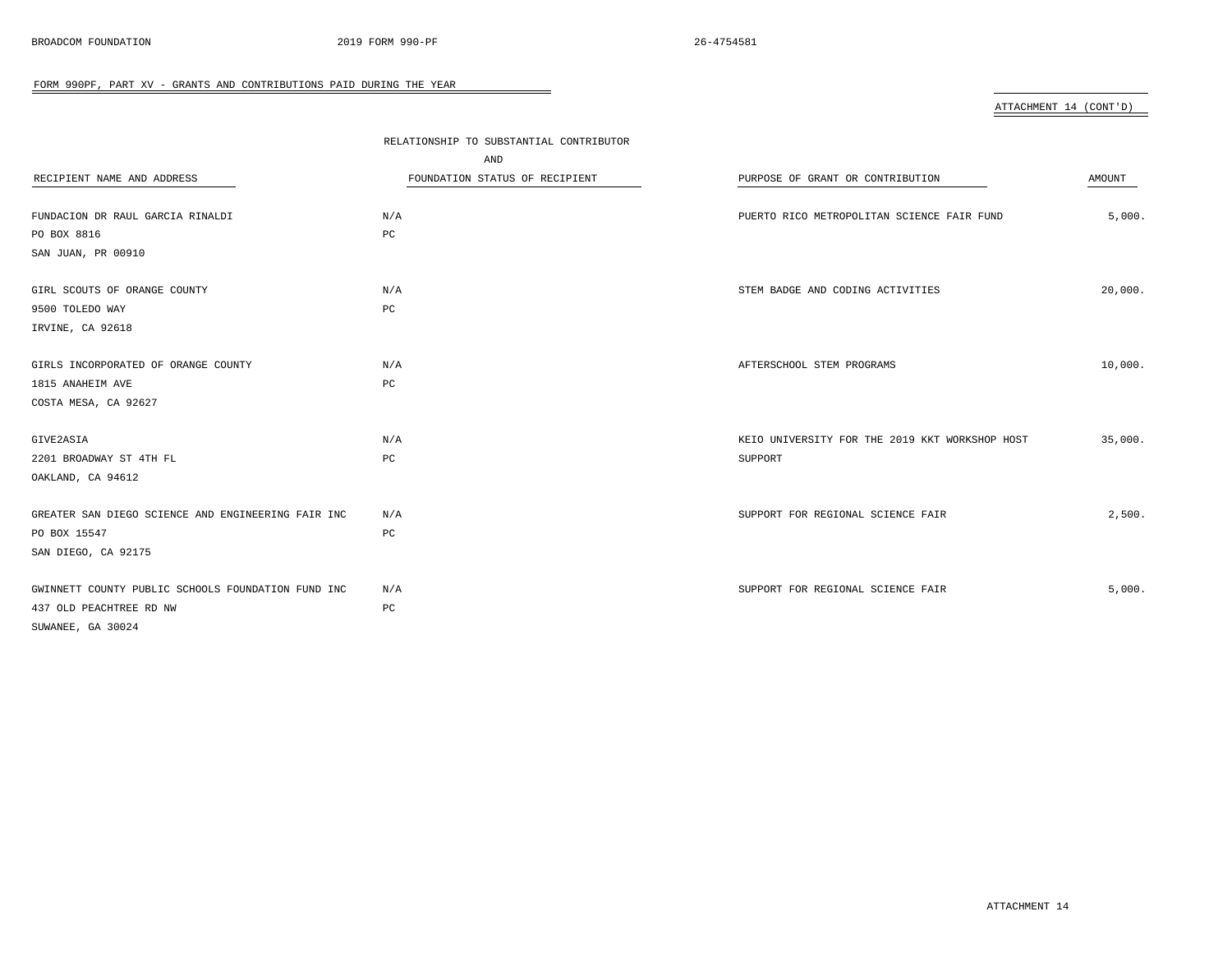FORM 990PF, PART XV - GRANTS AND CONTRIBUTIONS PAID DURING THE YEAR

ATTACHMENT 14 (CONT'D)

| RECIPIENT NAME AND ADDRESS | RELATIONSHIP TO SUBSTANTIAL CONTRIBUTOR AND FOUNDATION STATUS OF RECIPIENT | PURPOSE OF GRANT OR CONTRIBUTION | AMOUNT |
|---|---|---|---|
| FUNDACION DR RAUL GARCIA RINALDI<br>PO BOX 8816<br>SAN JUAN, PR 00910 | N/A<br>PC | PUERTO RICO METROPOLITAN SCIENCE FAIR FUND | 5,000. |
| GIRL SCOUTS OF ORANGE COUNTY<br>9500 TOLEDO WAY<br>IRVINE, CA 92618 | N/A<br>PC | STEM BADGE AND CODING ACTIVITIES | 20,000. |
| GIRLS INCORPORATED OF ORANGE COUNTY<br>1815 ANAHEIM AVE<br>COSTA MESA, CA 92627 | N/A<br>PC | AFTERSCHOOL STEM PROGRAMS | 10,000. |
| GIVE2ASIA<br>2201 BROADWAY ST 4TH FL<br>OAKLAND, CA 94612 | N/A<br>PC | KEIO UNIVERSITY FOR THE 2019 KKT WORKSHOP HOST SUPPORT | 35,000. |
| GREATER SAN DIEGO SCIENCE AND ENGINEERING FAIR INC<br>PO BOX 15547<br>SAN DIEGO, CA 92175 | N/A<br>PC | SUPPORT FOR REGIONAL SCIENCE FAIR | 2,500. |
| GWINNETT COUNTY PUBLIC SCHOOLS FOUNDATION FUND INC<br>437 OLD PEACHTREE RD NW<br>SUWANEE, GA 30024 | N/A<br>PC | SUPPORT FOR REGIONAL SCIENCE FAIR | 5,000. |

ATTACHMENT 14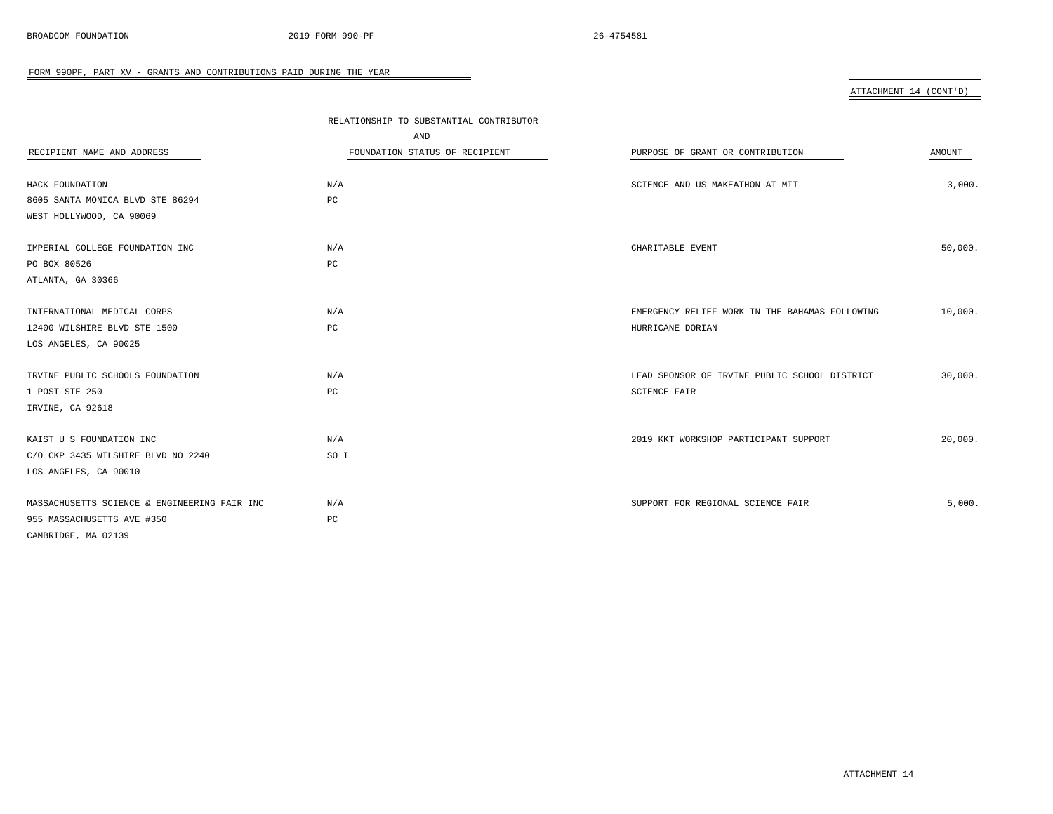FORM 990PF, PART XV - GRANTS AND CONTRIBUTIONS PAID DURING THE YEAR

ATTACHMENT 14 (CONT'D)

| RECIPIENT NAME AND ADDRESS | RELATIONSHIP TO SUBSTANTIAL CONTRIBUTOR AND FOUNDATION STATUS OF RECIPIENT | PURPOSE OF GRANT OR CONTRIBUTION | AMOUNT |
|---|---|---|---|
| HACK FOUNDATION<br>8605 SANTA MONICA BLVD STE 86294<br>WEST HOLLYWOOD, CA 90069 | N/A<br>PC | SCIENCE AND US MAKEATHON AT MIT | 3,000. |
| IMPERIAL COLLEGE FOUNDATION INC<br>PO BOX 80526<br>ATLANTA, GA 30366 | N/A<br>PC | CHARITABLE EVENT | 50,000. |
| INTERNATIONAL MEDICAL CORPS<br>12400 WILSHIRE BLVD STE 1500<br>LOS ANGELES, CA 90025 | N/A<br>PC | EMERGENCY RELIEF WORK IN THE BAHAMAS FOLLOWING HURRICANE DORIAN | 10,000. |
| IRVINE PUBLIC SCHOOLS FOUNDATION<br>1 POST STE 250<br>IRVINE, CA 92618 | N/A<br>PC | LEAD SPONSOR OF IRVINE PUBLIC SCHOOL DISTRICT SCIENCE FAIR | 30,000. |
| KAIST U S FOUNDATION INC<br>C/O CKP 3435 WILSHIRE BLVD NO 2240<br>LOS ANGELES, CA 90010 | N/A<br>SO I | 2019 KKT WORKSHOP PARTICIPANT SUPPORT | 20,000. |
| MASSACHUSETTS SCIENCE & ENGINEERING FAIR INC<br>955 MASSACHUSETTS AVE #350<br>CAMBRIDGE, MA 02139 | N/A<br>PC | SUPPORT FOR REGIONAL SCIENCE FAIR | 5,000. |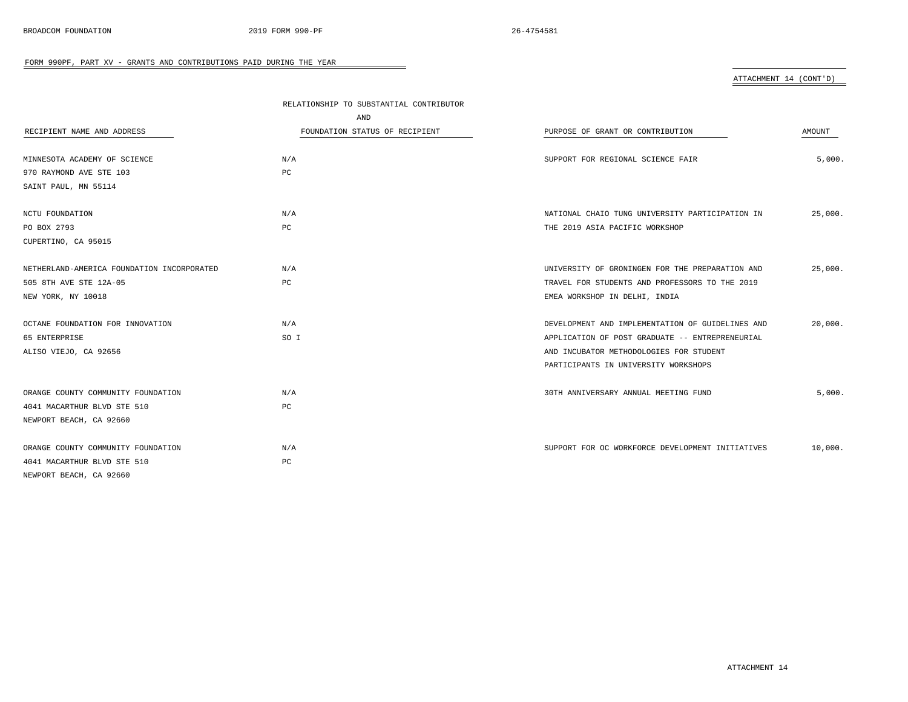FORM 990PF, PART XV - GRANTS AND CONTRIBUTIONS PAID DURING THE YEAR

ATTACHMENT 14 (CONT'D)

| RECIPIENT NAME AND ADDRESS | RELATIONSHIP TO SUBSTANTIAL CONTRIBUTOR AND FOUNDATION STATUS OF RECIPIENT | PURPOSE OF GRANT OR CONTRIBUTION | AMOUNT |
|---|---|---|---|
| MINNESOTA ACADEMY OF SCIENCE<br>970 RAYMOND AVE STE 103<br>SAINT PAUL, MN 55114 | N/A<br>PC | SUPPORT FOR REGIONAL SCIENCE FAIR | 5,000. |
| NCTU FOUNDATION<br>PO BOX 2793<br>CUPERTINO, CA 95015 | N/A<br>PC | NATIONAL CHAIO TUNG UNIVERSITY PARTICIPATION IN THE 2019 ASIA PACIFIC WORKSHOP | 25,000. |
| NETHERLAND-AMERICA FOUNDATION INCORPORATED<br>505 8TH AVE STE 12A-05<br>NEW YORK, NY 10018 | N/A<br>PC | UNIVERSITY OF GRONINGEN FOR THE PREPARATION AND TRAVEL FOR STUDENTS AND PROFESSORS TO THE 2019 EMEA WORKSHOP IN DELHI, INDIA | 25,000. |
| OCTANE FOUNDATION FOR INNOVATION<br>65 ENTERPRISE<br>ALISO VIEJO, CA 92656 | N/A<br>SO I | DEVELOPMENT AND IMPLEMENTATION OF GUIDELINES AND APPLICATION OF POST GRADUATE -- ENTREPRENEURIAL AND INCUBATOR METHODOLOGIES FOR STUDENT PARTICIPANTS IN UNIVERSITY WORKSHOPS | 20,000. |
| ORANGE COUNTY COMMUNITY FOUNDATION<br>4041 MACARTHUR BLVD STE 510<br>NEWPORT BEACH, CA 92660 | N/A<br>PC | 30TH ANNIVERSARY ANNUAL MEETING FUND | 5,000. |
| ORANGE COUNTY COMMUNITY FOUNDATION<br>4041 MACARTHUR BLVD STE 510<br>NEWPORT BEACH, CA 92660 | N/A<br>PC | SUPPORT FOR OC WORKFORCE DEVELOPMENT INITIATIVES | 10,000. |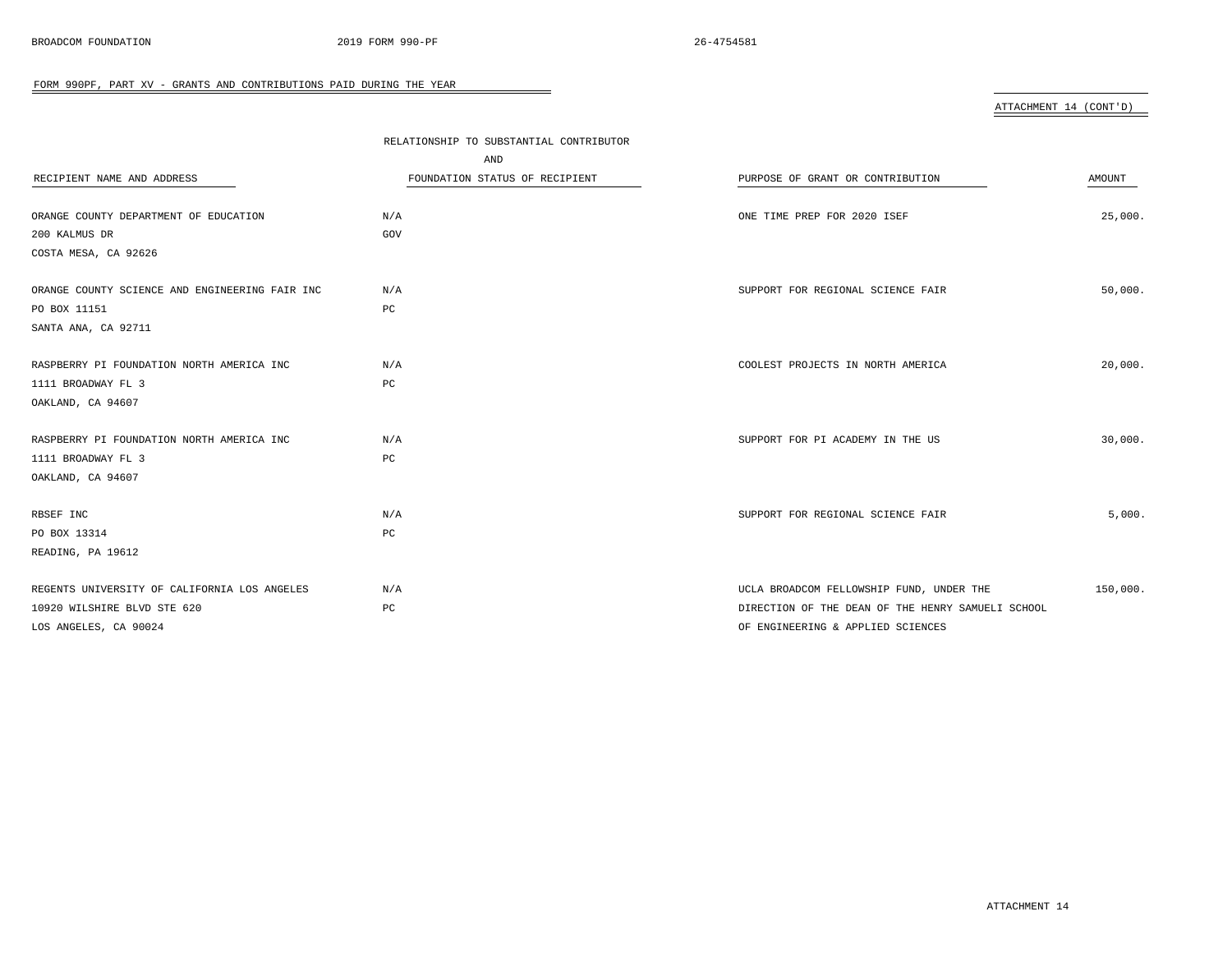FORM 990PF, PART XV - GRANTS AND CONTRIBUTIONS PAID DURING THE YEAR

ATTACHMENT 14 (CONT'D)

| RECIPIENT NAME AND ADDRESS | RELATIONSHIP TO SUBSTANTIAL CONTRIBUTOR AND FOUNDATION STATUS OF RECIPIENT | PURPOSE OF GRANT OR CONTRIBUTION | AMOUNT |
|---|---|---|---|
| ORANGE COUNTY DEPARTMENT OF EDUCATION<br>200 KALMUS DR<br>COSTA MESA, CA 92626 | N/A<br>GOV | ONE TIME PREP FOR 2020 ISEF | 25,000. |
| ORANGE COUNTY SCIENCE AND ENGINEERING FAIR INC<br>PO BOX 11151<br>SANTA ANA, CA 92711 | N/A<br>PC | SUPPORT FOR REGIONAL SCIENCE FAIR | 50,000. |
| RASPBERRY PI FOUNDATION NORTH AMERICA INC<br>1111 BROADWAY FL 3<br>OAKLAND, CA 94607 | N/A<br>PC | COOLEST PROJECTS IN NORTH AMERICA | 20,000. |
| RASPBERRY PI FOUNDATION NORTH AMERICA INC<br>1111 BROADWAY FL 3<br>OAKLAND, CA 94607 | N/A<br>PC | SUPPORT FOR PI ACADEMY IN THE US | 30,000. |
| RBSEF INC<br>PO BOX 13314<br>READING, PA 19612 | N/A<br>PC | SUPPORT FOR REGIONAL SCIENCE FAIR | 5,000. |
| REGENTS UNIVERSITY OF CALIFORNIA LOS ANGELES<br>10920 WILSHIRE BLVD STE 620<br>LOS ANGELES, CA 90024 | N/A<br>PC | UCLA BROADCOM FELLOWSHIP FUND, UNDER THE DIRECTION OF THE DEAN OF THE HENRY SAMUELI SCHOOL OF ENGINEERING & APPLIED SCIENCES | 150,000. |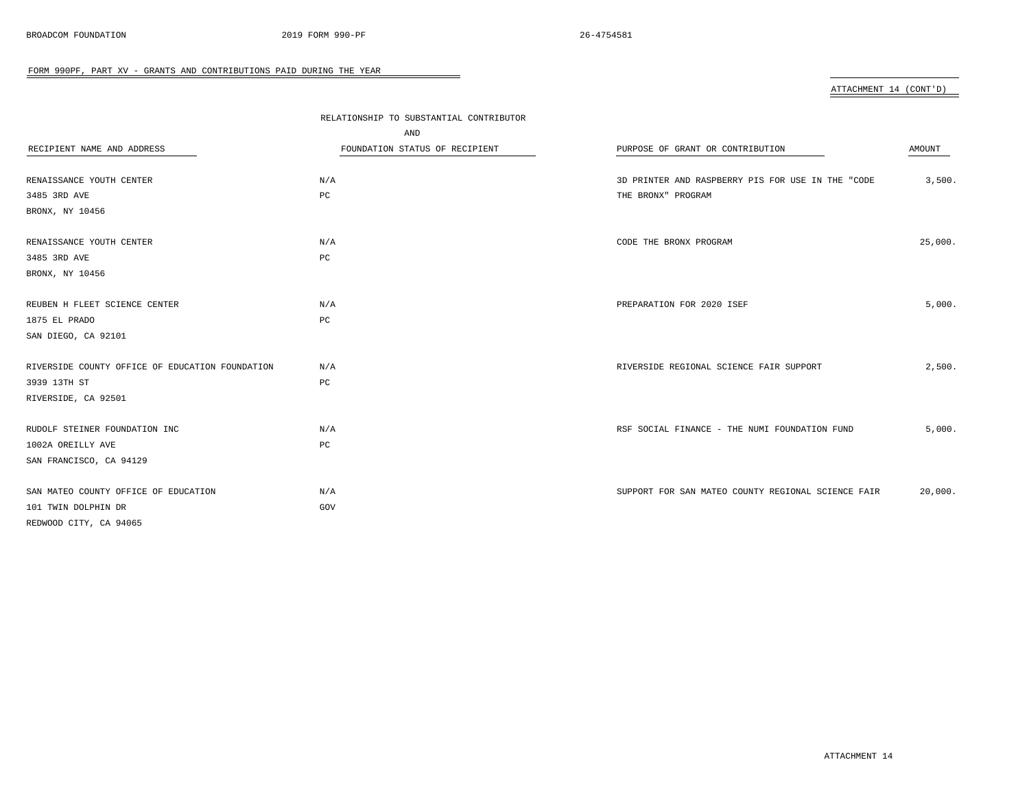FORM 990PF, PART XV - GRANTS AND CONTRIBUTIONS PAID DURING THE YEAR

ATTACHMENT 14 (CONT'D)

| RECIPIENT NAME AND ADDRESS | RELATIONSHIP TO SUBSTANTIAL CONTRIBUTOR AND FOUNDATION STATUS OF RECIPIENT | PURPOSE OF GRANT OR CONTRIBUTION | AMOUNT |
|---|---|---|---|
| RENAISSANCE YOUTH CENTER<br>3485 3RD AVE<br>BRONX, NY 10456 | N/A<br>PC | 3D PRINTER AND RASPBERRY PIS FOR USE IN THE "CODE THE BRONX" PROGRAM | 3,500. |
| RENAISSANCE YOUTH CENTER<br>3485 3RD AVE<br>BRONX, NY 10456 | N/A<br>PC | CODE THE BRONX PROGRAM | 25,000. |
| REUBEN H FLEET SCIENCE CENTER<br>1875 EL PRADO<br>SAN DIEGO, CA 92101 | N/A<br>PC | PREPARATION FOR 2020 ISEF | 5,000. |
| RIVERSIDE COUNTY OFFICE OF EDUCATION FOUNDATION<br>3939 13TH ST<br>RIVERSIDE, CA 92501 | N/A<br>PC | RIVERSIDE REGIONAL SCIENCE FAIR SUPPORT | 2,500. |
| RUDOLF STEINER FOUNDATION INC<br>1002A OREILLY AVE<br>SAN FRANCISCO, CA 94129 | N/A<br>PC | RSF SOCIAL FINANCE - THE NUMI FOUNDATION FUND | 5,000. |
| SAN MATEO COUNTY OFFICE OF EDUCATION<br>101 TWIN DOLPHIN DR<br>REDWOOD CITY, CA 94065 | N/A<br>GOV | SUPPORT FOR SAN MATEO COUNTY REGIONAL SCIENCE FAIR | 20,000. |

ATTACHMENT 14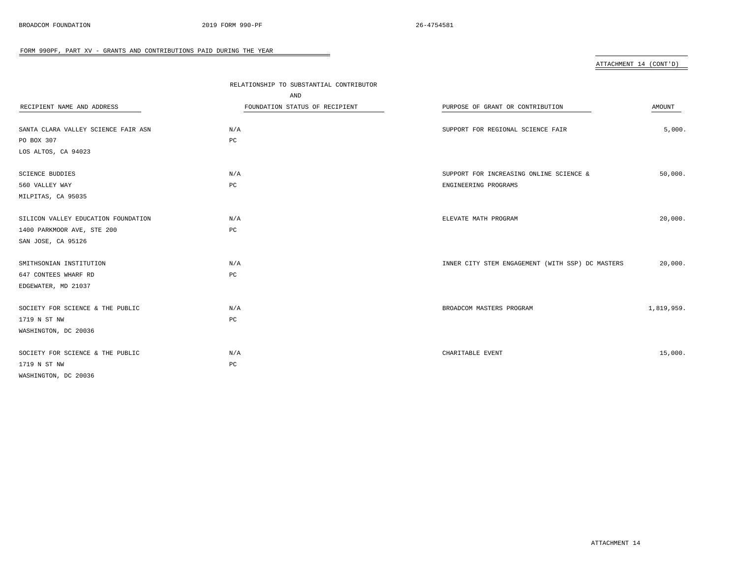## FORM 990PF, PART XV - GRANTS AND CONTRIBUTIONS PAID DURING THE YEAR

ATTACHMENT 14 (CONT'D)

| RECIPIENT NAME AND ADDRESS | RELATIONSHIP TO SUBSTANTIAL CONTRIBUTOR AND FOUNDATION STATUS OF RECIPIENT | PURPOSE OF GRANT OR CONTRIBUTION | AMOUNT |
|---|---|---|---|
| SANTA CLARA VALLEY SCIENCE FAIR ASN<br>PO BOX 307<br>LOS ALTOS, CA 94023 | N/A<br>PC | SUPPORT FOR REGIONAL SCIENCE FAIR | 5,000. |
| SCIENCE BUDDIES<br>560 VALLEY WAY<br>MILPITAS, CA 95035 | N/A<br>PC | SUPPORT FOR INCREASING ONLINE SCIENCE & ENGINEERING PROGRAMS | 50,000. |
| SILICON VALLEY EDUCATION FOUNDATION<br>1400 PARKMOOR AVE, STE 200<br>SAN JOSE, CA 95126 | N/A<br>PC | ELEVATE MATH PROGRAM | 20,000. |
| SMITHSONIAN INSTITUTION<br>647 CONTEES WHARF RD<br>EDGEWATER, MD 21037 | N/A<br>PC | INNER CITY STEM ENGAGEMENT (WITH SSP) DC MASTERS | 20,000. |
| SOCIETY FOR SCIENCE & THE PUBLIC<br>1719 N ST NW<br>WASHINGTON, DC 20036 | N/A<br>PC | BROADCOM MASTERS PROGRAM | 1,819,959. |
| SOCIETY FOR SCIENCE & THE PUBLIC<br>1719 N ST NW<br>WASHINGTON, DC 20036 | N/A<br>PC | CHARITABLE EVENT | 15,000. |

ATTACHMENT 14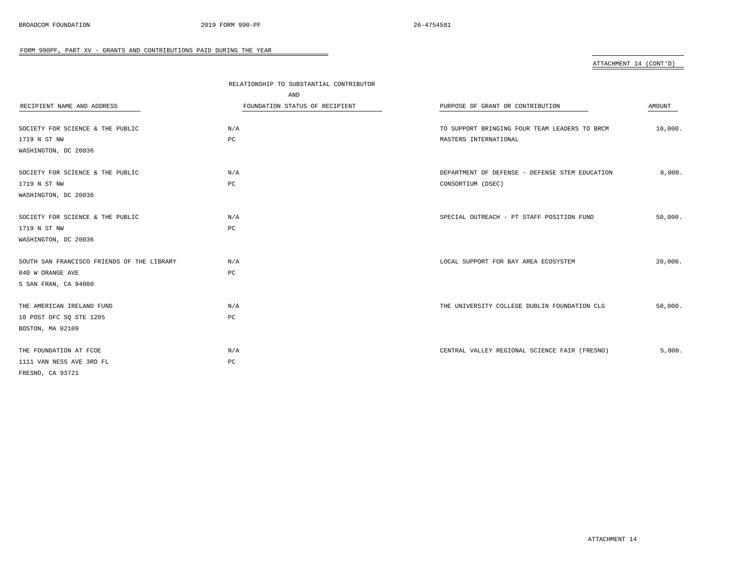FORM 990PF, PART XV - GRANTS AND CONTRIBUTIONS PAID DURING THE YEAR

ATTACHMENT 14 (CONT'D)

| RECIPIENT NAME AND ADDRESS | RELATIONSHIP TO SUBSTANTIAL CONTRIBUTOR AND FOUNDATION STATUS OF RECIPIENT | PURPOSE OF GRANT OR CONTRIBUTION | AMOUNT |
|---|---|---|---|
| SOCIETY FOR SCIENCE & THE PUBLIC<br>1719 N ST NW<br>WASHINGTON, DC 20036 | N/A<br>PC | TO SUPPORT BRINGING FOUR TEAM LEADERS TO BRCM MASTERS INTERNATIONAL | 10,000. |
| SOCIETY FOR SCIENCE & THE PUBLIC<br>1719 N ST NW<br>WASHINGTON, DC 20036 | N/A<br>PC | DEPARTMENT OF DEFENSE - DEFENSE STEM EDUCATION CONSORTIUM (DSEC) | 8,000. |
| SOCIETY FOR SCIENCE & THE PUBLIC<br>1719 N ST NW<br>WASHINGTON, DC 20036 | N/A<br>PC | SPECIAL OUTREACH - PT STAFF POSITION FUND | 50,000. |
| SOUTH SAN FRANCISCO FRIENDS OF THE LIBRARY<br>840 W ORANGE AVE<br>S SAN FRAN, CA 94080 | N/A<br>PC | LOCAL SUPPORT FOR BAY AREA ECOSYSTEM | 20,000. |
| THE AMERICAN IRELAND FUND<br>10 POST OFC SQ STE 1205<br>BOSTON, MA 02109 | N/A<br>PC | THE UNIVERSITY COLLEGE DUBLIN FOUNDATION CLG | 50,000. |
| THE FOUNDATION AT FCOE<br>1111 VAN NESS AVE 3RD FL<br>FRESNO, CA 93721 | N/A<br>PC | CENTRAL VALLEY REGIONAL SCIENCE FAIR (FRESNO) | 5,000. |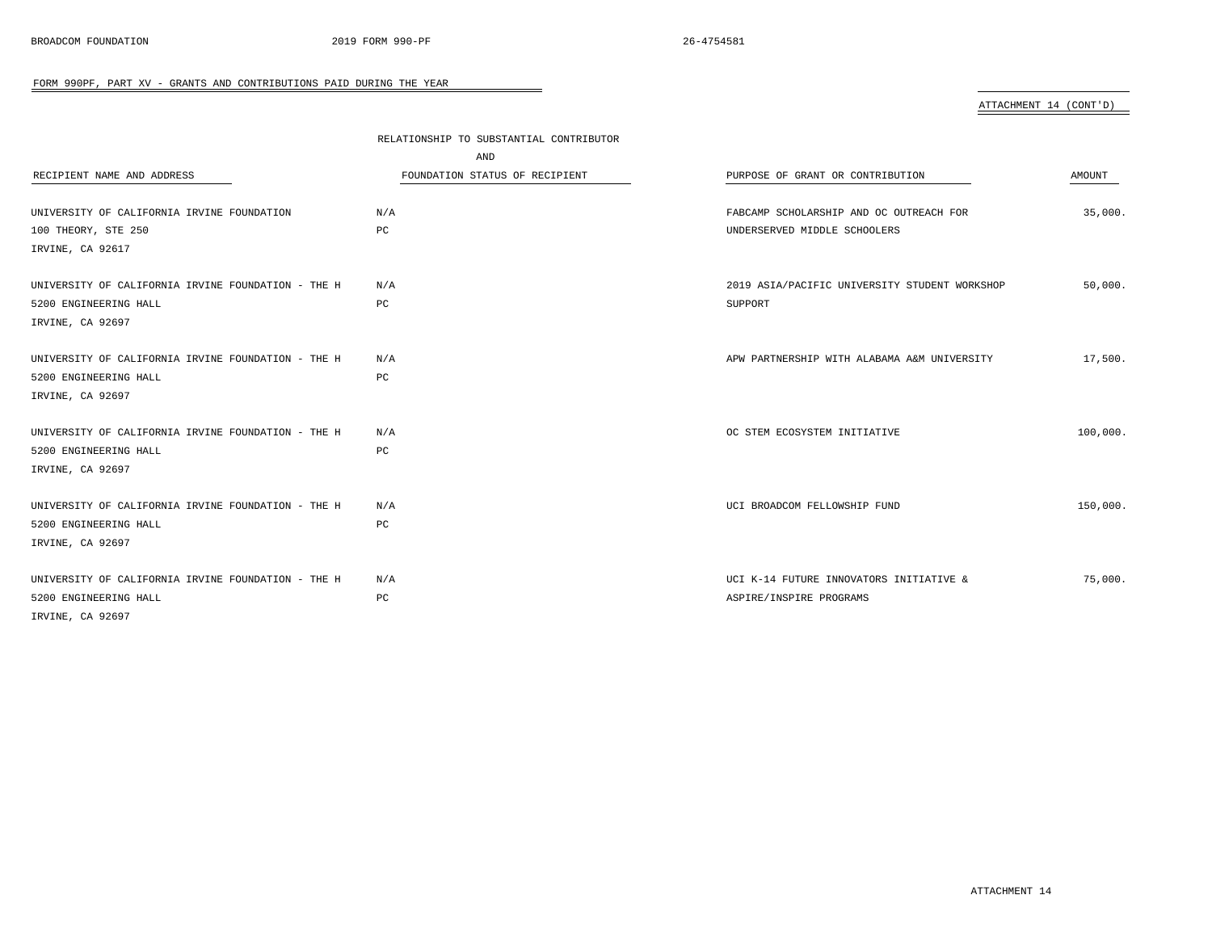FORM 990PF, PART XV - GRANTS AND CONTRIBUTIONS PAID DURING THE YEAR

ATTACHMENT 14 (CONT'D)

| RECIPIENT NAME AND ADDRESS | RELATIONSHIP TO SUBSTANTIAL CONTRIBUTOR AND FOUNDATION STATUS OF RECIPIENT | PURPOSE OF GRANT OR CONTRIBUTION | AMOUNT |
|---|---|---|---|
| UNIVERSITY OF CALIFORNIA IRVINE FOUNDATION<br>100 THEORY, STE 250<br>IRVINE, CA 92617 | N/A<br>PC | FABCAMP SCHOLARSHIP AND OC OUTREACH FOR UNDERSERVED MIDDLE SCHOOLERS | 35,000. |
| UNIVERSITY OF CALIFORNIA IRVINE FOUNDATION - THE H<br>5200 ENGINEERING HALL<br>IRVINE, CA 92697 | N/A<br>PC | 2019 ASIA/PACIFIC UNIVERSITY STUDENT WORKSHOP SUPPORT | 50,000. |
| UNIVERSITY OF CALIFORNIA IRVINE FOUNDATION - THE H<br>5200 ENGINEERING HALL<br>IRVINE, CA 92697 | N/A<br>PC | APW PARTNERSHIP WITH ALABAMA A&M UNIVERSITY | 17,500. |
| UNIVERSITY OF CALIFORNIA IRVINE FOUNDATION - THE H<br>5200 ENGINEERING HALL<br>IRVINE, CA 92697 | N/A<br>PC | OC STEM ECOSYSTEM INITIATIVE | 100,000. |
| UNIVERSITY OF CALIFORNIA IRVINE FOUNDATION - THE H<br>5200 ENGINEERING HALL<br>IRVINE, CA 92697 | N/A<br>PC | UCI BROADCOM FELLOWSHIP FUND | 150,000. |
| UNIVERSITY OF CALIFORNIA IRVINE FOUNDATION - THE H<br>5200 ENGINEERING HALL<br>IRVINE, CA 92697 | N/A<br>PC | UCI K-14 FUTURE INNOVATORS INITIATIVE & ASPIRE/INSPIRE PROGRAMS | 75,000. |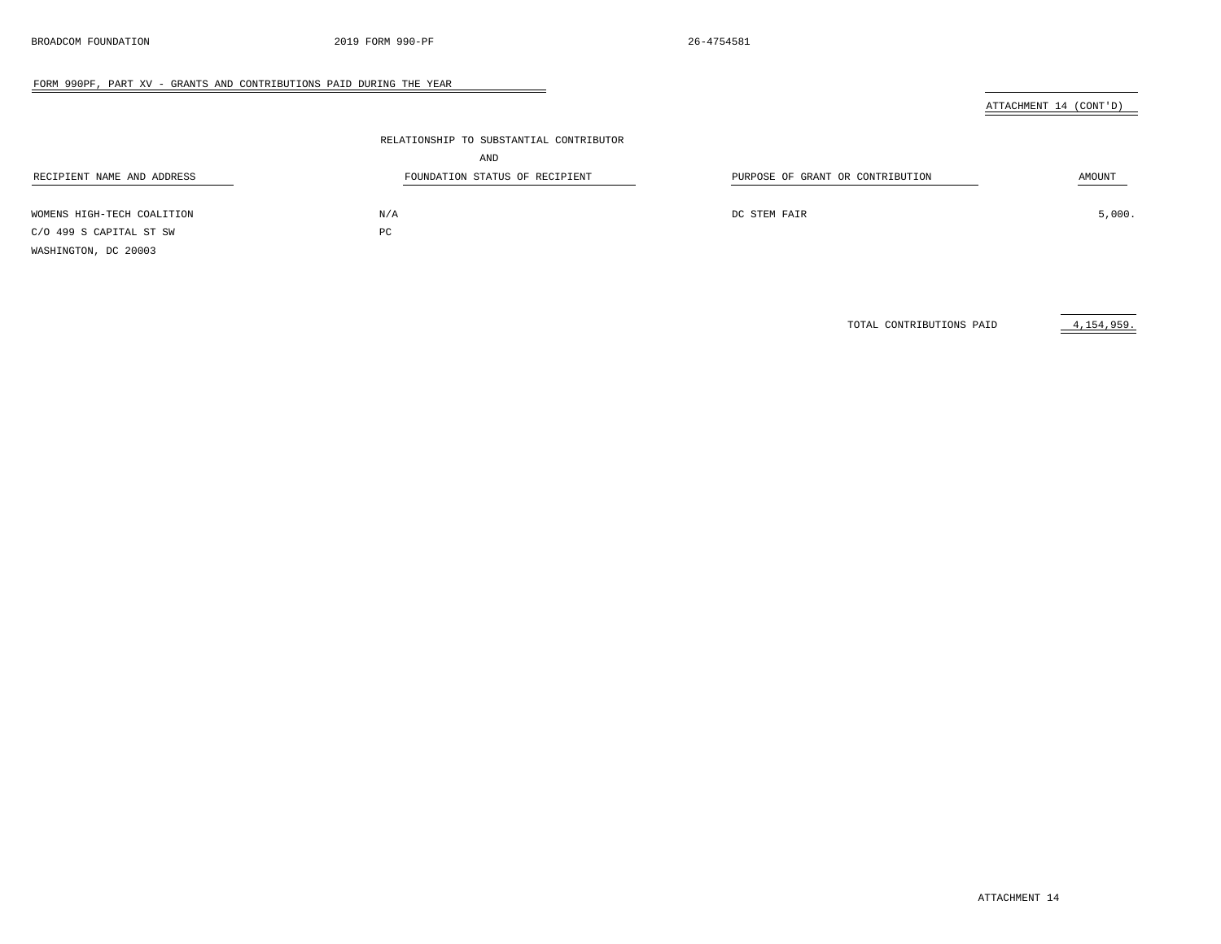FORM 990PF, PART XV - GRANTS AND CONTRIBUTIONS PAID DURING THE YEAR

ATTACHMENT 14 (CONT'D)

| RECIPIENT NAME AND ADDRESS | RELATIONSHIP TO SUBSTANTIAL CONTRIBUTOR AND FOUNDATION STATUS OF RECIPIENT | PURPOSE OF GRANT OR CONTRIBUTION | AMOUNT |
|---|---|---|---|
| WOMENS HIGH-TECH COALITION<br>C/O 499 S CAPITAL ST SW<br>WASHINGTON, DC 20003 | N/A<br>PC | DC STEM FAIR | 5,000. |
| | | TOTAL CONTRIBUTIONS PAID | 4,154,959. |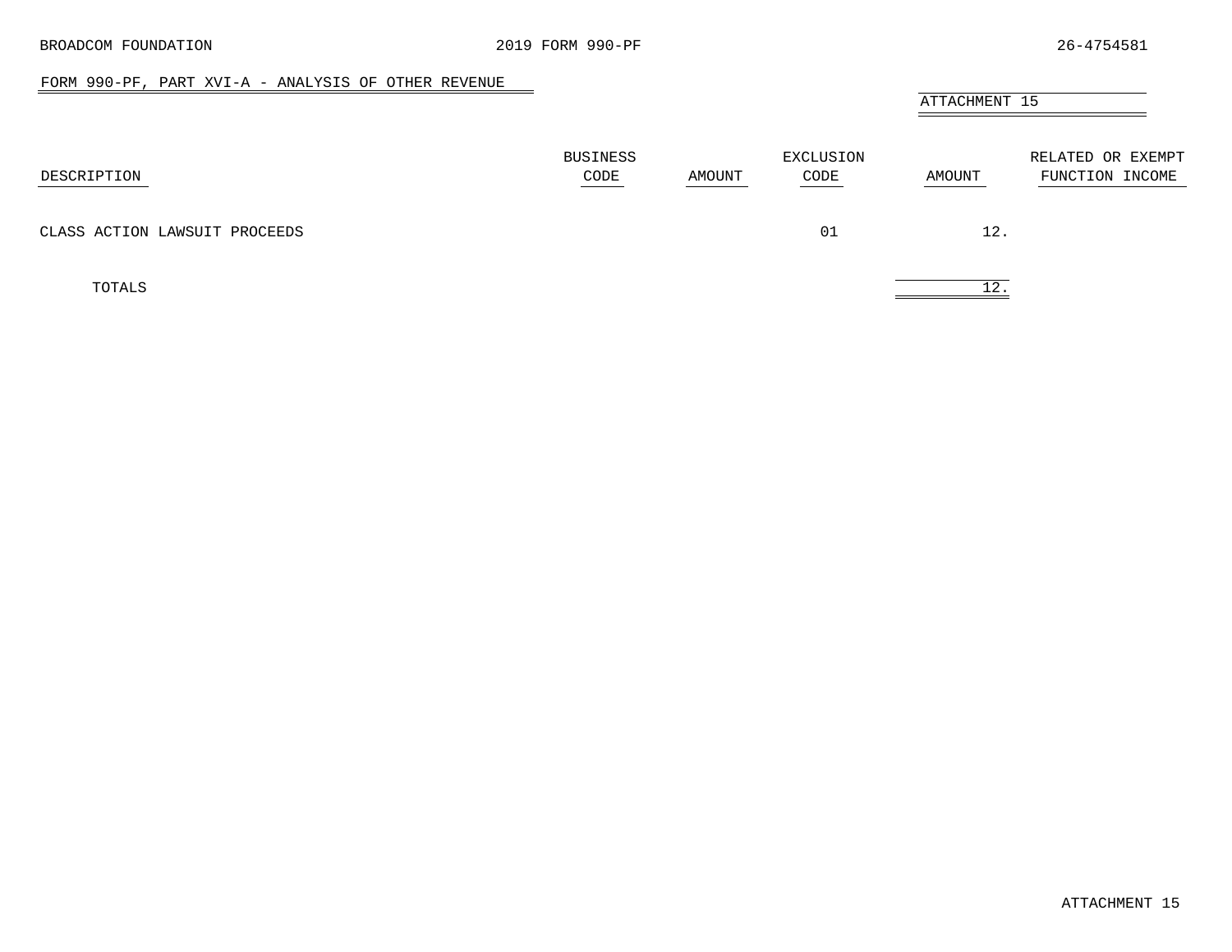## FORM 990-PF, PART XVI-A - ANALYSIS OF OTHER REVENUE

ATTACHMENT 15

| DESCRIPTION | BUSINESS CODE | AMOUNT | EXCLUSION CODE | AMOUNT | RELATED OR EXEMPT FUNCTION INCOME |
|---|---|---|---|---|---|
| CLASS ACTION LAWSUIT PROCEEDS | | | 01 | 12. | |
| TOTALS | | | | 12. | |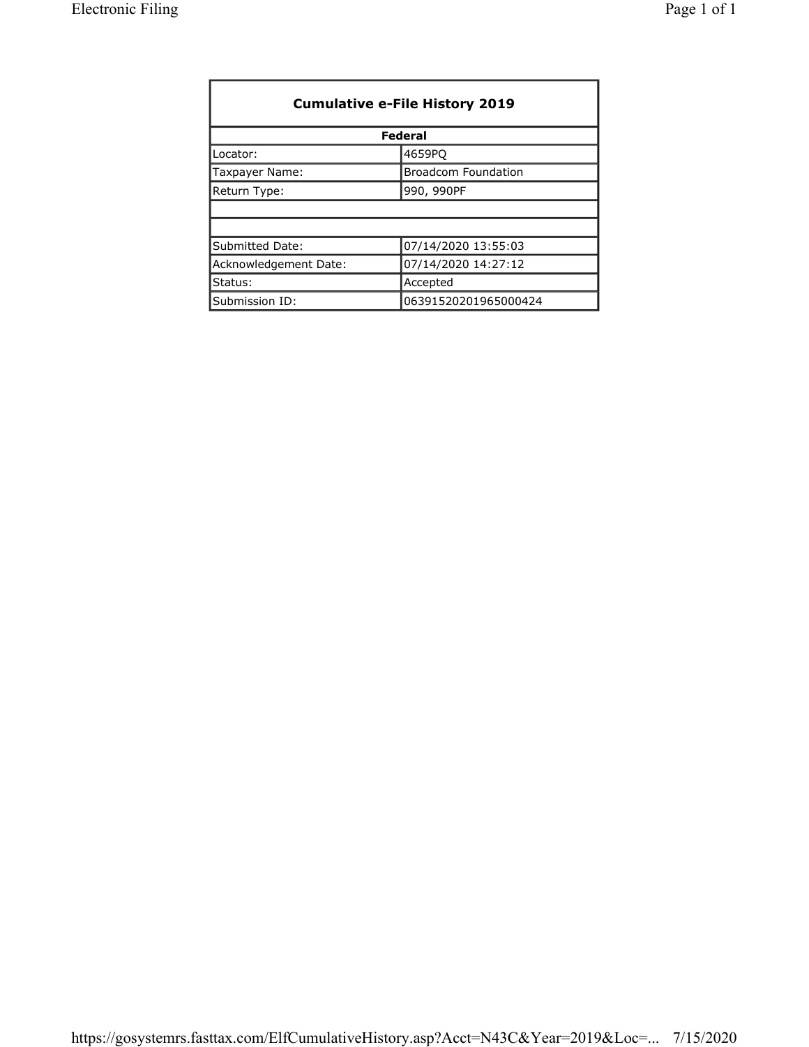| Cumulative e-File History 2019 | |
| --- | --- |
| **Federal** | |
| Locator: | 4659PQ |
| Taxpayer Name: | Broadcom Foundation |
| Return Type: | 990, 990PF |
| | |
| | |
| Submitted Date: | 07/14/2020 13:55:03 |
| Acknowledgement Date: | 07/14/2020 14:27:12 |
| Status: | Accepted |
| Submission ID: | 06391520201965000424 |